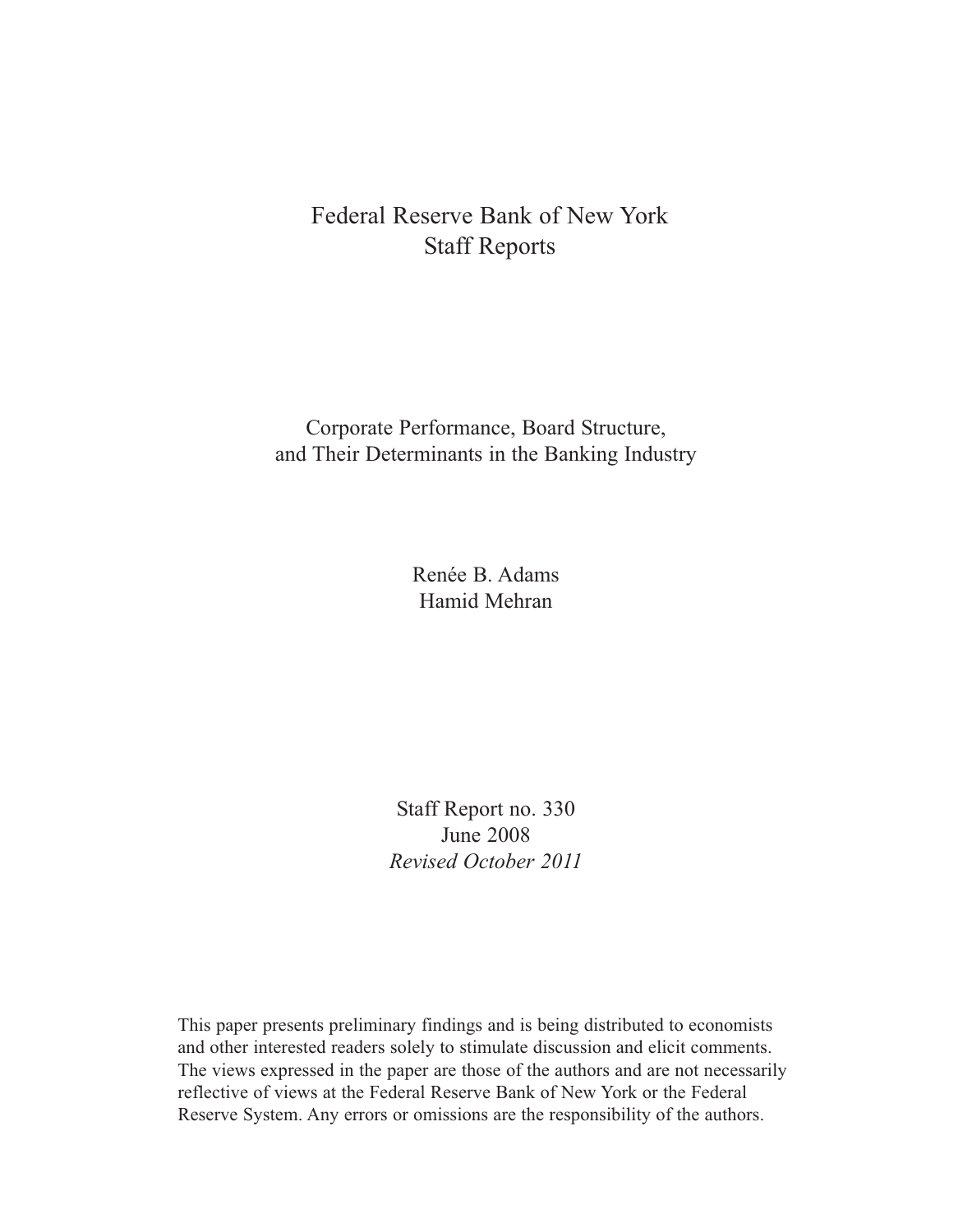# Federal Reserve Bank of New York
# Staff Reports

## Corporate Performance, Board Structure, and Their Determinants in the Banking Industry

Renée B. Adams
Hamid Mehran

Staff Report no. 330
June 2008
*Revised October 2011*

This paper presents preliminary findings and is being distributed to economists and other interested readers solely to stimulate discussion and elicit comments. The views expressed in the paper are those of the authors and are not necessarily reflective of views at the Federal Reserve Bank of New York or the Federal Reserve System. Any errors or omissions are the responsibility of the authors.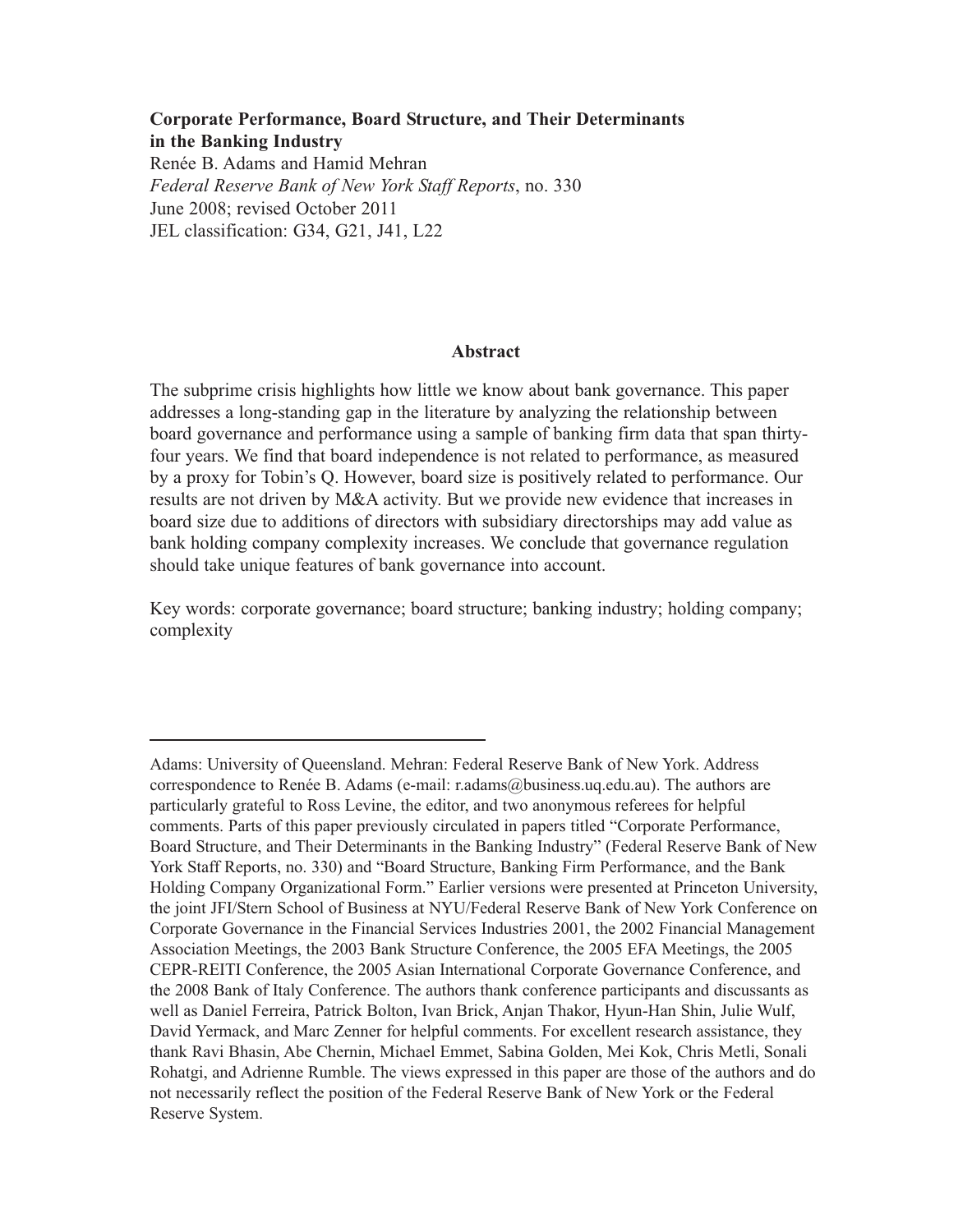**Corporate Performance, Board Structure, and Their Determinants in the Banking Industry**

Renée B. Adams and Hamid Mehran

*Federal Reserve Bank of New York Staff Reports*, no. 330

June 2008; revised October 2011

JEL classification: G34, G21, J41, L22

## Abstract

The subprime crisis highlights how little we know about bank governance. This paper addresses a long-standing gap in the literature by analyzing the relationship between board governance and performance using a sample of banking firm data that span thirty-four years. We find that board independence is not related to performance, as measured by a proxy for Tobin's Q. However, board size is positively related to performance. Our results are not driven by M&A activity. But we provide new evidence that increases in board size due to additions of directors with subsidiary directorships may add value as bank holding company complexity increases. We conclude that governance regulation should take unique features of bank governance into account.

Key words: corporate governance; board structure; banking industry; holding company; complexity

---

Adams: University of Queensland. Mehran: Federal Reserve Bank of New York. Address correspondence to Renée B. Adams (e-mail: r.adams@business.uq.edu.au). The authors are particularly grateful to Ross Levine, the editor, and two anonymous referees for helpful comments. Parts of this paper previously circulated in papers titled "Corporate Performance, Board Structure, and Their Determinants in the Banking Industry" (Federal Reserve Bank of New York Staff Reports, no. 330) and "Board Structure, Banking Firm Performance, and the Bank Holding Company Organizational Form." Earlier versions were presented at Princeton University, the joint JFI/Stern School of Business at NYU/Federal Reserve Bank of New York Conference on Corporate Governance in the Financial Services Industries 2001, the 2002 Financial Management Association Meetings, the 2003 Bank Structure Conference, the 2005 EFA Meetings, the 2005 CEPR-REITI Conference, the 2005 Asian International Corporate Governance Conference, and the 2008 Bank of Italy Conference. The authors thank conference participants and discussants as well as Daniel Ferreira, Patrick Bolton, Ivan Brick, Anjan Thakor, Hyun-Han Shin, Julie Wulf, David Yermack, and Marc Zenner for helpful comments. For excellent research assistance, they thank Ravi Bhasin, Abe Chernin, Michael Emmet, Sabina Golden, Mei Kok, Chris Metli, Sonali Rohatgi, and Adrienne Rumble. The views expressed in this paper are those of the authors and do not necessarily reflect the position of the Federal Reserve Bank of New York or the Federal Reserve System.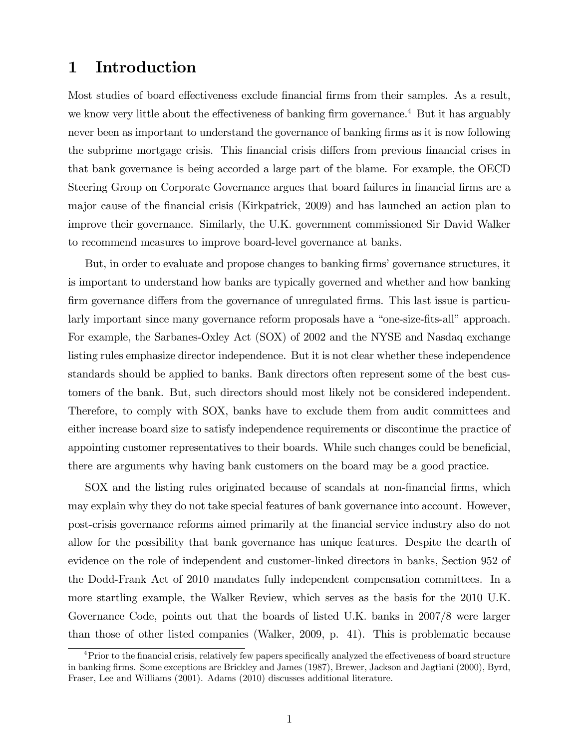# 1 Introduction

Most studies of board effectiveness exclude financial firms from their samples. As a result, we know very little about the effectiveness of banking firm governance.[4] But it has arguably never been as important to understand the governance of banking firms as it is now following the subprime mortgage crisis. This financial crisis differs from previous financial crises in that bank governance is being accorded a large part of the blame. For example, the OECD Steering Group on Corporate Governance argues that board failures in financial firms are a major cause of the financial crisis (Kirkpatrick, 2009) and has launched an action plan to improve their governance. Similarly, the U.K. government commissioned Sir David Walker to recommend measures to improve board-level governance at banks.

But, in order to evaluate and propose changes to banking firms' governance structures, it is important to understand how banks are typically governed and whether and how banking firm governance differs from the governance of unregulated firms. This last issue is particularly important since many governance reform proposals have a "one-size-fits-all" approach. For example, the Sarbanes-Oxley Act (SOX) of 2002 and the NYSE and Nasdaq exchange listing rules emphasize director independence. But it is not clear whether these independence standards should be applied to banks. Bank directors often represent some of the best customers of the bank. But, such directors should most likely not be considered independent. Therefore, to comply with SOX, banks have to exclude them from audit committees and either increase board size to satisfy independence requirements or discontinue the practice of appointing customer representatives to their boards. While such changes could be beneficial, there are arguments why having bank customers on the board may be a good practice.

SOX and the listing rules originated because of scandals at non-financial firms, which may explain why they do not take special features of bank governance into account. However, post-crisis governance reforms aimed primarily at the financial service industry also do not allow for the possibility that bank governance has unique features. Despite the dearth of evidence on the role of independent and customer-linked directors in banks, Section 952 of the Dodd-Frank Act of 2010 mandates fully independent compensation committees. In a more startling example, the Walker Review, which serves as the basis for the 2010 U.K. Governance Code, points out that the boards of listed U.K. banks in 2007/8 were larger than those of other listed companies (Walker, 2009, p. 41). This is problematic because

[4] Prior to the financial crisis, relatively few papers specifically analyzed the effectiveness of board structure in banking firms. Some exceptions are Brickley and James (1987), Brewer, Jackson and Jagtiani (2000), Byrd, Fraser, Lee and Williams (2001). Adams (2010) discusses additional literature.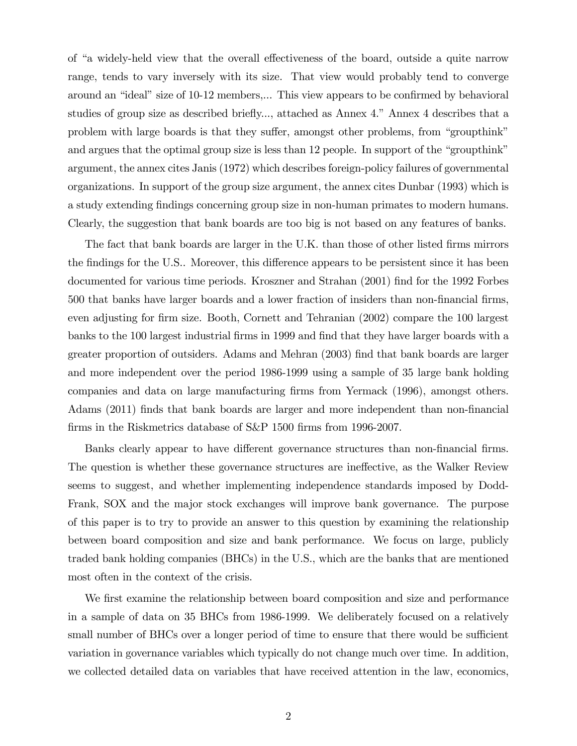of "a widely-held view that the overall effectiveness of the board, outside a quite narrow range, tends to vary inversely with its size. That view would probably tend to converge around an "ideal" size of 10-12 members,... This view appears to be confirmed by behavioral studies of group size as described briefly..., attached as Annex 4." Annex 4 describes that a problem with large boards is that they suffer, amongst other problems, from "groupthink" and argues that the optimal group size is less than 12 people. In support of the "groupthink" argument, the annex cites Janis (1972) which describes foreign-policy failures of governmental organizations. In support of the group size argument, the annex cites Dunbar (1993) which is a study extending findings concerning group size in non-human primates to modern humans. Clearly, the suggestion that bank boards are too big is not based on any features of banks.

The fact that bank boards are larger in the U.K. than those of other listed firms mirrors the findings for the U.S.. Moreover, this difference appears to be persistent since it has been documented for various time periods. Kroszner and Strahan (2001) find for the 1992 Forbes 500 that banks have larger boards and a lower fraction of insiders than non-financial firms, even adjusting for firm size. Booth, Cornett and Tehranian (2002) compare the 100 largest banks to the 100 largest industrial firms in 1999 and find that they have larger boards with a greater proportion of outsiders. Adams and Mehran (2003) find that bank boards are larger and more independent over the period 1986-1999 using a sample of 35 large bank holding companies and data on large manufacturing firms from Yermack (1996), amongst others. Adams (2011) finds that bank boards are larger and more independent than non-financial firms in the Riskmetrics database of S&P 1500 firms from 1996-2007.

Banks clearly appear to have different governance structures than non-financial firms. The question is whether these governance structures are ineffective, as the Walker Review seems to suggest, and whether implementing independence standards imposed by Dodd-Frank, SOX and the major stock exchanges will improve bank governance. The purpose of this paper is to try to provide an answer to this question by examining the relationship between board composition and size and bank performance. We focus on large, publicly traded bank holding companies (BHCs) in the U.S., which are the banks that are mentioned most often in the context of the crisis.

We first examine the relationship between board composition and size and performance in a sample of data on 35 BHCs from 1986-1999. We deliberately focused on a relatively small number of BHCs over a longer period of time to ensure that there would be sufficient variation in governance variables which typically do not change much over time. In addition, we collected detailed data on variables that have received attention in the law, economics,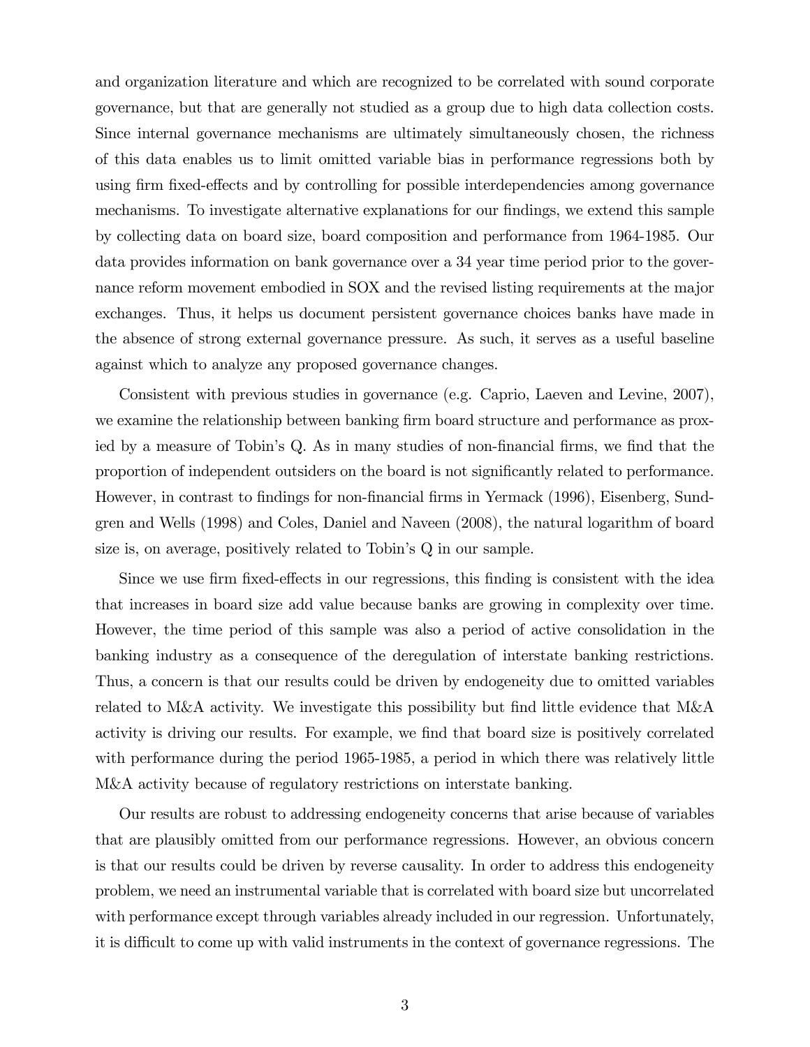and organization literature and which are recognized to be correlated with sound corporate governance, but that are generally not studied as a group due to high data collection costs. Since internal governance mechanisms are ultimately simultaneously chosen, the richness of this data enables us to limit omitted variable bias in performance regressions both by using firm fixed-effects and by controlling for possible interdependencies among governance mechanisms. To investigate alternative explanations for our findings, we extend this sample by collecting data on board size, board composition and performance from 1964-1985. Our data provides information on bank governance over a 34 year time period prior to the governance reform movement embodied in SOX and the revised listing requirements at the major exchanges. Thus, it helps us document persistent governance choices banks have made in the absence of strong external governance pressure. As such, it serves as a useful baseline against which to analyze any proposed governance changes.

Consistent with previous studies in governance (e.g. Caprio, Laeven and Levine, 2007), we examine the relationship between banking firm board structure and performance as proxied by a measure of Tobin's Q. As in many studies of non-financial firms, we find that the proportion of independent outsiders on the board is not significantly related to performance. However, in contrast to findings for non-financial firms in Yermack (1996), Eisenberg, Sundgren and Wells (1998) and Coles, Daniel and Naveen (2008), the natural logarithm of board size is, on average, positively related to Tobin's Q in our sample.

Since we use firm fixed-effects in our regressions, this finding is consistent with the idea that increases in board size add value because banks are growing in complexity over time. However, the time period of this sample was also a period of active consolidation in the banking industry as a consequence of the deregulation of interstate banking restrictions. Thus, a concern is that our results could be driven by endogeneity due to omitted variables related to M&A activity. We investigate this possibility but find little evidence that M&A activity is driving our results. For example, we find that board size is positively correlated with performance during the period 1965-1985, a period in which there was relatively little M&A activity because of regulatory restrictions on interstate banking.

Our results are robust to addressing endogeneity concerns that arise because of variables that are plausibly omitted from our performance regressions. However, an obvious concern is that our results could be driven by reverse causality. In order to address this endogeneity problem, we need an instrumental variable that is correlated with board size but uncorrelated with performance except through variables already included in our regression. Unfortunately, it is difficult to come up with valid instruments in the context of governance regressions. The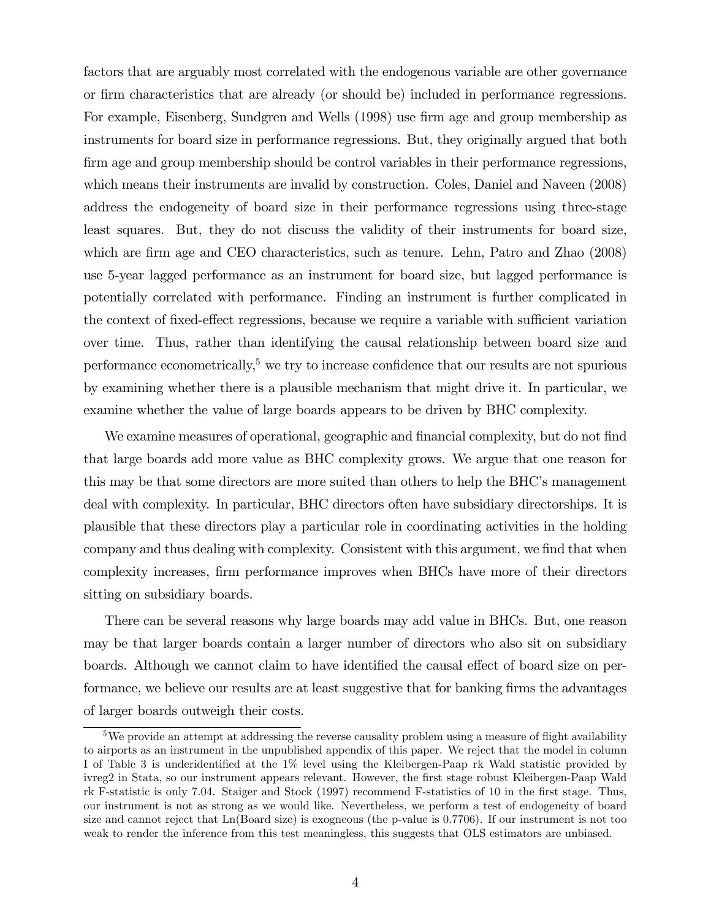factors that are arguably most correlated with the endogenous variable are other governance or firm characteristics that are already (or should be) included in performance regressions. For example, Eisenberg, Sundgren and Wells (1998) use firm age and group membership as instruments for board size in performance regressions. But, they originally argued that both firm age and group membership should be control variables in their performance regressions, which means their instruments are invalid by construction. Coles, Daniel and Naveen (2008) address the endogeneity of board size in their performance regressions using three-stage least squares. But, they do not discuss the validity of their instruments for board size, which are firm age and CEO characteristics, such as tenure. Lehn, Patro and Zhao (2008) use 5-year lagged performance as an instrument for board size, but lagged performance is potentially correlated with performance. Finding an instrument is further complicated in the context of fixed-effect regressions, because we require a variable with sufficient variation over time. Thus, rather than identifying the causal relationship between board size and performance econometrically,[5] we try to increase confidence that our results are not spurious by examining whether there is a plausible mechanism that might drive it. In particular, we examine whether the value of large boards appears to be driven by BHC complexity.

We examine measures of operational, geographic and financial complexity, but do not find that large boards add more value as BHC complexity grows. We argue that one reason for this may be that some directors are more suited than others to help the BHC's management deal with complexity. In particular, BHC directors often have subsidiary directorships. It is plausible that these directors play a particular role in coordinating activities in the holding company and thus dealing with complexity. Consistent with this argument, we find that when complexity increases, firm performance improves when BHCs have more of their directors sitting on subsidiary boards.

There can be several reasons why large boards may add value in BHCs. But, one reason may be that larger boards contain a larger number of directors who also sit on subsidiary boards. Although we cannot claim to have identified the causal effect of board size on performance, we believe our results are at least suggestive that for banking firms the advantages of larger boards outweigh their costs.

[5] We provide an attempt at addressing the reverse causality problem using a measure of flight availability to airports as an instrument in the unpublished appendix of this paper. We reject that the model in column I of Table 3 is underidentified at the 1% level using the Kleibergen-Paap rk Wald statistic provided by ivreg2 in Stata, so our instrument appears relevant. However, the first stage robust Kleibergen-Paap Wald rk F-statistic is only 7.04. Staiger and Stock (1997) recommend F-statistics of 10 in the first stage. Thus, our instrument is not as strong as we would like. Nevertheless, we perform a test of endogeneity of board size and cannot reject that Ln(Board size) is exogneous (the p-value is 0.7706). If our instrument is not too weak to render the inference from this test meaningless, this suggests that OLS estimators are unbiased.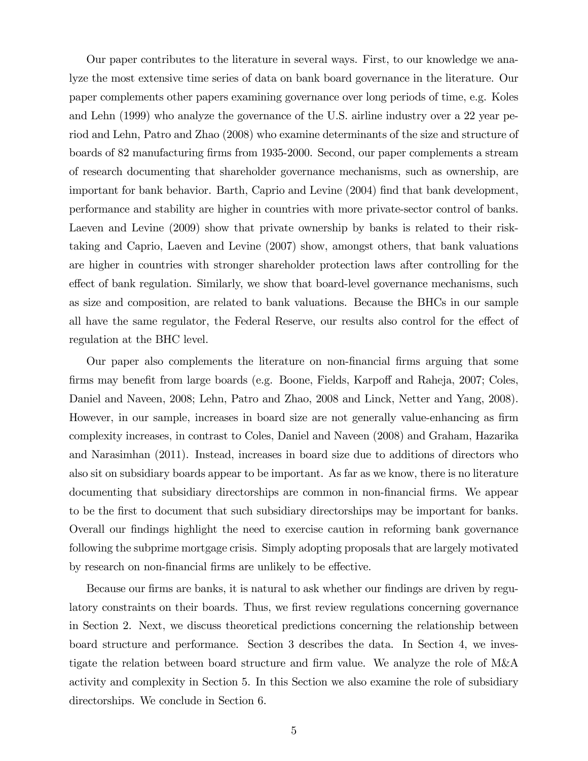Our paper contributes to the literature in several ways. First, to our knowledge we analyze the most extensive time series of data on bank board governance in the literature. Our paper complements other papers examining governance over long periods of time, e.g. Koles and Lehn (1999) who analyze the governance of the U.S. airline industry over a 22 year period and Lehn, Patro and Zhao (2008) who examine determinants of the size and structure of boards of 82 manufacturing firms from 1935-2000. Second, our paper complements a stream of research documenting that shareholder governance mechanisms, such as ownership, are important for bank behavior. Barth, Caprio and Levine (2004) find that bank development, performance and stability are higher in countries with more private-sector control of banks. Laeven and Levine (2009) show that private ownership by banks is related to their risk-taking and Caprio, Laeven and Levine (2007) show, amongst others, that bank valuations are higher in countries with stronger shareholder protection laws after controlling for the effect of bank regulation. Similarly, we show that board-level governance mechanisms, such as size and composition, are related to bank valuations. Because the BHCs in our sample all have the same regulator, the Federal Reserve, our results also control for the effect of regulation at the BHC level.

Our paper also complements the literature on non-financial firms arguing that some firms may benefit from large boards (e.g. Boone, Fields, Karpoff and Raheja, 2007; Coles, Daniel and Naveen, 2008; Lehn, Patro and Zhao, 2008 and Linck, Netter and Yang, 2008). However, in our sample, increases in board size are not generally value-enhancing as firm complexity increases, in contrast to Coles, Daniel and Naveen (2008) and Graham, Hazarika and Narasimhan (2011). Instead, increases in board size due to additions of directors who also sit on subsidiary boards appear to be important. As far as we know, there is no literature documenting that subsidiary directorships are common in non-financial firms. We appear to be the first to document that such subsidiary directorships may be important for banks. Overall our findings highlight the need to exercise caution in reforming bank governance following the subprime mortgage crisis. Simply adopting proposals that are largely motivated by research on non-financial firms are unlikely to be effective.

Because our firms are banks, it is natural to ask whether our findings are driven by regulatory constraints on their boards. Thus, we first review regulations concerning governance in Section 2. Next, we discuss theoretical predictions concerning the relationship between board structure and performance. Section 3 describes the data. In Section 4, we investigate the relation between board structure and firm value. We analyze the role of M&A activity and complexity in Section 5. In this Section we also examine the role of subsidiary directorships. We conclude in Section 6.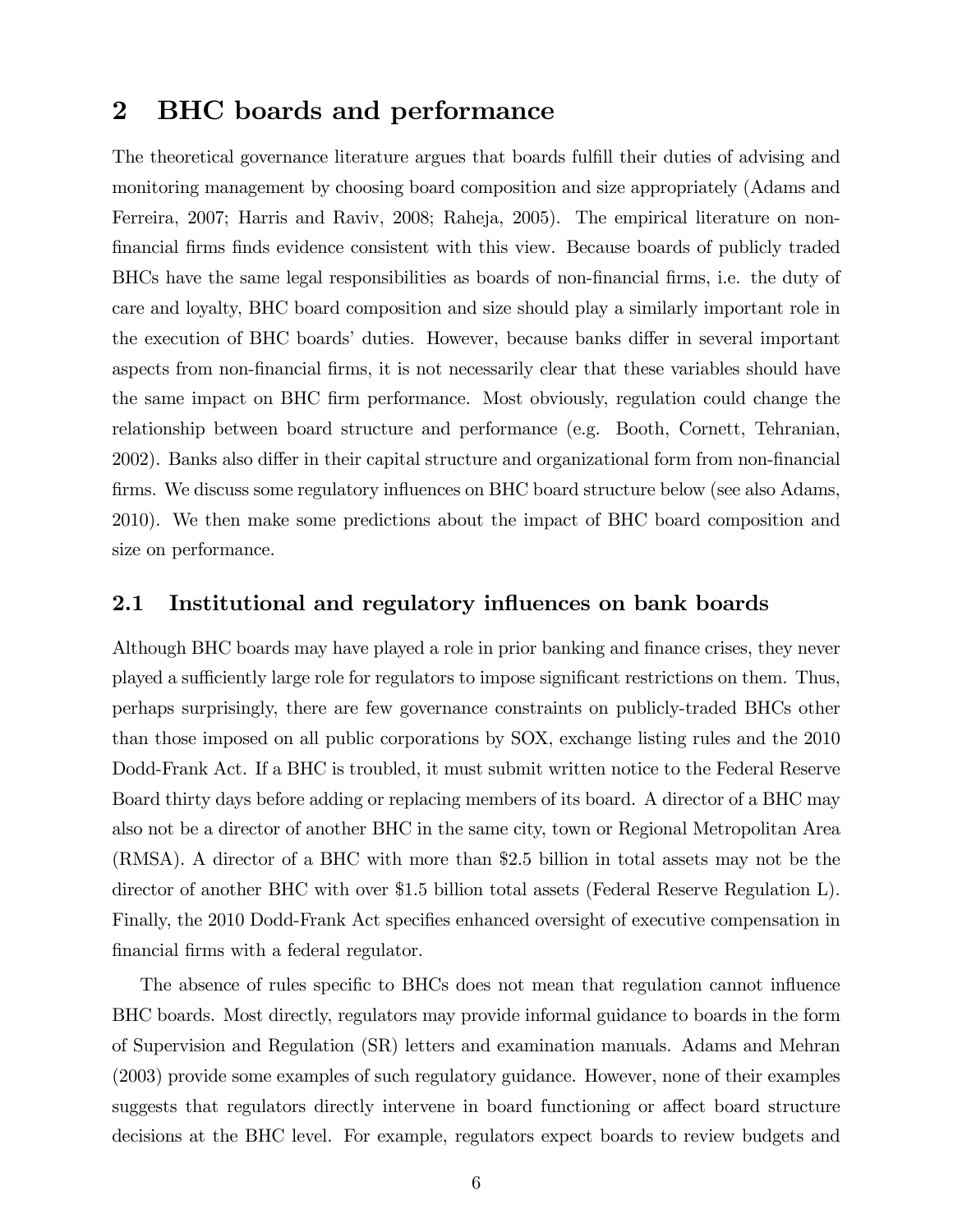## 2 BHC boards and performance

The theoretical governance literature argues that boards fulfill their duties of advising and monitoring management by choosing board composition and size appropriately (Adams and Ferreira, 2007; Harris and Raviv, 2008; Raheja, 2005). The empirical literature on non-financial firms finds evidence consistent with this view. Because boards of publicly traded BHCs have the same legal responsibilities as boards of non-financial firms, i.e. the duty of care and loyalty, BHC board composition and size should play a similarly important role in the execution of BHC boards' duties. However, because banks differ in several important aspects from non-financial firms, it is not necessarily clear that these variables should have the same impact on BHC firm performance. Most obviously, regulation could change the relationship between board structure and performance (e.g. Booth, Cornett, Tehranian, 2002). Banks also differ in their capital structure and organizational form from non-financial firms. We discuss some regulatory influences on BHC board structure below (see also Adams, 2010). We then make some predictions about the impact of BHC board composition and size on performance.

### 2.1 Institutional and regulatory influences on bank boards

Although BHC boards may have played a role in prior banking and finance crises, they never played a sufficiently large role for regulators to impose significant restrictions on them. Thus, perhaps surprisingly, there are few governance constraints on publicly-traded BHCs other than those imposed on all public corporations by SOX, exchange listing rules and the 2010 Dodd-Frank Act. If a BHC is troubled, it must submit written notice to the Federal Reserve Board thirty days before adding or replacing members of its board. A director of a BHC may also not be a director of another BHC in the same city, town or Regional Metropolitan Area (RMSA). A director of a BHC with more than $2.5 billion in total assets may not be the director of another BHC with over $1.5 billion total assets (Federal Reserve Regulation L). Finally, the 2010 Dodd-Frank Act specifies enhanced oversight of executive compensation in financial firms with a federal regulator.

The absence of rules specific to BHCs does not mean that regulation cannot influence BHC boards. Most directly, regulators may provide informal guidance to boards in the form of Supervision and Regulation (SR) letters and examination manuals. Adams and Mehran (2003) provide some examples of such regulatory guidance. However, none of their examples suggests that regulators directly intervene in board functioning or affect board structure decisions at the BHC level. For example, regulators expect boards to review budgets and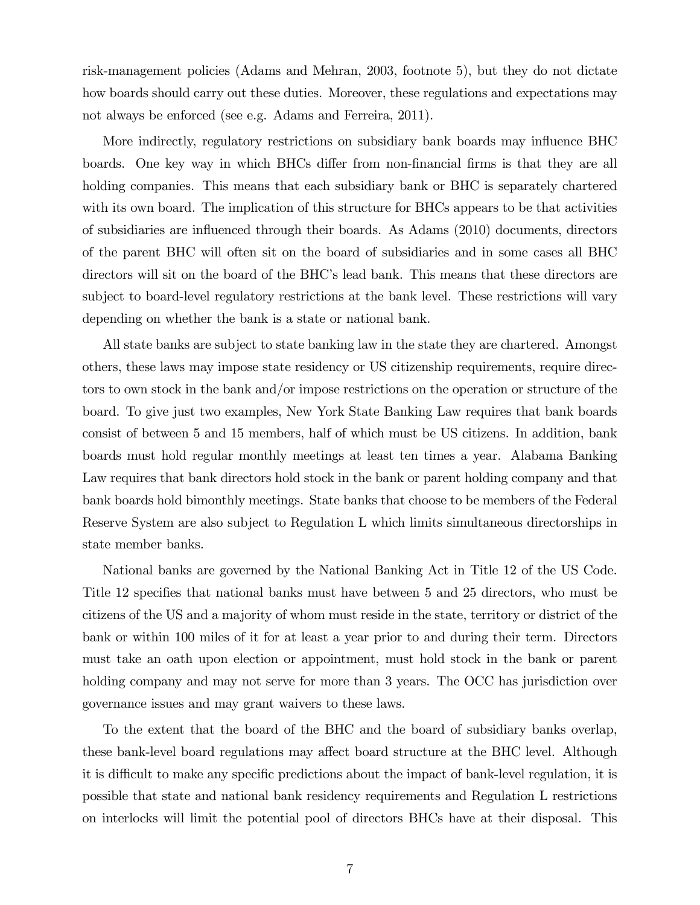risk-management policies (Adams and Mehran, 2003, footnote 5), but they do not dictate how boards should carry out these duties. Moreover, these regulations and expectations may not always be enforced (see e.g. Adams and Ferreira, 2011).

More indirectly, regulatory restrictions on subsidiary bank boards may influence BHC boards. One key way in which BHCs differ from non-financial firms is that they are all holding companies. This means that each subsidiary bank or BHC is separately chartered with its own board. The implication of this structure for BHCs appears to be that activities of subsidiaries are influenced through their boards. As Adams (2010) documents, directors of the parent BHC will often sit on the board of subsidiaries and in some cases all BHC directors will sit on the board of the BHC's lead bank. This means that these directors are subject to board-level regulatory restrictions at the bank level. These restrictions will vary depending on whether the bank is a state or national bank.

All state banks are subject to state banking law in the state they are chartered. Amongst others, these laws may impose state residency or US citizenship requirements, require directors to own stock in the bank and/or impose restrictions on the operation or structure of the board. To give just two examples, New York State Banking Law requires that bank boards consist of between 5 and 15 members, half of which must be US citizens. In addition, bank boards must hold regular monthly meetings at least ten times a year. Alabama Banking Law requires that bank directors hold stock in the bank or parent holding company and that bank boards hold bimonthly meetings. State banks that choose to be members of the Federal Reserve System are also subject to Regulation L which limits simultaneous directorships in state member banks.

National banks are governed by the National Banking Act in Title 12 of the US Code. Title 12 specifies that national banks must have between 5 and 25 directors, who must be citizens of the US and a majority of whom must reside in the state, territory or district of the bank or within 100 miles of it for at least a year prior to and during their term. Directors must take an oath upon election or appointment, must hold stock in the bank or parent holding company and may not serve for more than 3 years. The OCC has jurisdiction over governance issues and may grant waivers to these laws.

To the extent that the board of the BHC and the board of subsidiary banks overlap, these bank-level board regulations may affect board structure at the BHC level. Although it is difficult to make any specific predictions about the impact of bank-level regulation, it is possible that state and national bank residency requirements and Regulation L restrictions on interlocks will limit the potential pool of directors BHCs have at their disposal. This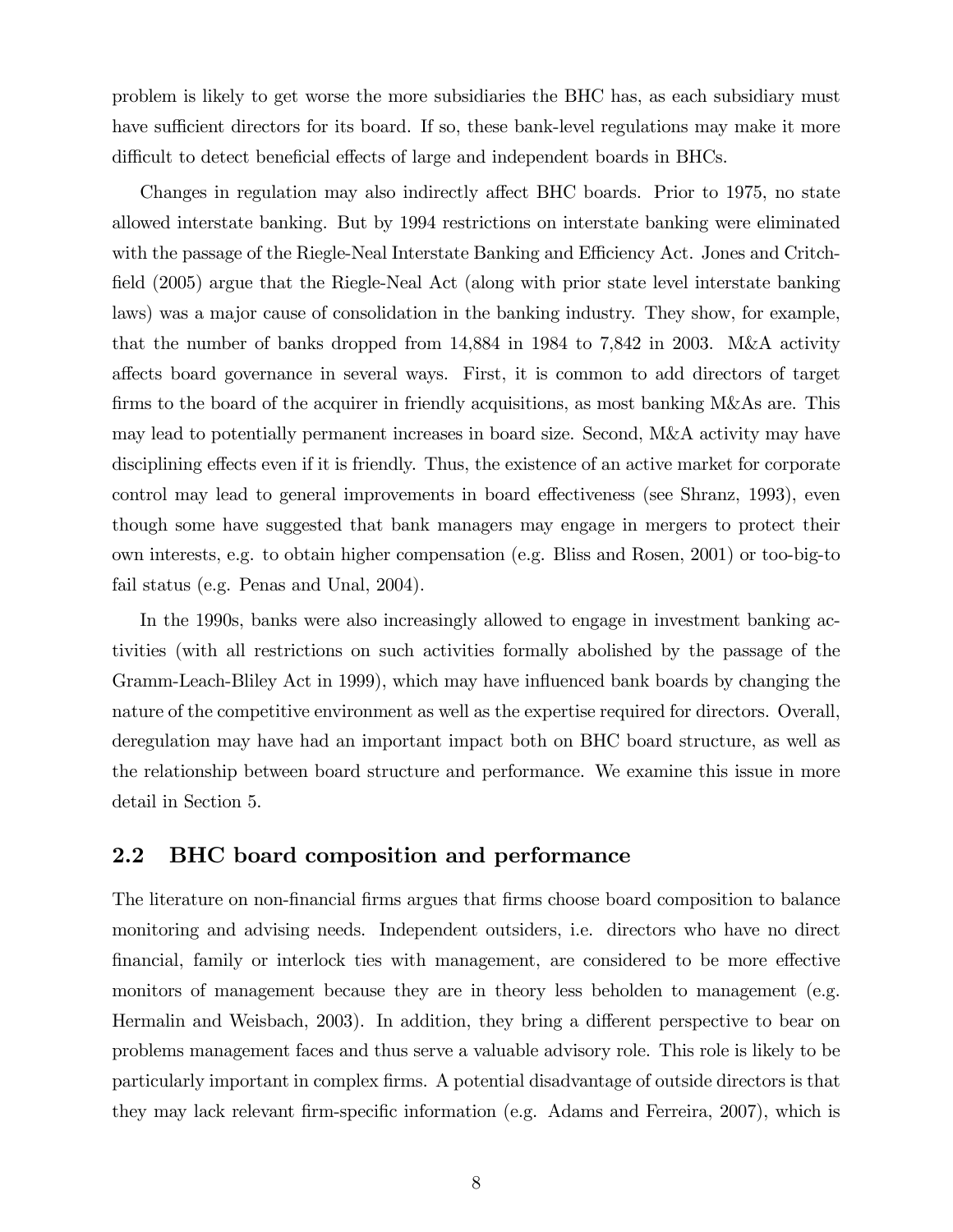problem is likely to get worse the more subsidiaries the BHC has, as each subsidiary must have sufficient directors for its board. If so, these bank-level regulations may make it more difficult to detect beneficial effects of large and independent boards in BHCs.

Changes in regulation may also indirectly affect BHC boards. Prior to 1975, no state allowed interstate banking. But by 1994 restrictions on interstate banking were eliminated with the passage of the Riegle-Neal Interstate Banking and Efficiency Act. Jones and Critchfield (2005) argue that the Riegle-Neal Act (along with prior state level interstate banking laws) was a major cause of consolidation in the banking industry. They show, for example, that the number of banks dropped from 14,884 in 1984 to 7,842 in 2003. M&A activity affects board governance in several ways. First, it is common to add directors of target firms to the board of the acquirer in friendly acquisitions, as most banking M&As are. This may lead to potentially permanent increases in board size. Second, M&A activity may have disciplining effects even if it is friendly. Thus, the existence of an active market for corporate control may lead to general improvements in board effectiveness (see Shranz, 1993), even though some have suggested that bank managers may engage in mergers to protect their own interests, e.g. to obtain higher compensation (e.g. Bliss and Rosen, 2001) or too-big-to fail status (e.g. Penas and Unal, 2004).

In the 1990s, banks were also increasingly allowed to engage in investment banking activities (with all restrictions on such activities formally abolished by the passage of the Gramm-Leach-Bliley Act in 1999), which may have influenced bank boards by changing the nature of the competitive environment as well as the expertise required for directors. Overall, deregulation may have had an important impact both on BHC board structure, as well as the relationship between board structure and performance. We examine this issue in more detail in Section 5.

## 2.2 BHC board composition and performance

The literature on non-financial firms argues that firms choose board composition to balance monitoring and advising needs. Independent outsiders, i.e. directors who have no direct financial, family or interlock ties with management, are considered to be more effective monitors of management because they are in theory less beholden to management (e.g. Hermalin and Weisbach, 2003). In addition, they bring a different perspective to bear on problems management faces and thus serve a valuable advisory role. This role is likely to be particularly important in complex firms. A potential disadvantage of outside directors is that they may lack relevant firm-specific information (e.g. Adams and Ferreira, 2007), which is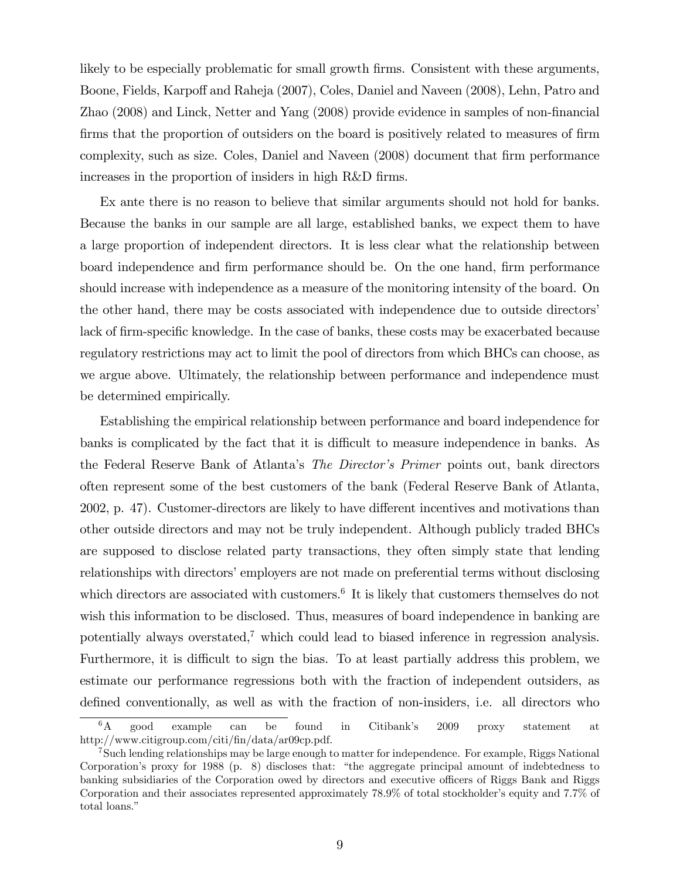likely to be especially problematic for small growth firms. Consistent with these arguments, Boone, Fields, Karpoff and Raheja (2007), Coles, Daniel and Naveen (2008), Lehn, Patro and Zhao (2008) and Linck, Netter and Yang (2008) provide evidence in samples of non-financial firms that the proportion of outsiders on the board is positively related to measures of firm complexity, such as size. Coles, Daniel and Naveen (2008) document that firm performance increases in the proportion of insiders in high R&D firms.

Ex ante there is no reason to believe that similar arguments should not hold for banks. Because the banks in our sample are all large, established banks, we expect them to have a large proportion of independent directors. It is less clear what the relationship between board independence and firm performance should be. On the one hand, firm performance should increase with independence as a measure of the monitoring intensity of the board. On the other hand, there may be costs associated with independence due to outside directors' lack of firm-specific knowledge. In the case of banks, these costs may be exacerbated because regulatory restrictions may act to limit the pool of directors from which BHCs can choose, as we argue above. Ultimately, the relationship between performance and independence must be determined empirically.

Establishing the empirical relationship between performance and board independence for banks is complicated by the fact that it is difficult to measure independence in banks. As the Federal Reserve Bank of Atlanta's *The Director's Primer* points out, bank directors often represent some of the best customers of the bank (Federal Reserve Bank of Atlanta, 2002, p. 47). Customer-directors are likely to have different incentives and motivations than other outside directors and may not be truly independent. Although publicly traded BHCs are supposed to disclose related party transactions, they often simply state that lending relationships with directors' employers are not made on preferential terms without disclosing which directors are associated with customers.[6] It is likely that customers themselves do not wish this information to be disclosed. Thus, measures of board independence in banking are potentially always overstated,[7] which could lead to biased inference in regression analysis. Furthermore, it is difficult to sign the bias. To at least partially address this problem, we estimate our performance regressions both with the fraction of independent outsiders, as defined conventionally, as well as with the fraction of non-insiders, i.e. all directors who

[6] A good example can be found in Citibank's 2009 proxy statement at http://www.citigroup.com/citi/fin/data/ar09cp.pdf.

[7] Such lending relationships may be large enough to matter for independence. For example, Riggs National Corporation's proxy for 1988 (p. 8) discloses that: "the aggregate principal amount of indebtedness to banking subsidiaries of the Corporation owed by directors and executive officers of Riggs Bank and Riggs Corporation and their associates represented approximately 78.9% of total stockholder's equity and 7.7% of total loans."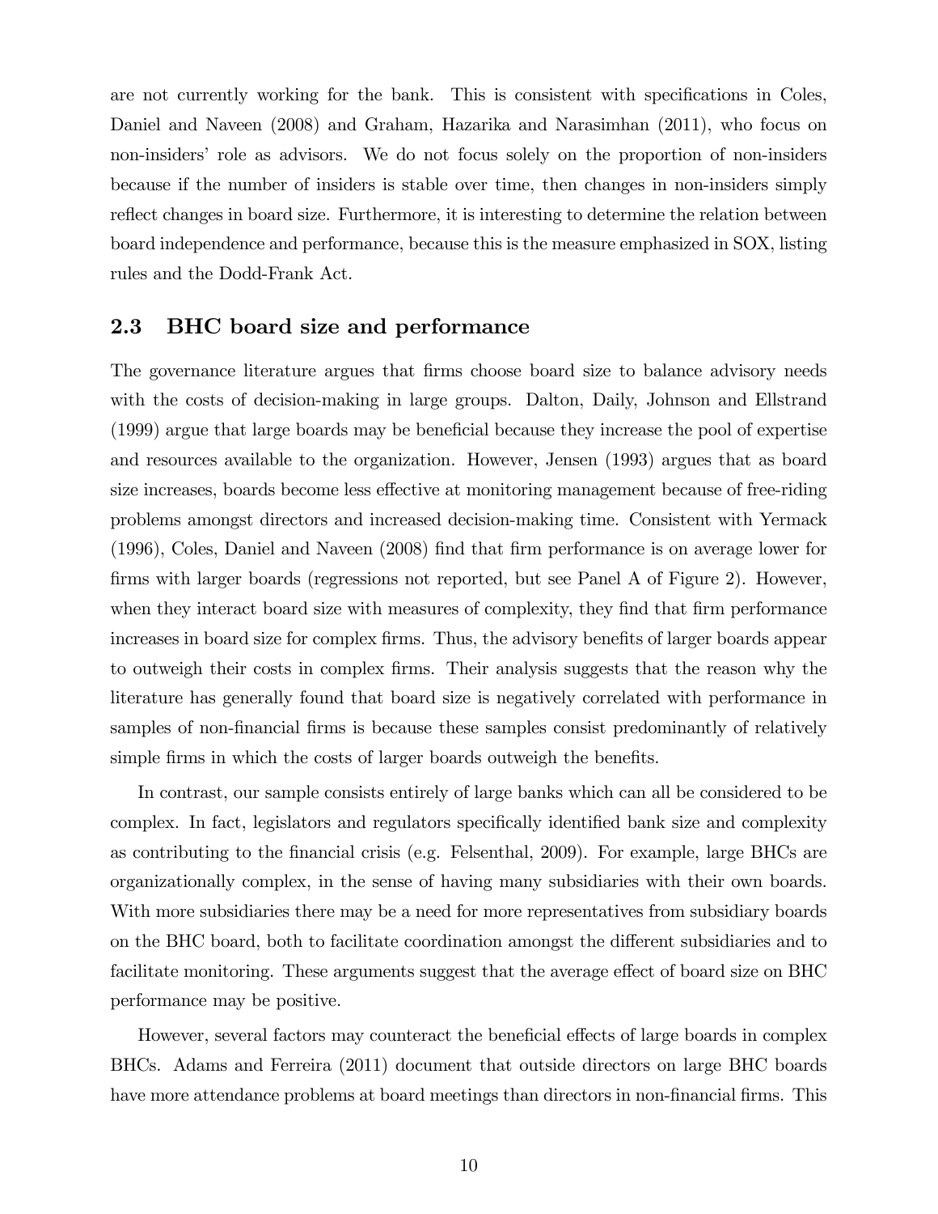are not currently working for the bank. This is consistent with specifications in Coles, Daniel and Naveen (2008) and Graham, Hazarika and Narasimhan (2011), who focus on non-insiders' role as advisors. We do not focus solely on the proportion of non-insiders because if the number of insiders is stable over time, then changes in non-insiders simply reflect changes in board size. Furthermore, it is interesting to determine the relation between board independence and performance, because this is the measure emphasized in SOX, listing rules and the Dodd-Frank Act.

### 2.3 BHC board size and performance

The governance literature argues that firms choose board size to balance advisory needs with the costs of decision-making in large groups. Dalton, Daily, Johnson and Ellstrand (1999) argue that large boards may be beneficial because they increase the pool of expertise and resources available to the organization. However, Jensen (1993) argues that as board size increases, boards become less effective at monitoring management because of free-riding problems amongst directors and increased decision-making time. Consistent with Yermack (1996), Coles, Daniel and Naveen (2008) find that firm performance is on average lower for firms with larger boards (regressions not reported, but see Panel A of Figure 2). However, when they interact board size with measures of complexity, they find that firm performance increases in board size for complex firms. Thus, the advisory benefits of larger boards appear to outweigh their costs in complex firms. Their analysis suggests that the reason why the literature has generally found that board size is negatively correlated with performance in samples of non-financial firms is because these samples consist predominantly of relatively simple firms in which the costs of larger boards outweigh the benefits.

In contrast, our sample consists entirely of large banks which can all be considered to be complex. In fact, legislators and regulators specifically identified bank size and complexity as contributing to the financial crisis (e.g. Felsenthal, 2009). For example, large BHCs are organizationally complex, in the sense of having many subsidiaries with their own boards. With more subsidiaries there may be a need for more representatives from subsidiary boards on the BHC board, both to facilitate coordination amongst the different subsidiaries and to facilitate monitoring. These arguments suggest that the average effect of board size on BHC performance may be positive.

However, several factors may counteract the beneficial effects of large boards in complex BHCs. Adams and Ferreira (2011) document that outside directors on large BHC boards have more attendance problems at board meetings than directors in non-financial firms. This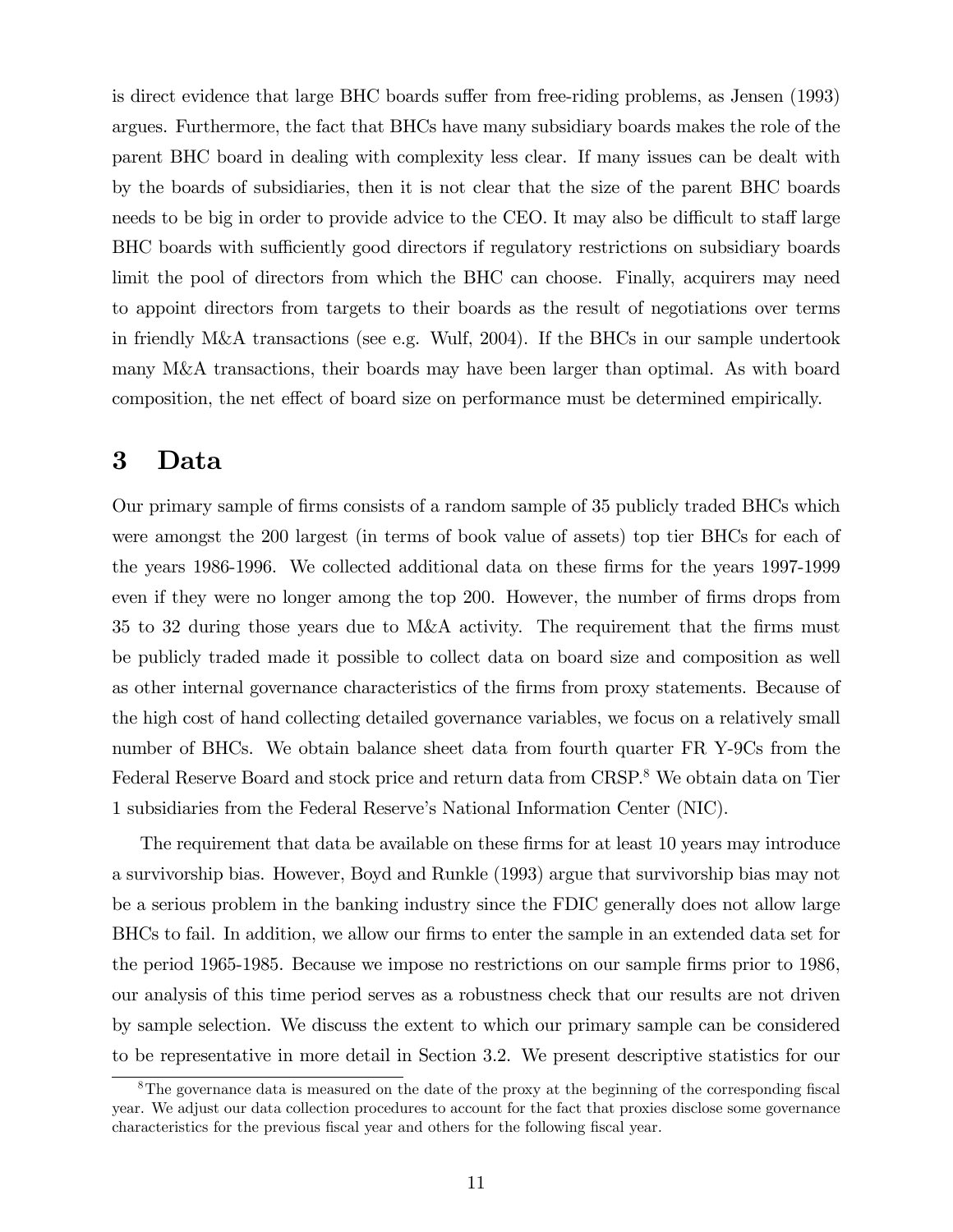is direct evidence that large BHC boards suffer from free-riding problems, as Jensen (1993) argues. Furthermore, the fact that BHCs have many subsidiary boards makes the role of the parent BHC board in dealing with complexity less clear. If many issues can be dealt with by the boards of subsidiaries, then it is not clear that the size of the parent BHC boards needs to be big in order to provide advice to the CEO. It may also be difficult to staff large BHC boards with sufficiently good directors if regulatory restrictions on subsidiary boards limit the pool of directors from which the BHC can choose. Finally, acquirers may need to appoint directors from targets to their boards as the result of negotiations over terms in friendly M&A transactions (see e.g. Wulf, 2004). If the BHCs in our sample undertook many M&A transactions, their boards may have been larger than optimal. As with board composition, the net effect of board size on performance must be determined empirically.

# 3 Data

Our primary sample of firms consists of a random sample of 35 publicly traded BHCs which were amongst the 200 largest (in terms of book value of assets) top tier BHCs for each of the years 1986-1996. We collected additional data on these firms for the years 1997-1999 even if they were no longer among the top 200. However, the number of firms drops from 35 to 32 during those years due to M&A activity. The requirement that the firms must be publicly traded made it possible to collect data on board size and composition as well as other internal governance characteristics of the firms from proxy statements. Because of the high cost of hand collecting detailed governance variables, we focus on a relatively small number of BHCs. We obtain balance sheet data from fourth quarter FR Y-9Cs from the Federal Reserve Board and stock price and return data from CRSP.[8] We obtain data on Tier 1 subsidiaries from the Federal Reserve's National Information Center (NIC).

The requirement that data be available on these firms for at least 10 years may introduce a survivorship bias. However, Boyd and Runkle (1993) argue that survivorship bias may not be a serious problem in the banking industry since the FDIC generally does not allow large BHCs to fail. In addition, we allow our firms to enter the sample in an extended data set for the period 1965-1985. Because we impose no restrictions on our sample firms prior to 1986, our analysis of this time period serves as a robustness check that our results are not driven by sample selection. We discuss the extent to which our primary sample can be considered to be representative in more detail in Section 3.2. We present descriptive statistics for our

[8] The governance data is measured on the date of the proxy at the beginning of the corresponding fiscal year. We adjust our data collection procedures to account for the fact that proxies disclose some governance characteristics for the previous fiscal year and others for the following fiscal year.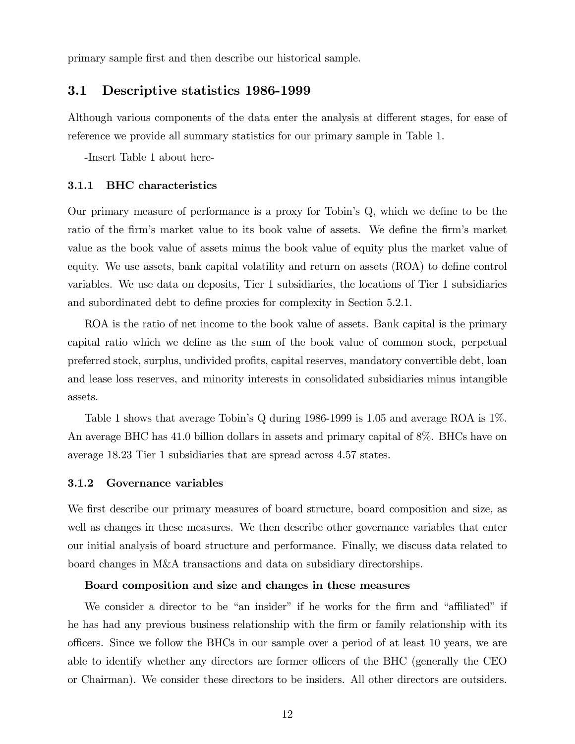primary sample first and then describe our historical sample.

## 3.1 Descriptive statistics 1986-1999

Although various components of the data enter the analysis at different stages, for ease of reference we provide all summary statistics for our primary sample in Table 1.

-Insert Table 1 about here-

### 3.1.1 BHC characteristics

Our primary measure of performance is a proxy for Tobin's Q, which we define to be the ratio of the firm's market value to its book value of assets. We define the firm's market value as the book value of assets minus the book value of equity plus the market value of equity. We use assets, bank capital volatility and return on assets (ROA) to define control variables. We use data on deposits, Tier 1 subsidiaries, the locations of Tier 1 subsidiaries and subordinated debt to define proxies for complexity in Section 5.2.1.

ROA is the ratio of net income to the book value of assets. Bank capital is the primary capital ratio which we define as the sum of the book value of common stock, perpetual preferred stock, surplus, undivided profits, capital reserves, mandatory convertible debt, loan and lease loss reserves, and minority interests in consolidated subsidiaries minus intangible assets.

Table 1 shows that average Tobin's Q during 1986-1999 is 1.05 and average ROA is 1%. An average BHC has 41.0 billion dollars in assets and primary capital of 8%. BHCs have on average 18.23 Tier 1 subsidiaries that are spread across 4.57 states.

### 3.1.2 Governance variables

We first describe our primary measures of board structure, board composition and size, as well as changes in these measures. We then describe other governance variables that enter our initial analysis of board structure and performance. Finally, we discuss data related to board changes in M&A transactions and data on subsidiary directorships.

**Board composition and size and changes in these measures**

We consider a director to be "an insider" if he works for the firm and "affiliated" if he has had any previous business relationship with the firm or family relationship with its officers. Since we follow the BHCs in our sample over a period of at least 10 years, we are able to identify whether any directors are former officers of the BHC (generally the CEO or Chairman). We consider these directors to be insiders. All other directors are outsiders.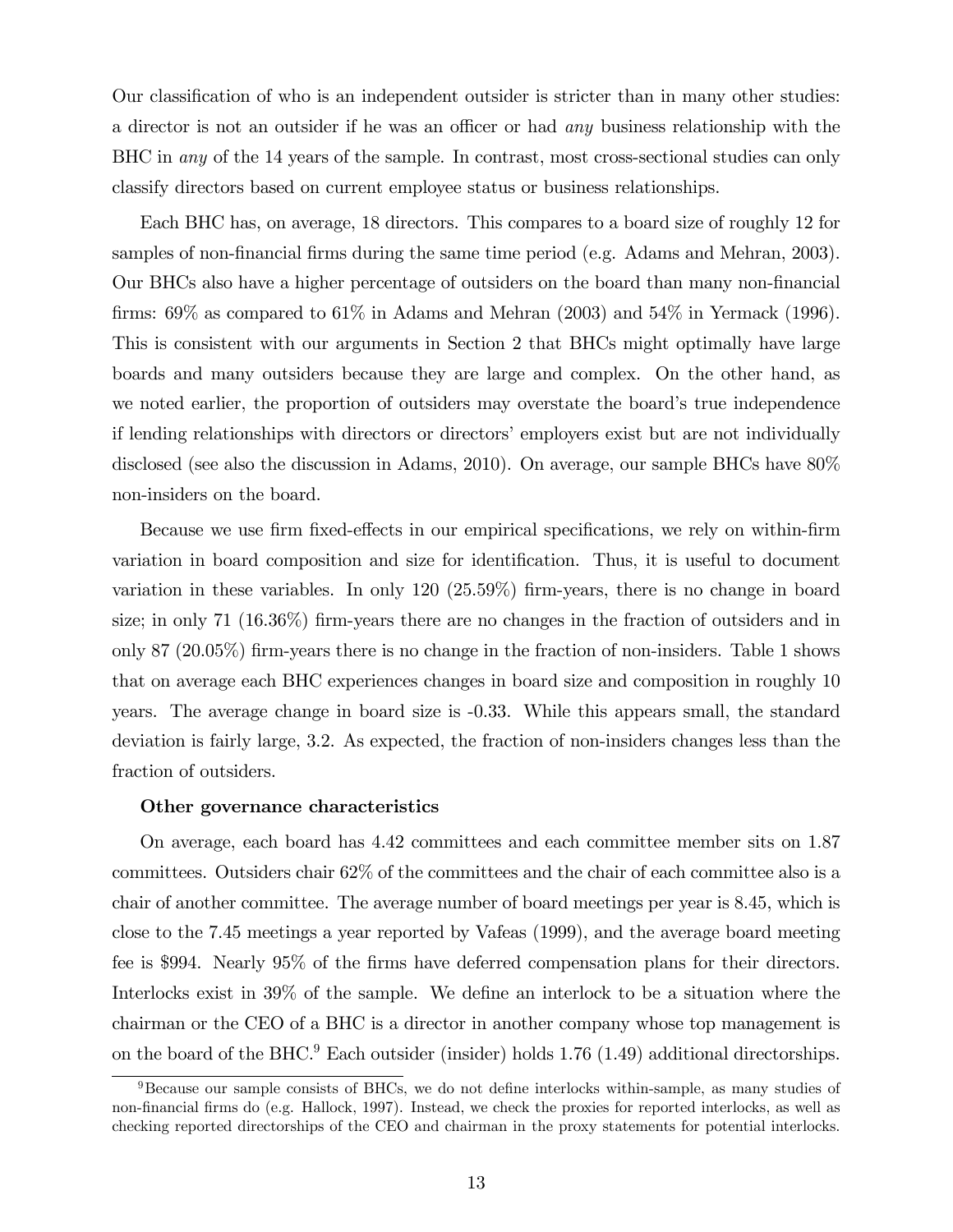Our classification of who is an independent outsider is stricter than in many other studies: a director is not an outsider if he was an officer or had *any* business relationship with the BHC in *any* of the 14 years of the sample. In contrast, most cross-sectional studies can only classify directors based on current employee status or business relationships.

Each BHC has, on average, 18 directors. This compares to a board size of roughly 12 for samples of non-financial firms during the same time period (e.g. Adams and Mehran, 2003). Our BHCs also have a higher percentage of outsiders on the board than many non-financial firms: 69% as compared to 61% in Adams and Mehran (2003) and 54% in Yermack (1996). This is consistent with our arguments in Section 2 that BHCs might optimally have large boards and many outsiders because they are large and complex. On the other hand, as we noted earlier, the proportion of outsiders may overstate the board's true independence if lending relationships with directors or directors' employers exist but are not individually disclosed (see also the discussion in Adams, 2010). On average, our sample BHCs have 80% non-insiders on the board.

Because we use firm fixed-effects in our empirical specifications, we rely on within-firm variation in board composition and size for identification. Thus, it is useful to document variation in these variables. In only 120 (25.59%) firm-years, there is no change in board size; in only 71 (16.36%) firm-years there are no changes in the fraction of outsiders and in only 87 (20.05%) firm-years there is no change in the fraction of non-insiders. Table 1 shows that on average each BHC experiences changes in board size and composition in roughly 10 years. The average change in board size is -0.33. While this appears small, the standard deviation is fairly large, 3.2. As expected, the fraction of non-insiders changes less than the fraction of outsiders.

**Other governance characteristics**

On average, each board has 4.42 committees and each committee member sits on 1.87 committees. Outsiders chair 62% of the committees and the chair of each committee also is a chair of another committee. The average number of board meetings per year is 8.45, which is close to the 7.45 meetings a year reported by Vafeas (1999), and the average board meeting fee is $994. Nearly 95% of the firms have deferred compensation plans for their directors. Interlocks exist in 39% of the sample. We define an interlock to be a situation where the chairman or the CEO of a BHC is a director in another company whose top management is on the board of the BHC.[9] Each outsider (insider) holds 1.76 (1.49) additional directorships.

[9] Because our sample consists of BHCs, we do not define interlocks within-sample, as many studies of non-financial firms do (e.g. Hallock, 1997). Instead, we check the proxies for reported interlocks, as well as checking reported directorships of the CEO and chairman in the proxy statements for potential interlocks.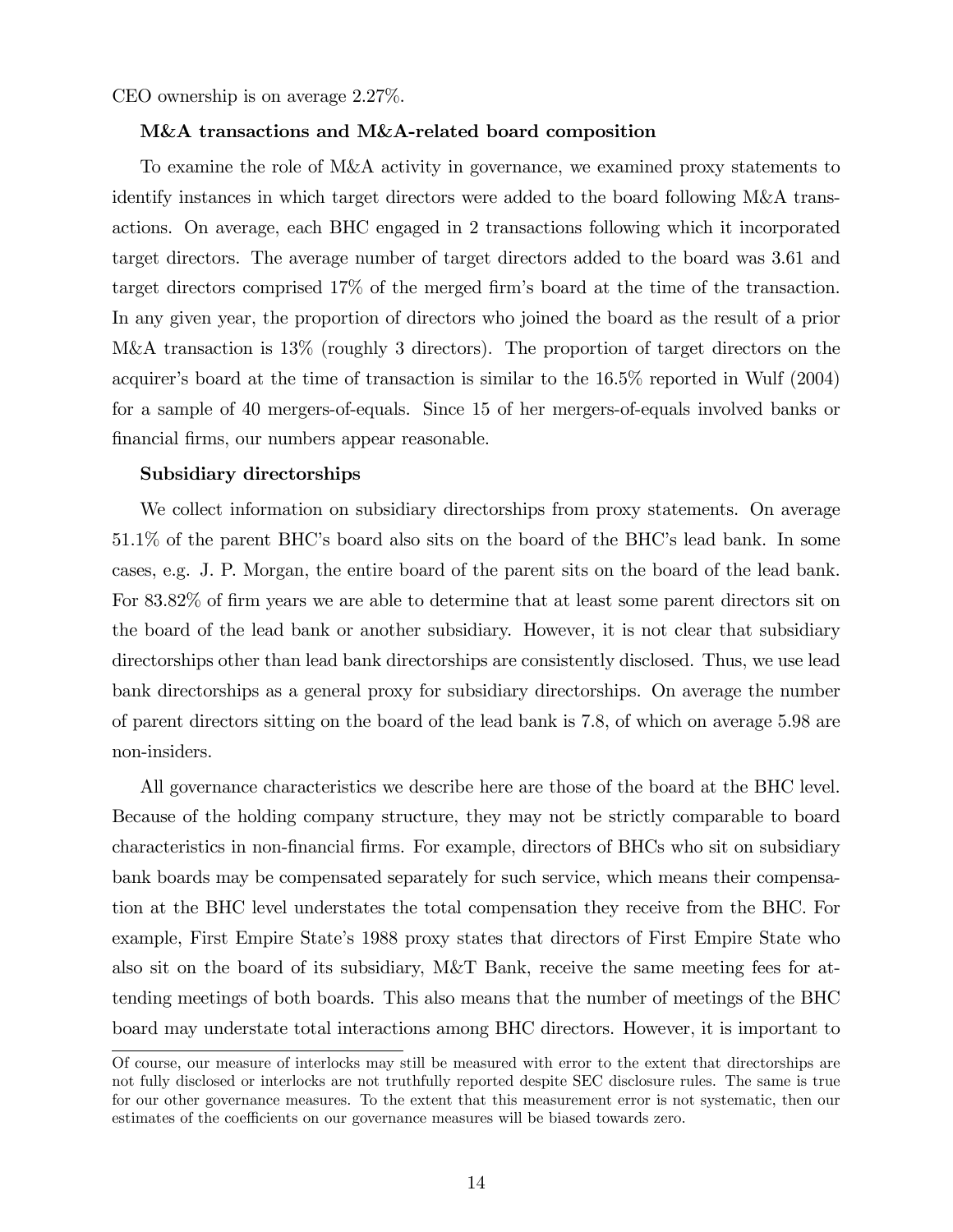CEO ownership is on average 2.27%.

**M&A transactions and M&A-related board composition**

To examine the role of M&A activity in governance, we examined proxy statements to identify instances in which target directors were added to the board following M&A transactions. On average, each BHC engaged in 2 transactions following which it incorporated target directors. The average number of target directors added to the board was 3.61 and target directors comprised 17% of the merged firm's board at the time of the transaction. In any given year, the proportion of directors who joined the board as the result of a prior M&A transaction is 13% (roughly 3 directors). The proportion of target directors on the acquirer's board at the time of transaction is similar to the 16.5% reported in Wulf (2004) for a sample of 40 mergers-of-equals. Since 15 of her mergers-of-equals involved banks or financial firms, our numbers appear reasonable.

**Subsidiary directorships**

We collect information on subsidiary directorships from proxy statements. On average 51.1% of the parent BHC's board also sits on the board of the BHC's lead bank. In some cases, e.g. J. P. Morgan, the entire board of the parent sits on the board of the lead bank. For 83.82% of firm years we are able to determine that at least some parent directors sit on the board of the lead bank or another subsidiary. However, it is not clear that subsidiary directorships other than lead bank directorships are consistently disclosed. Thus, we use lead bank directorships as a general proxy for subsidiary directorships. On average the number of parent directors sitting on the board of the lead bank is 7.8, of which on average 5.98 are non-insiders.

All governance characteristics we describe here are those of the board at the BHC level. Because of the holding company structure, they may not be strictly comparable to board characteristics in non-financial firms. For example, directors of BHCs who sit on subsidiary bank boards may be compensated separately for such service, which means their compensation at the BHC level understates the total compensation they receive from the BHC. For example, First Empire State's 1988 proxy states that directors of First Empire State who also sit on the board of its subsidiary, M&T Bank, receive the same meeting fees for attending meetings of both boards. This also means that the number of meetings of the BHC board may understate total interactions among BHC directors. However, it is important to

---

Of course, our measure of interlocks may still be measured with error to the extent that directorships are not fully disclosed or interlocks are not truthfully reported despite SEC disclosure rules. The same is true for our other governance measures. To the extent that this measurement error is not systematic, then our estimates of the coefficients on our governance measures will be biased towards zero.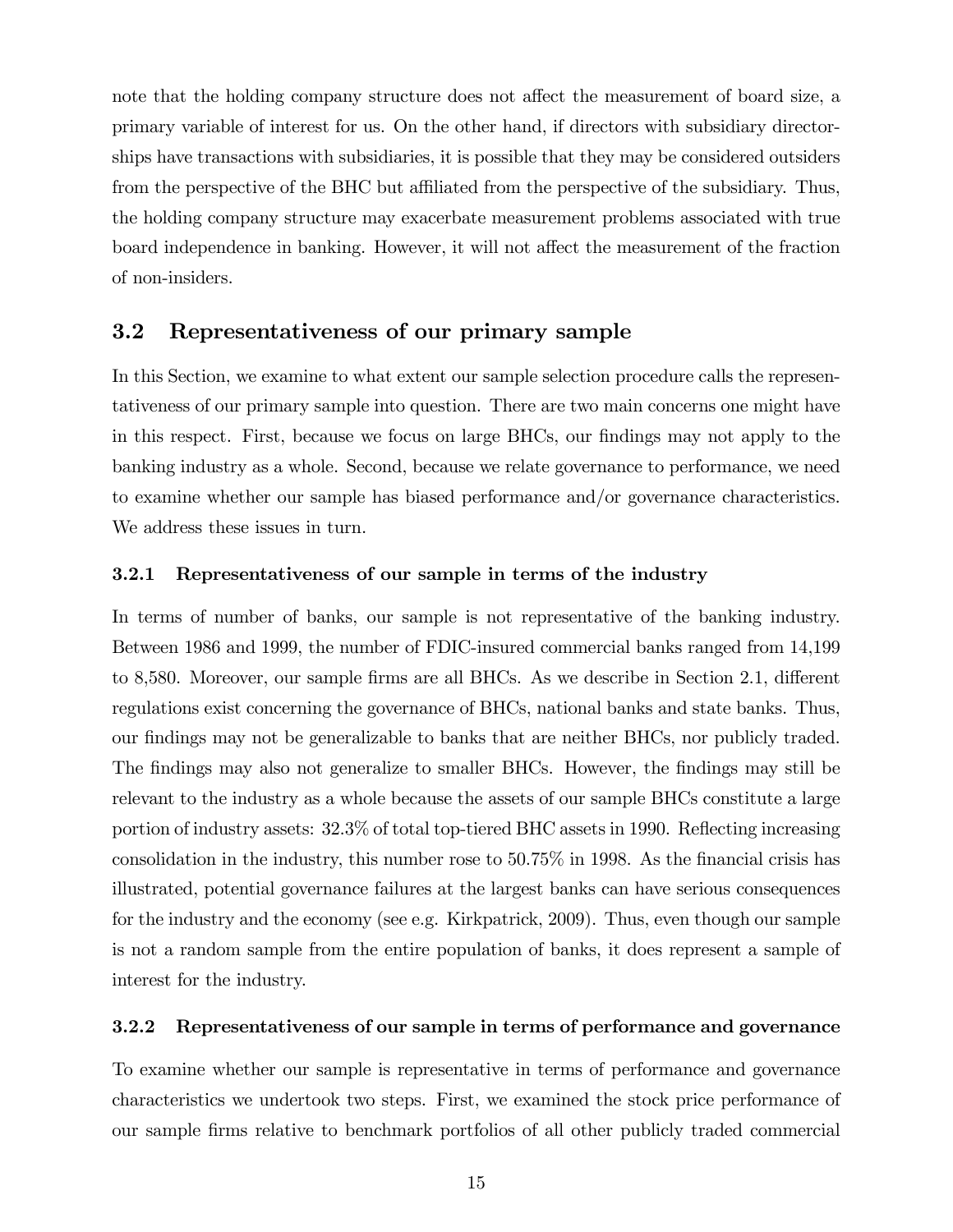note that the holding company structure does not affect the measurement of board size, a primary variable of interest for us. On the other hand, if directors with subsidiary directorships have transactions with subsidiaries, it is possible that they may be considered outsiders from the perspective of the BHC but affiliated from the perspective of the subsidiary. Thus, the holding company structure may exacerbate measurement problems associated with true board independence in banking. However, it will not affect the measurement of the fraction of non-insiders.

## 3.2 Representativeness of our primary sample

In this Section, we examine to what extent our sample selection procedure calls the representativeness of our primary sample into question. There are two main concerns one might have in this respect. First, because we focus on large BHCs, our findings may not apply to the banking industry as a whole. Second, because we relate governance to performance, we need to examine whether our sample has biased performance and/or governance characteristics. We address these issues in turn.

### 3.2.1 Representativeness of our sample in terms of the industry

In terms of number of banks, our sample is not representative of the banking industry. Between 1986 and 1999, the number of FDIC-insured commercial banks ranged from 14,199 to 8,580. Moreover, our sample firms are all BHCs. As we describe in Section 2.1, different regulations exist concerning the governance of BHCs, national banks and state banks. Thus, our findings may not be generalizable to banks that are neither BHCs, nor publicly traded. The findings may also not generalize to smaller BHCs. However, the findings may still be relevant to the industry as a whole because the assets of our sample BHCs constitute a large portion of industry assets: 32.3% of total top-tiered BHC assets in 1990. Reflecting increasing consolidation in the industry, this number rose to 50.75% in 1998. As the financial crisis has illustrated, potential governance failures at the largest banks can have serious consequences for the industry and the economy (see e.g. Kirkpatrick, 2009). Thus, even though our sample is not a random sample from the entire population of banks, it does represent a sample of interest for the industry.

### 3.2.2 Representativeness of our sample in terms of performance and governance

To examine whether our sample is representative in terms of performance and governance characteristics we undertook two steps. First, we examined the stock price performance of our sample firms relative to benchmark portfolios of all other publicly traded commercial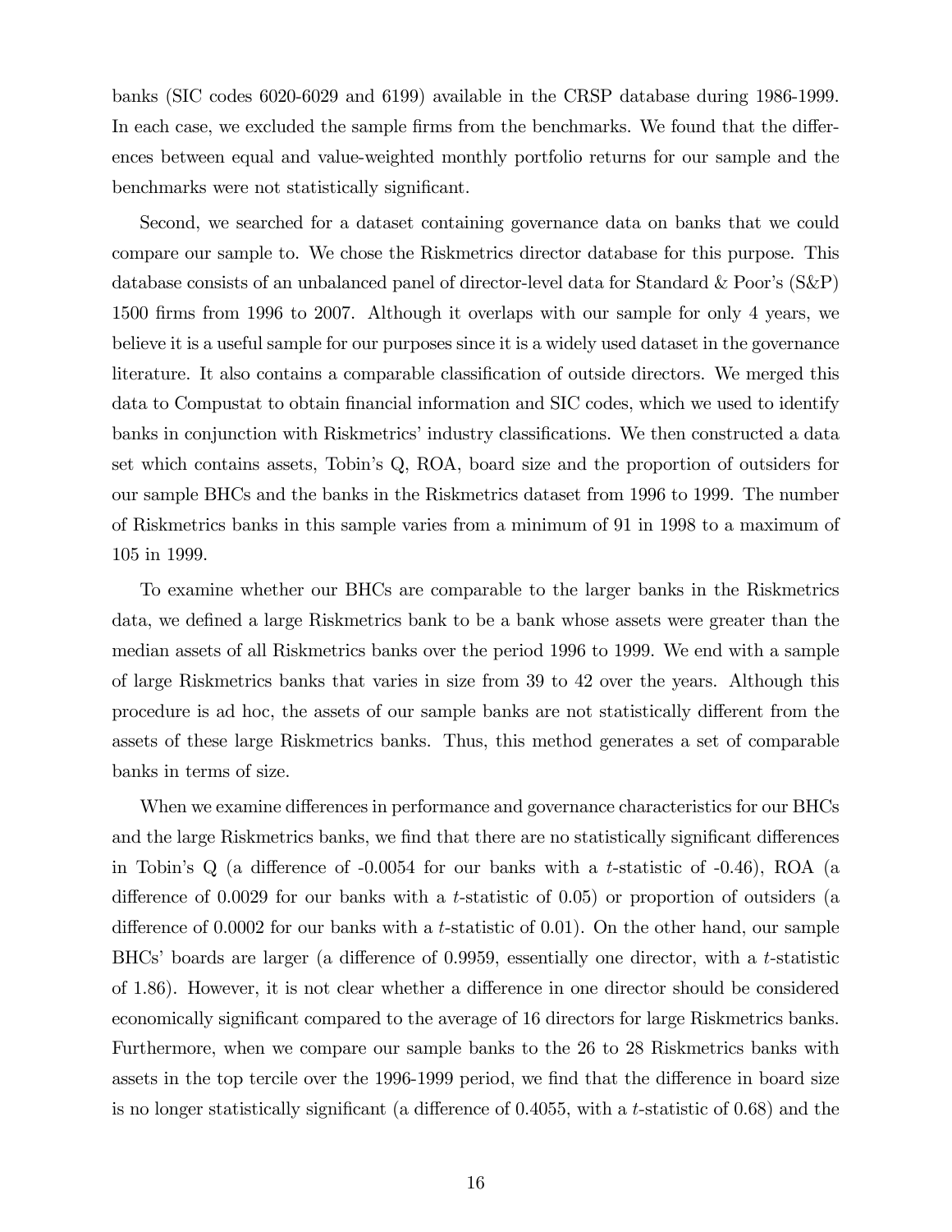banks (SIC codes 6020-6029 and 6199) available in the CRSP database during 1986-1999. In each case, we excluded the sample firms from the benchmarks. We found that the differences between equal and value-weighted monthly portfolio returns for our sample and the benchmarks were not statistically significant.

Second, we searched for a dataset containing governance data on banks that we could compare our sample to. We chose the Riskmetrics director database for this purpose. This database consists of an unbalanced panel of director-level data for Standard & Poor's (S&P) 1500 firms from 1996 to 2007. Although it overlaps with our sample for only 4 years, we believe it is a useful sample for our purposes since it is a widely used dataset in the governance literature. It also contains a comparable classification of outside directors. We merged this data to Compustat to obtain financial information and SIC codes, which we used to identify banks in conjunction with Riskmetrics' industry classifications. We then constructed a data set which contains assets, Tobin's Q, ROA, board size and the proportion of outsiders for our sample BHCs and the banks in the Riskmetrics dataset from 1996 to 1999. The number of Riskmetrics banks in this sample varies from a minimum of 91 in 1998 to a maximum of 105 in 1999.

To examine whether our BHCs are comparable to the larger banks in the Riskmetrics data, we defined a large Riskmetrics bank to be a bank whose assets were greater than the median assets of all Riskmetrics banks over the period 1996 to 1999. We end with a sample of large Riskmetrics banks that varies in size from 39 to 42 over the years. Although this procedure is ad hoc, the assets of our sample banks are not statistically different from the assets of these large Riskmetrics banks. Thus, this method generates a set of comparable banks in terms of size.

When we examine differences in performance and governance characteristics for our BHCs and the large Riskmetrics banks, we find that there are no statistically significant differences in Tobin's Q (a difference of -0.0054 for our banks with a $t$-statistic of -0.46), ROA (a difference of 0.0029 for our banks with a $t$-statistic of 0.05) or proportion of outsiders (a difference of 0.0002 for our banks with a $t$-statistic of 0.01). On the other hand, our sample BHCs' boards are larger (a difference of 0.9959, essentially one director, with a $t$-statistic of 1.86). However, it is not clear whether a difference in one director should be considered economically significant compared to the average of 16 directors for large Riskmetrics banks. Furthermore, when we compare our sample banks to the 26 to 28 Riskmetrics banks with assets in the top tercile over the 1996-1999 period, we find that the difference in board size is no longer statistically significant (a difference of 0.4055, with a $t$-statistic of 0.68) and the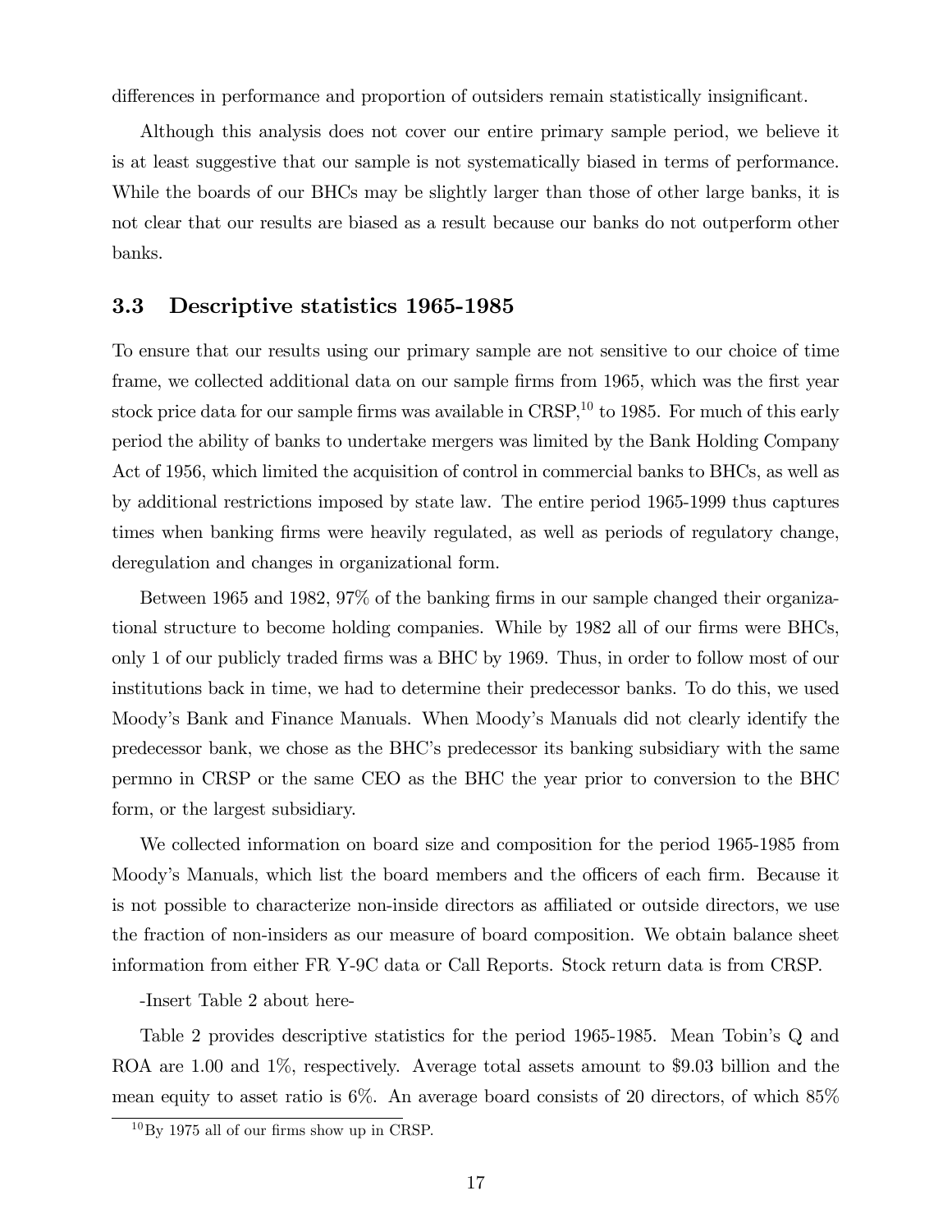differences in performance and proportion of outsiders remain statistically insignificant.

Although this analysis does not cover our entire primary sample period, we believe it is at least suggestive that our sample is not systematically biased in terms of performance. While the boards of our BHCs may be slightly larger than those of other large banks, it is not clear that our results are biased as a result because our banks do not outperform other banks.

### 3.3 Descriptive statistics 1965-1985

To ensure that our results using our primary sample are not sensitive to our choice of time frame, we collected additional data on our sample firms from 1965, which was the first year stock price data for our sample firms was available in CRSP,[10] to 1985. For much of this early period the ability of banks to undertake mergers was limited by the Bank Holding Company Act of 1956, which limited the acquisition of control in commercial banks to BHCs, as well as by additional restrictions imposed by state law. The entire period 1965-1999 thus captures times when banking firms were heavily regulated, as well as periods of regulatory change, deregulation and changes in organizational form.

Between 1965 and 1982, 97% of the banking firms in our sample changed their organizational structure to become holding companies. While by 1982 all of our firms were BHCs, only 1 of our publicly traded firms was a BHC by 1969. Thus, in order to follow most of our institutions back in time, we had to determine their predecessor banks. To do this, we used Moody's Bank and Finance Manuals. When Moody's Manuals did not clearly identify the predecessor bank, we chose as the BHC's predecessor its banking subsidiary with the same permno in CRSP or the same CEO as the BHC the year prior to conversion to the BHC form, or the largest subsidiary.

We collected information on board size and composition for the period 1965-1985 from Moody's Manuals, which list the board members and the officers of each firm. Because it is not possible to characterize non-inside directors as affiliated or outside directors, we use the fraction of non-insiders as our measure of board composition. We obtain balance sheet information from either FR Y-9C data or Call Reports. Stock return data is from CRSP.

-Insert Table 2 about here-

Table 2 provides descriptive statistics for the period 1965-1985. Mean Tobin's Q and ROA are 1.00 and 1%, respectively. Average total assets amount to \$9.03 billion and the mean equity to asset ratio is 6%. An average board consists of 20 directors, of which 85%

[10] By 1975 all of our firms show up in CRSP.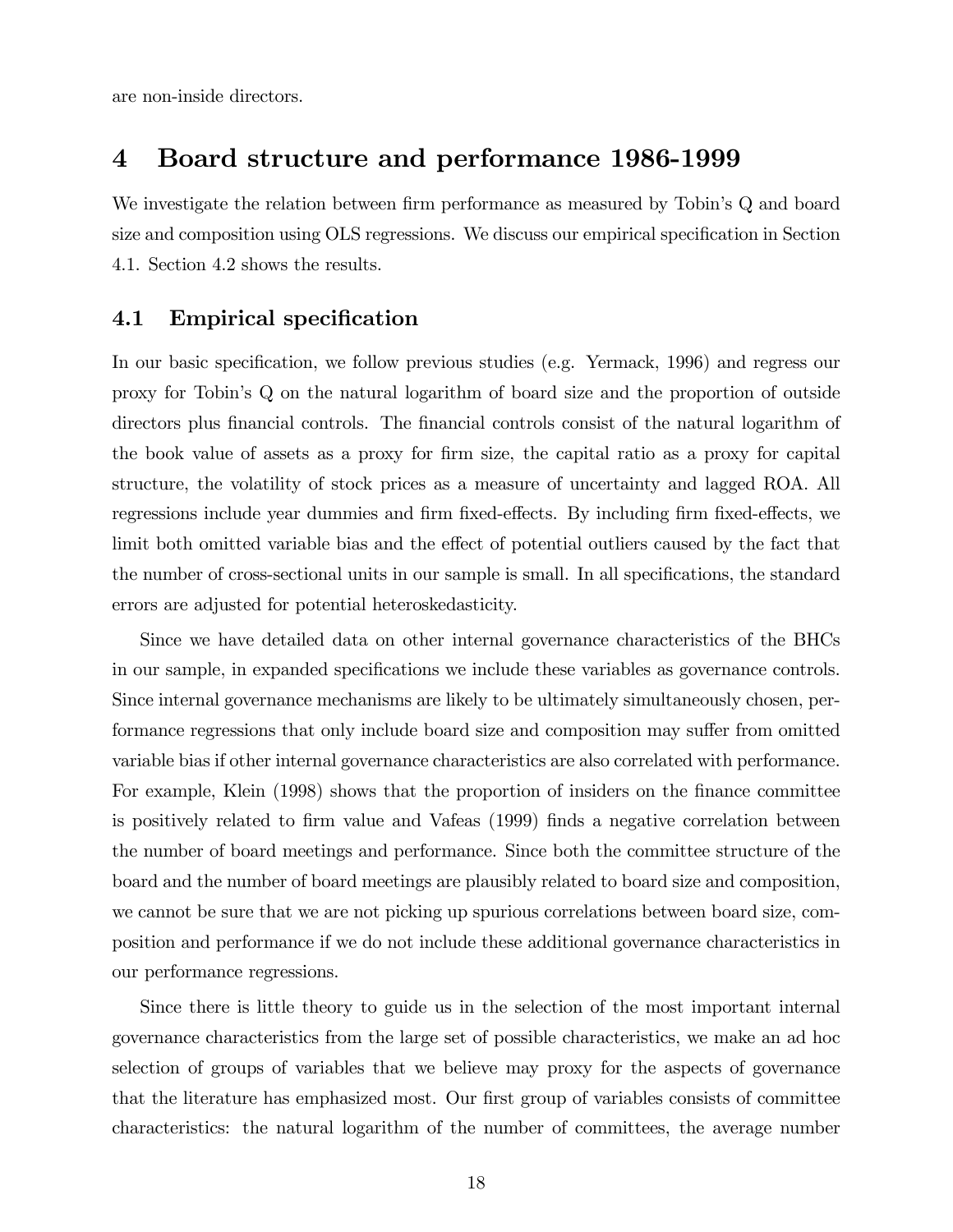are non-inside directors.

# 4 Board structure and performance 1986-1999

We investigate the relation between firm performance as measured by Tobin's Q and board size and composition using OLS regressions. We discuss our empirical specification in Section 4.1. Section 4.2 shows the results.

## 4.1 Empirical specification

In our basic specification, we follow previous studies (e.g. Yermack, 1996) and regress our proxy for Tobin's Q on the natural logarithm of board size and the proportion of outside directors plus financial controls. The financial controls consist of the natural logarithm of the book value of assets as a proxy for firm size, the capital ratio as a proxy for capital structure, the volatility of stock prices as a measure of uncertainty and lagged ROA. All regressions include year dummies and firm fixed-effects. By including firm fixed-effects, we limit both omitted variable bias and the effect of potential outliers caused by the fact that the number of cross-sectional units in our sample is small. In all specifications, the standard errors are adjusted for potential heteroskedasticity.

Since we have detailed data on other internal governance characteristics of the BHCs in our sample, in expanded specifications we include these variables as governance controls. Since internal governance mechanisms are likely to be ultimately simultaneously chosen, performance regressions that only include board size and composition may suffer from omitted variable bias if other internal governance characteristics are also correlated with performance. For example, Klein (1998) shows that the proportion of insiders on the finance committee is positively related to firm value and Vafeas (1999) finds a negative correlation between the number of board meetings and performance. Since both the committee structure of the board and the number of board meetings are plausibly related to board size and composition, we cannot be sure that we are not picking up spurious correlations between board size, composition and performance if we do not include these additional governance characteristics in our performance regressions.

Since there is little theory to guide us in the selection of the most important internal governance characteristics from the large set of possible characteristics, we make an ad hoc selection of groups of variables that we believe may proxy for the aspects of governance that the literature has emphasized most. Our first group of variables consists of committee characteristics: the natural logarithm of the number of committees, the average number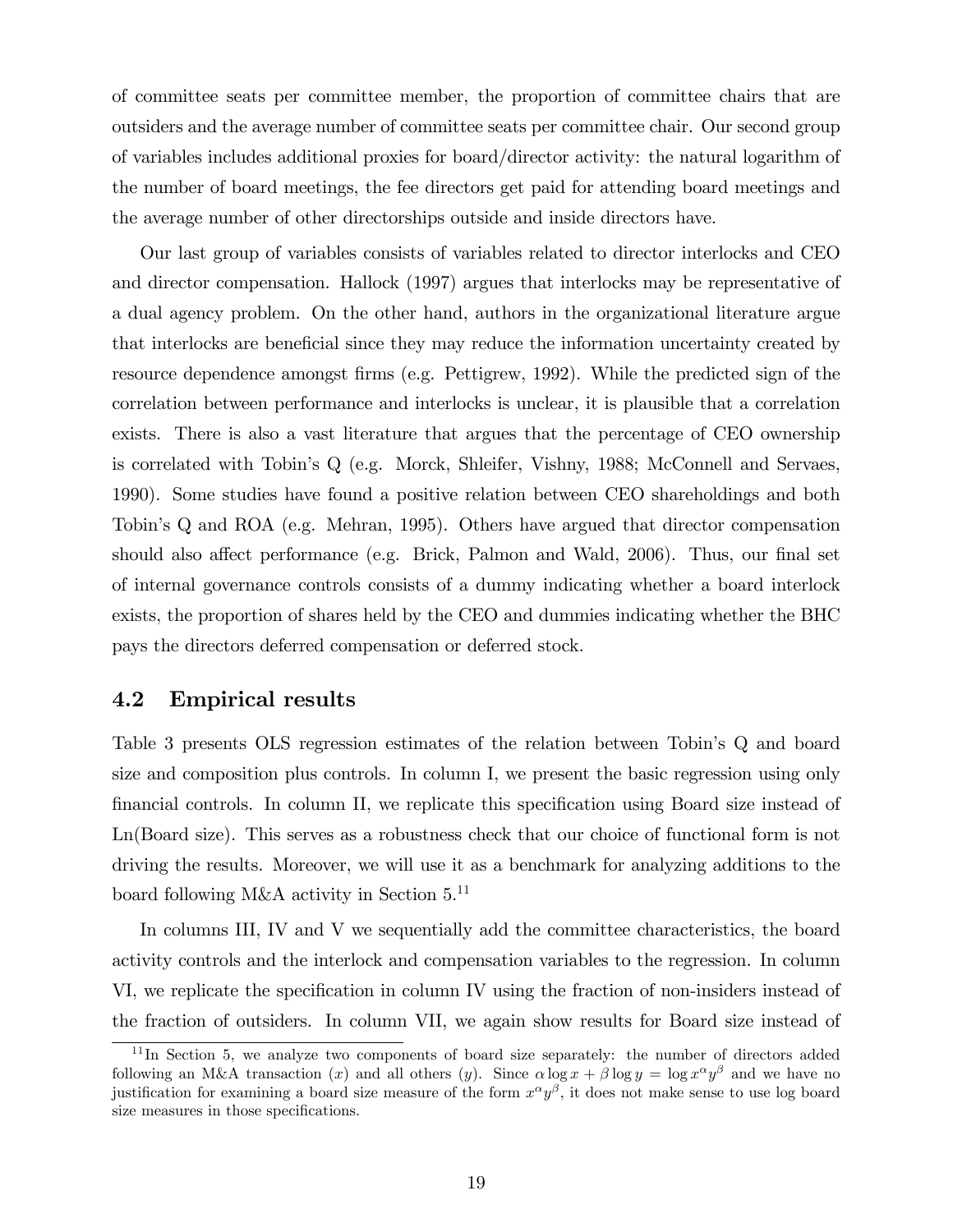of committee seats per committee member, the proportion of committee chairs that are outsiders and the average number of committee seats per committee chair. Our second group of variables includes additional proxies for board/director activity: the natural logarithm of the number of board meetings, the fee directors get paid for attending board meetings and the average number of other directorships outside and inside directors have.

Our last group of variables consists of variables related to director interlocks and CEO and director compensation. Hallock (1997) argues that interlocks may be representative of a dual agency problem. On the other hand, authors in the organizational literature argue that interlocks are beneficial since they may reduce the information uncertainty created by resource dependence amongst firms (e.g. Pettigrew, 1992). While the predicted sign of the correlation between performance and interlocks is unclear, it is plausible that a correlation exists. There is also a vast literature that argues that the percentage of CEO ownership is correlated with Tobin's Q (e.g. Morck, Shleifer, Vishny, 1988; McConnell and Servaes, 1990). Some studies have found a positive relation between CEO shareholdings and both Tobin's Q and ROA (e.g. Mehran, 1995). Others have argued that director compensation should also affect performance (e.g. Brick, Palmon and Wald, 2006). Thus, our final set of internal governance controls consists of a dummy indicating whether a board interlock exists, the proportion of shares held by the CEO and dummies indicating whether the BHC pays the directors deferred compensation or deferred stock.

## 4.2 Empirical results

Table 3 presents OLS regression estimates of the relation between Tobin's Q and board size and composition plus controls. In column I, we present the basic regression using only financial controls. In column II, we replicate this specification using Board size instead of Ln(Board size). This serves as a robustness check that our choice of functional form is not driving the results. Moreover, we will use it as a benchmark for analyzing additions to the board following M&A activity in Section 5.[11]

In columns III, IV and V we sequentially add the committee characteristics, the board activity controls and the interlock and compensation variables to the regression. In column VI, we replicate the specification in column IV using the fraction of non-insiders instead of the fraction of outsiders. In column VII, we again show results for Board size instead of

[11] In Section 5, we analyze two components of board size separately: the number of directors added following an M&A transaction ($x$) and all others ($y$). Since $\alpha \log x + \beta \log y = \log x^{\alpha} y^{\beta}$ and we have no justification for examining a board size measure of the form $x^{\alpha} y^{\beta}$, it does not make sense to use log board size measures in those specifications.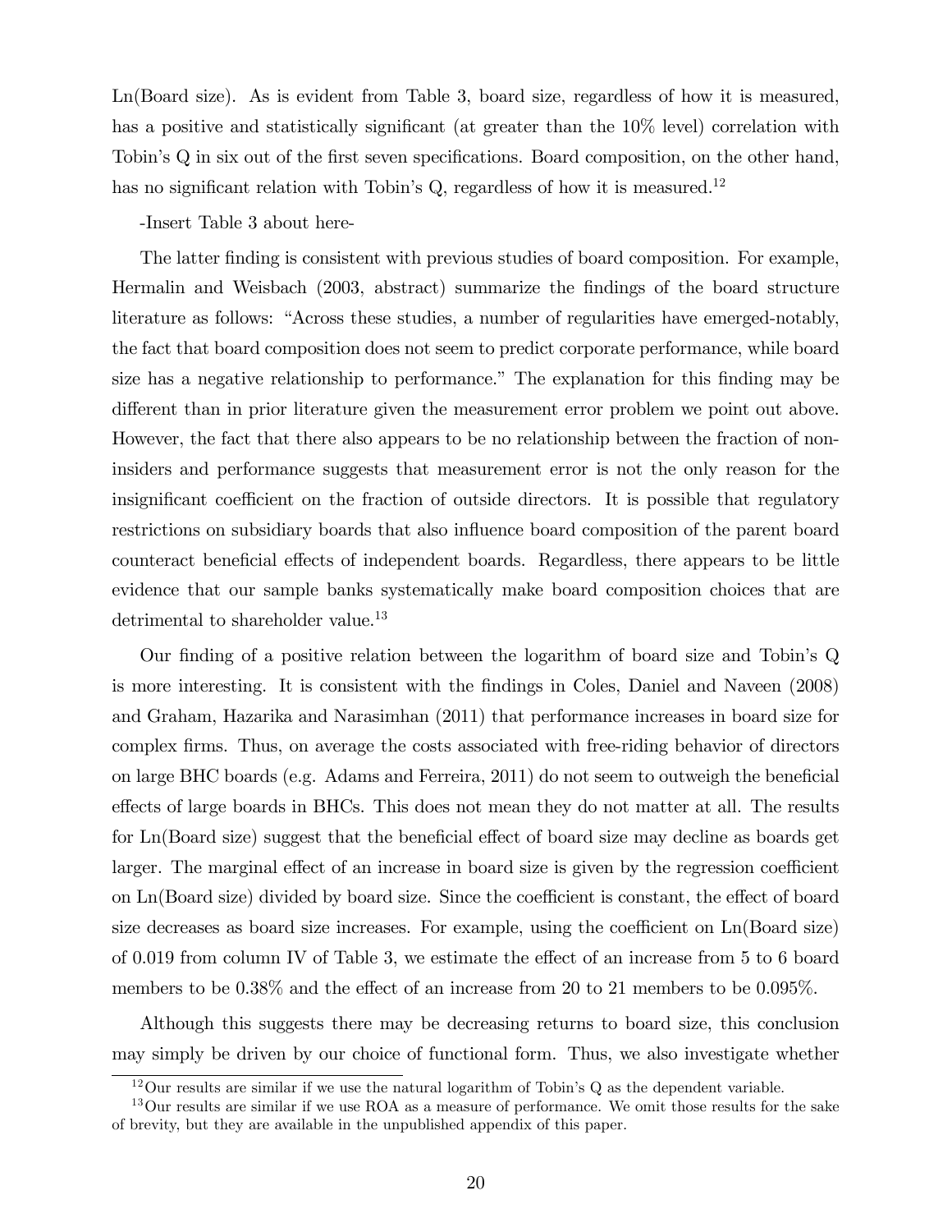Ln(Board size). As is evident from Table 3, board size, regardless of how it is measured, has a positive and statistically significant (at greater than the 10% level) correlation with Tobin's Q in six out of the first seven specifications. Board composition, on the other hand, has no significant relation with Tobin's Q, regardless of how it is measured.[12]

-Insert Table 3 about here-

The latter finding is consistent with previous studies of board composition. For example, Hermalin and Weisbach (2003, abstract) summarize the findings of the board structure literature as follows: "Across these studies, a number of regularities have emerged-notably, the fact that board composition does not seem to predict corporate performance, while board size has a negative relationship to performance." The explanation for this finding may be different than in prior literature given the measurement error problem we point out above. However, the fact that there also appears to be no relationship between the fraction of non-insiders and performance suggests that measurement error is not the only reason for the insignificant coefficient on the fraction of outside directors. It is possible that regulatory restrictions on subsidiary boards that also influence board composition of the parent board counteract beneficial effects of independent boards. Regardless, there appears to be little evidence that our sample banks systematically make board composition choices that are detrimental to shareholder value.[13]

Our finding of a positive relation between the logarithm of board size and Tobin's Q is more interesting. It is consistent with the findings in Coles, Daniel and Naveen (2008) and Graham, Hazarika and Narasimhan (2011) that performance increases in board size for complex firms. Thus, on average the costs associated with free-riding behavior of directors on large BHC boards (e.g. Adams and Ferreira, 2011) do not seem to outweigh the beneficial effects of large boards in BHCs. This does not mean they do not matter at all. The results for Ln(Board size) suggest that the beneficial effect of board size may decline as boards get larger. The marginal effect of an increase in board size is given by the regression coefficient on Ln(Board size) divided by board size. Since the coefficient is constant, the effect of board size decreases as board size increases. For example, using the coefficient on Ln(Board size) of 0.019 from column IV of Table 3, we estimate the effect of an increase from 5 to 6 board members to be 0.38% and the effect of an increase from 20 to 21 members to be 0.095%.

Although this suggests there may be decreasing returns to board size, this conclusion may simply be driven by our choice of functional form. Thus, we also investigate whether

[12] Our results are similar if we use the natural logarithm of Tobin's Q as the dependent variable.

[13] Our results are similar if we use ROA as a measure of performance. We omit those results for the sake of brevity, but they are available in the unpublished appendix of this paper.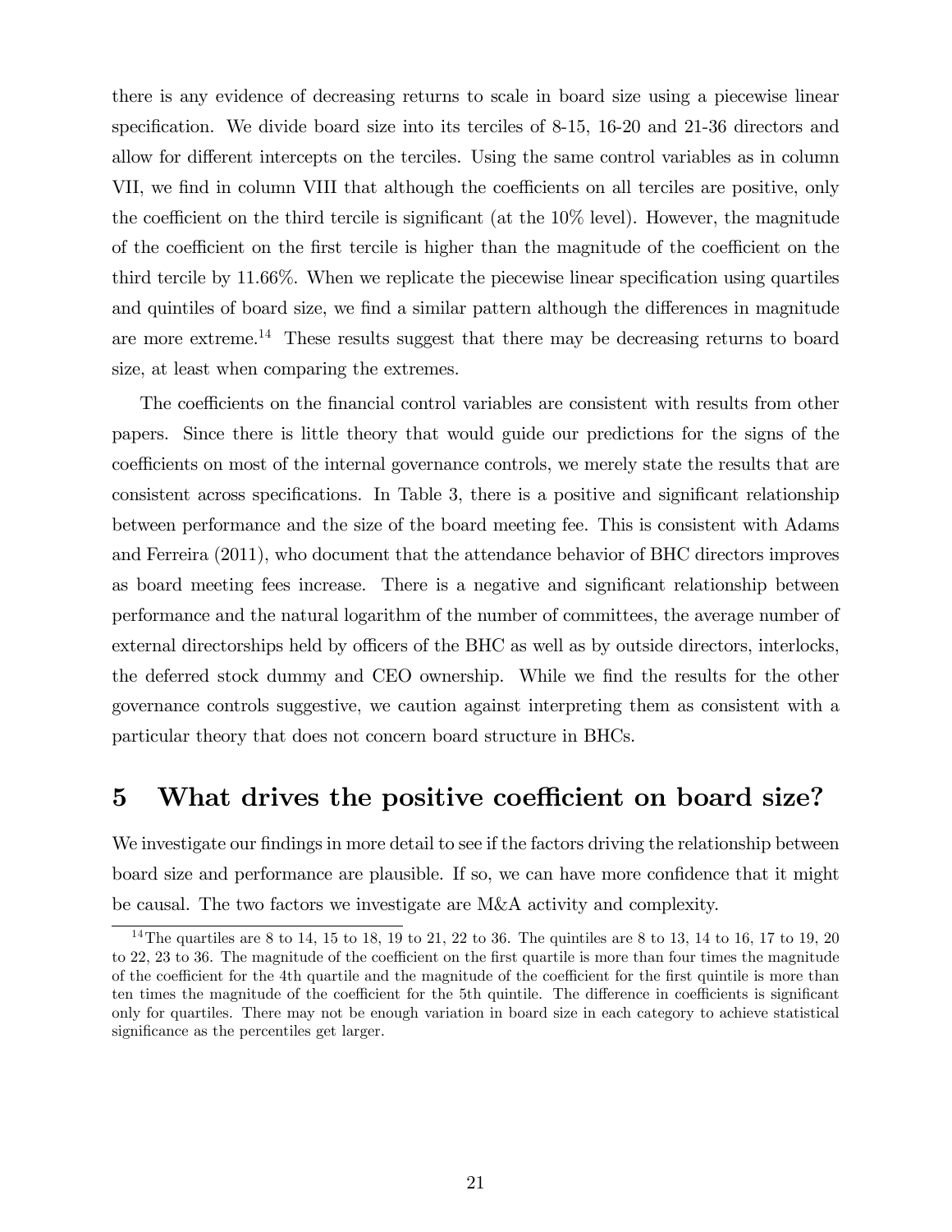there is any evidence of decreasing returns to scale in board size using a piecewise linear specification. We divide board size into its terciles of 8-15, 16-20 and 21-36 directors and allow for different intercepts on the terciles. Using the same control variables as in column VII, we find in column VIII that although the coefficients on all terciles are positive, only the coefficient on the third tercile is significant (at the 10% level). However, the magnitude of the coefficient on the first tercile is higher than the magnitude of the coefficient on the third tercile by 11.66%. When we replicate the piecewise linear specification using quartiles and quintiles of board size, we find a similar pattern although the differences in magnitude are more extreme.[14] These results suggest that there may be decreasing returns to board size, at least when comparing the extremes.

The coefficients on the financial control variables are consistent with results from other papers. Since there is little theory that would guide our predictions for the signs of the coefficients on most of the internal governance controls, we merely state the results that are consistent across specifications. In Table 3, there is a positive and significant relationship between performance and the size of the board meeting fee. This is consistent with Adams and Ferreira (2011), who document that the attendance behavior of BHC directors improves as board meeting fees increase. There is a negative and significant relationship between performance and the natural logarithm of the number of committees, the average number of external directorships held by officers of the BHC as well as by outside directors, interlocks, the deferred stock dummy and CEO ownership. While we find the results for the other governance controls suggestive, we caution against interpreting them as consistent with a particular theory that does not concern board structure in BHCs.

# 5 What drives the positive coefficient on board size?

We investigate our findings in more detail to see if the factors driving the relationship between board size and performance are plausible. If so, we can have more confidence that it might be causal. The two factors we investigate are M&A activity and complexity.

[14] The quartiles are 8 to 14, 15 to 18, 19 to 21, 22 to 36. The quintiles are 8 to 13, 14 to 16, 17 to 19, 20 to 22, 23 to 36. The magnitude of the coefficient on the first quartile is more than four times the magnitude of the coefficient for the 4th quartile and the magnitude of the coefficient for the first quintile is more than ten times the magnitude of the coefficient for the 5th quintile. The difference in coefficients is significant only for quartiles. There may not be enough variation in board size in each category to achieve statistical significance as the percentiles get larger.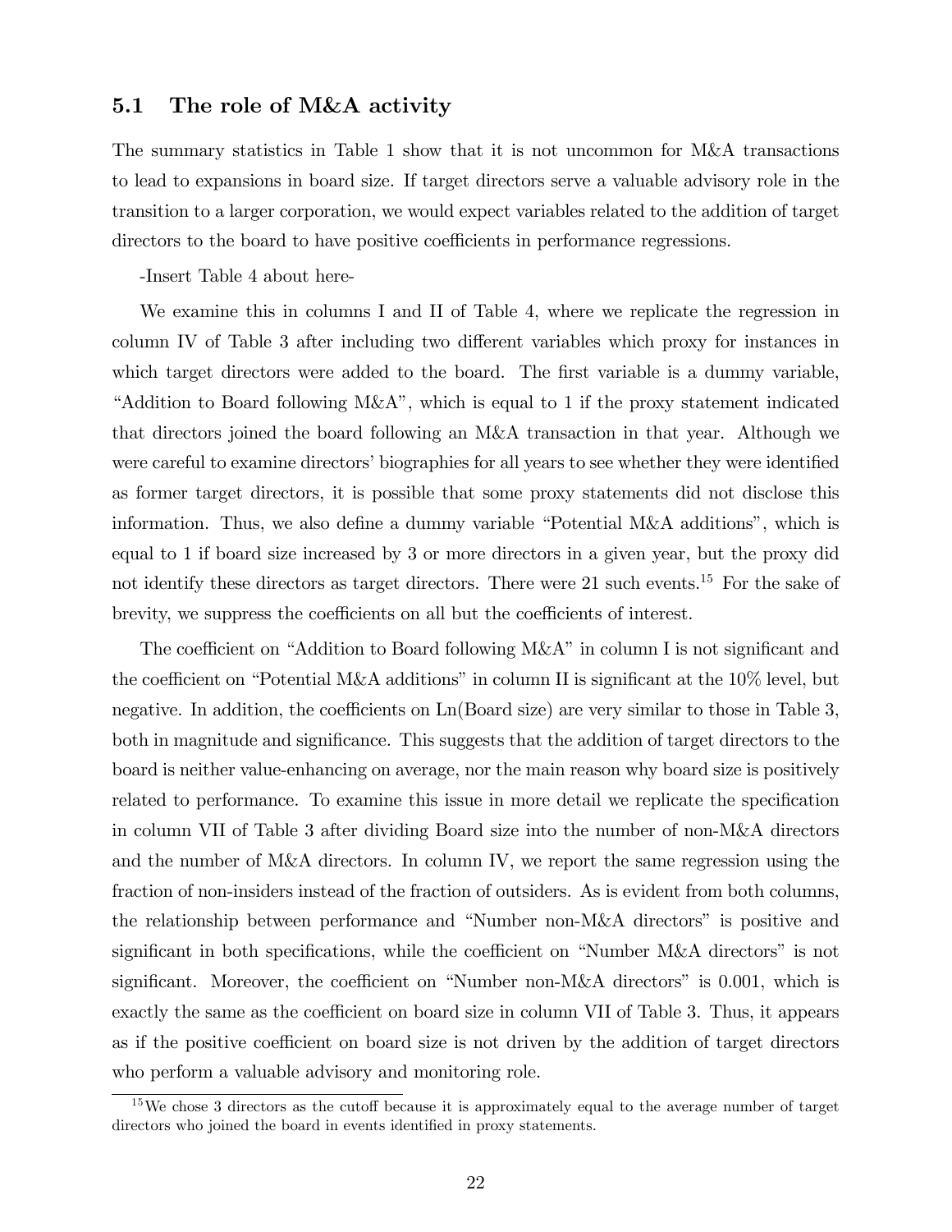### 5.1 The role of M&A activity

The summary statistics in Table 1 show that it is not uncommon for M&A transactions to lead to expansions in board size. If target directors serve a valuable advisory role in the transition to a larger corporation, we would expect variables related to the addition of target directors to the board to have positive coefficients in performance regressions.

-Insert Table 4 about here-

We examine this in columns I and II of Table 4, where we replicate the regression in column IV of Table 3 after including two different variables which proxy for instances in which target directors were added to the board. The first variable is a dummy variable, "Addition to Board following M&A", which is equal to 1 if the proxy statement indicated that directors joined the board following an M&A transaction in that year. Although we were careful to examine directors' biographies for all years to see whether they were identified as former target directors, it is possible that some proxy statements did not disclose this information. Thus, we also define a dummy variable "Potential M&A additions", which is equal to 1 if board size increased by 3 or more directors in a given year, but the proxy did not identify these directors as target directors. There were 21 such events.[15] For the sake of brevity, we suppress the coefficients on all but the coefficients of interest.

The coefficient on "Addition to Board following M&A" in column I is not significant and the coefficient on "Potential M&A additions" in column II is significant at the 10% level, but negative. In addition, the coefficients on Ln(Board size) are very similar to those in Table 3, both in magnitude and significance. This suggests that the addition of target directors to the board is neither value-enhancing on average, nor the main reason why board size is positively related to performance. To examine this issue in more detail we replicate the specification in column VII of Table 3 after dividing Board size into the number of non-M&A directors and the number of M&A directors. In column IV, we report the same regression using the fraction of non-insiders instead of the fraction of outsiders. As is evident from both columns, the relationship between performance and "Number non-M&A directors" is positive and significant in both specifications, while the coefficient on "Number M&A directors" is not significant. Moreover, the coefficient on "Number non-M&A directors" is 0.001, which is exactly the same as the coefficient on board size in column VII of Table 3. Thus, it appears as if the positive coefficient on board size is not driven by the addition of target directors who perform a valuable advisory and monitoring role.

[15] We chose 3 directors as the cutoff because it is approximately equal to the average number of target directors who joined the board in events identified in proxy statements.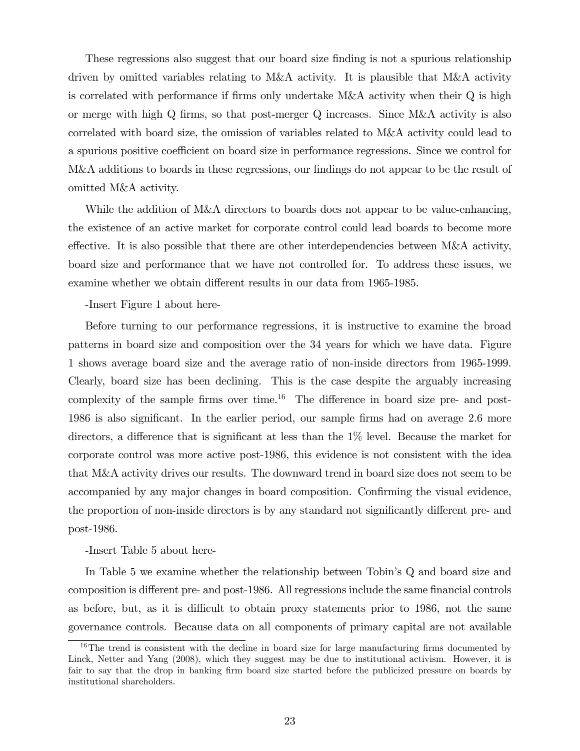These regressions also suggest that our board size finding is not a spurious relationship driven by omitted variables relating to M&A activity. It is plausible that M&A activity is correlated with performance if firms only undertake M&A activity when their Q is high or merge with high Q firms, so that post-merger Q increases. Since M&A activity is also correlated with board size, the omission of variables related to M&A activity could lead to a spurious positive coefficient on board size in performance regressions. Since we control for M&A additions to boards in these regressions, our findings do not appear to be the result of omitted M&A activity.

While the addition of M&A directors to boards does not appear to be value-enhancing, the existence of an active market for corporate control could lead boards to become more effective. It is also possible that there are other interdependencies between M&A activity, board size and performance that we have not controlled for. To address these issues, we examine whether we obtain different results in our data from 1965-1985.

-Insert Figure 1 about here-

Before turning to our performance regressions, it is instructive to examine the broad patterns in board size and composition over the 34 years for which we have data. Figure 1 shows average board size and the average ratio of non-inside directors from 1965-1999. Clearly, board size has been declining. This is the case despite the arguably increasing complexity of the sample firms over time.[16] The difference in board size pre- and post-1986 is also significant. In the earlier period, our sample firms had on average 2.6 more directors, a difference that is significant at less than the 1% level. Because the market for corporate control was more active post-1986, this evidence is not consistent with the idea that M&A activity drives our results. The downward trend in board size does not seem to be accompanied by any major changes in board composition. Confirming the visual evidence, the proportion of non-inside directors is by any standard not significantly different pre- and post-1986.

-Insert Table 5 about here-

In Table 5 we examine whether the relationship between Tobin's Q and board size and composition is different pre- and post-1986. All regressions include the same financial controls as before, but, as it is difficult to obtain proxy statements prior to 1986, not the same governance controls. Because data on all components of primary capital are not available

[16] The trend is consistent with the decline in board size for large manufacturing firms documented by Linck, Netter and Yang (2008), which they suggest may be due to institutional activism. However, it is fair to say that the drop in banking firm board size started before the publicized pressure on boards by institutional shareholders.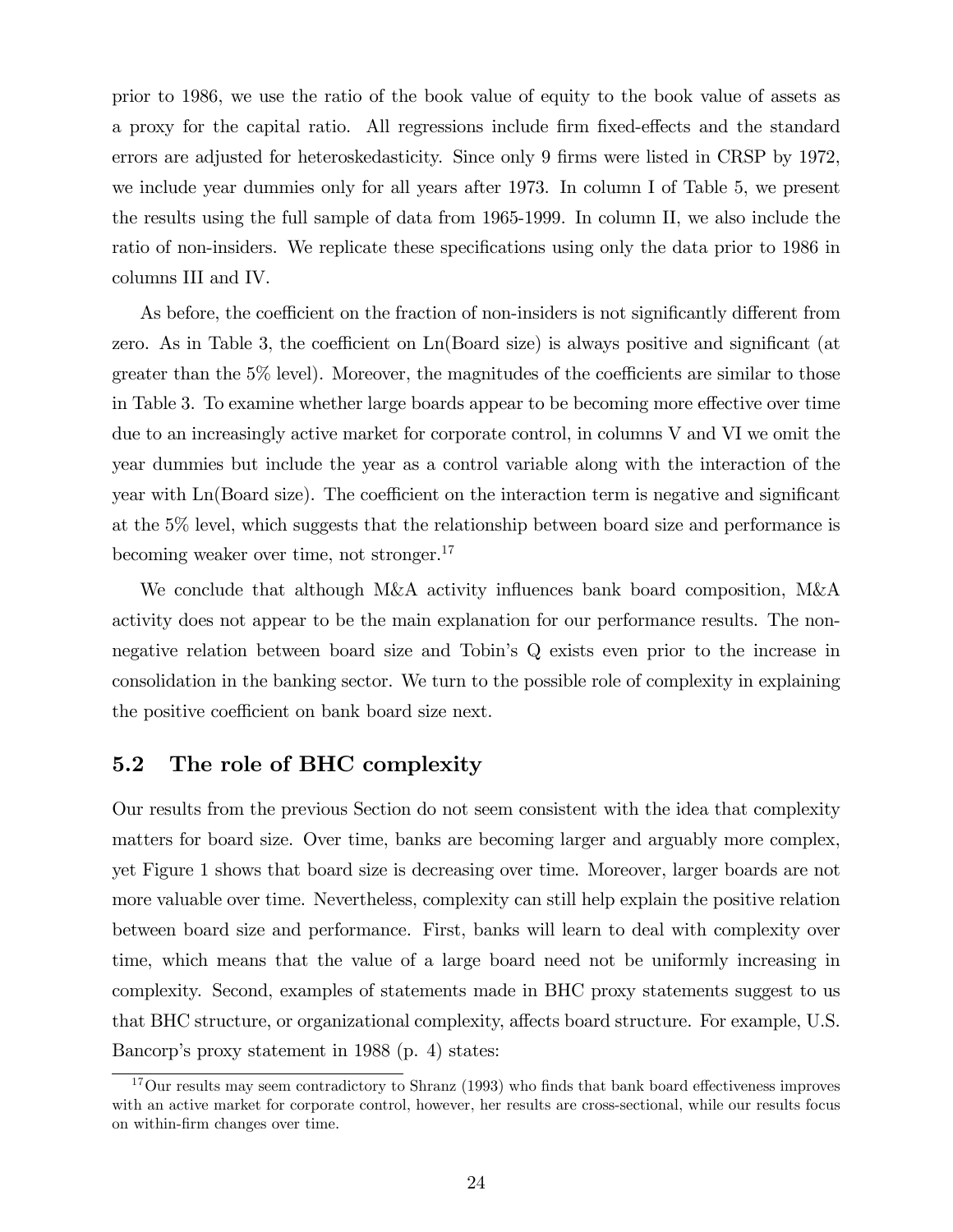prior to 1986, we use the ratio of the book value of equity to the book value of assets as a proxy for the capital ratio. All regressions include firm fixed-effects and the standard errors are adjusted for heteroskedasticity. Since only 9 firms were listed in CRSP by 1972, we include year dummies only for all years after 1973. In column I of Table 5, we present the results using the full sample of data from 1965-1999. In column II, we also include the ratio of non-insiders. We replicate these specifications using only the data prior to 1986 in columns III and IV.

As before, the coefficient on the fraction of non-insiders is not significantly different from zero. As in Table 3, the coefficient on Ln(Board size) is always positive and significant (at greater than the 5% level). Moreover, the magnitudes of the coefficients are similar to those in Table 3. To examine whether large boards appear to be becoming more effective over time due to an increasingly active market for corporate control, in columns V and VI we omit the year dummies but include the year as a control variable along with the interaction of the year with Ln(Board size). The coefficient on the interaction term is negative and significant at the 5% level, which suggests that the relationship between board size and performance is becoming weaker over time, not stronger.[17]

We conclude that although M&A activity influences bank board composition, M&A activity does not appear to be the main explanation for our performance results. The non-negative relation between board size and Tobin's Q exists even prior to the increase in consolidation in the banking sector. We turn to the possible role of complexity in explaining the positive coefficient on bank board size next.

## 5.2 The role of BHC complexity

Our results from the previous Section do not seem consistent with the idea that complexity matters for board size. Over time, banks are becoming larger and arguably more complex, yet Figure 1 shows that board size is decreasing over time. Moreover, larger boards are not more valuable over time. Nevertheless, complexity can still help explain the positive relation between board size and performance. First, banks will learn to deal with complexity over time, which means that the value of a large board need not be uniformly increasing in complexity. Second, examples of statements made in BHC proxy statements suggest to us that BHC structure, or organizational complexity, affects board structure. For example, U.S. Bancorp's proxy statement in 1988 (p. 4) states:

[17] Our results may seem contradictory to Shranz (1993) who finds that bank board effectiveness improves with an active market for corporate control, however, her results are cross-sectional, while our results focus on within-firm changes over time.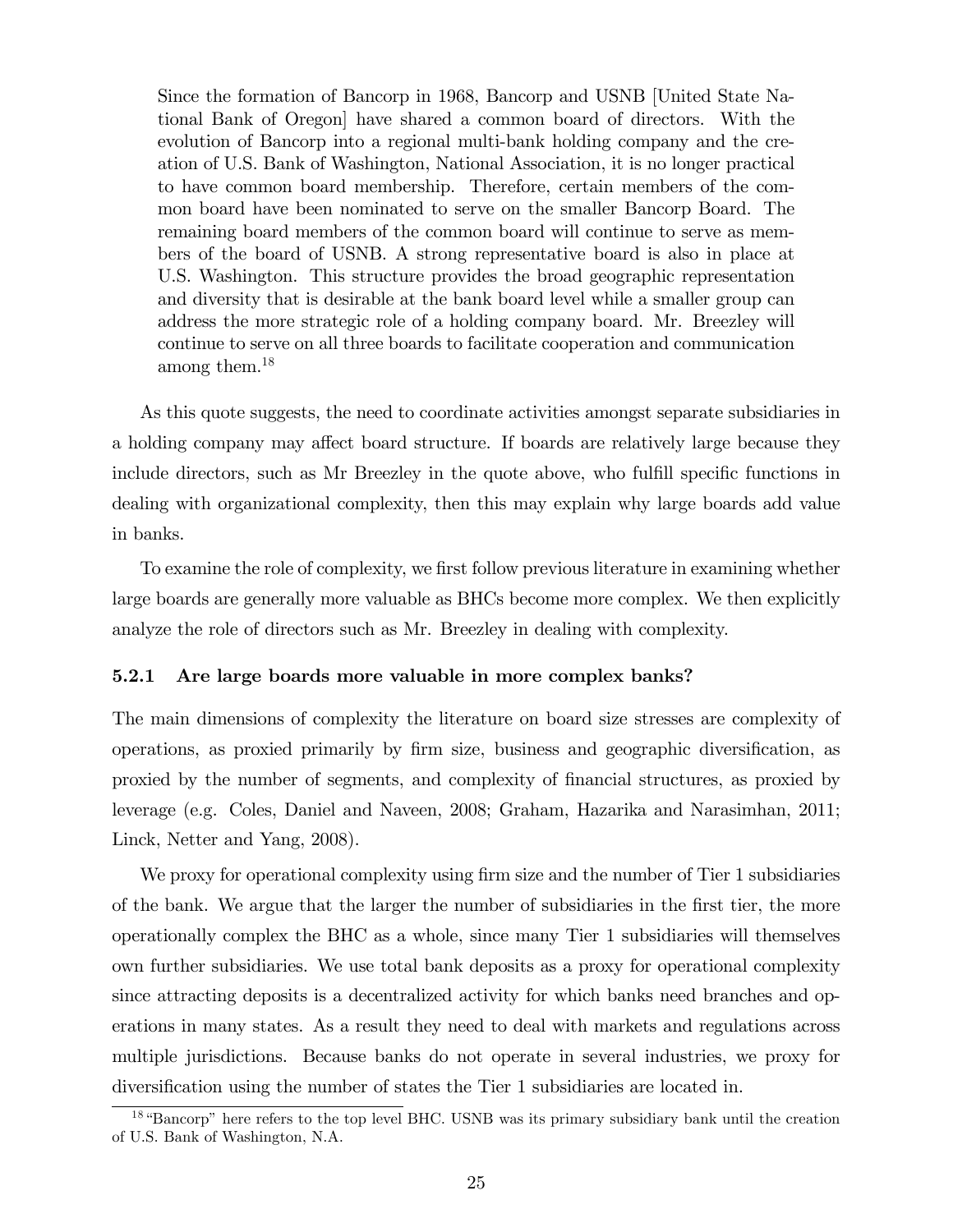> Since the formation of Bancorp in 1968, Bancorp and USNB [United State National Bank of Oregon] have shared a common board of directors. With the evolution of Bancorp into a regional multi-bank holding company and the creation of U.S. Bank of Washington, National Association, it is no longer practical to have common board membership. Therefore, certain members of the common board have been nominated to serve on the smaller Bancorp Board. The remaining board members of the common board will continue to serve as members of the board of USNB. A strong representative board is also in place at U.S. Washington. This structure provides the broad geographic representation and diversity that is desirable at the bank board level while a smaller group can address the more strategic role of a holding company board. Mr. Breezley will continue to serve on all three boards to facilitate cooperation and communication among them.[18]

As this quote suggests, the need to coordinate activities amongst separate subsidiaries in a holding company may affect board structure. If boards are relatively large because they include directors, such as Mr Breezley in the quote above, who fulfill specific functions in dealing with organizational complexity, then this may explain why large boards add value in banks.

To examine the role of complexity, we first follow previous literature in examining whether large boards are generally more valuable as BHCs become more complex. We then explicitly analyze the role of directors such as Mr. Breezley in dealing with complexity.

### 5.2.1 Are large boards more valuable in more complex banks?

The main dimensions of complexity the literature on board size stresses are complexity of operations, as proxied primarily by firm size, business and geographic diversification, as proxied by the number of segments, and complexity of financial structures, as proxied by leverage (e.g. Coles, Daniel and Naveen, 2008; Graham, Hazarika and Narasimhan, 2011; Linck, Netter and Yang, 2008).

We proxy for operational complexity using firm size and the number of Tier 1 subsidiaries of the bank. We argue that the larger the number of subsidiaries in the first tier, the more operationally complex the BHC as a whole, since many Tier 1 subsidiaries will themselves own further subsidiaries. We use total bank deposits as a proxy for operational complexity since attracting deposits is a decentralized activity for which banks need branches and operations in many states. As a result they need to deal with markets and regulations across multiple jurisdictions. Because banks do not operate in several industries, we proxy for diversification using the number of states the Tier 1 subsidiaries are located in.

[18] "Bancorp" here refers to the top level BHC. USNB was its primary subsidiary bank until the creation of U.S. Bank of Washington, N.A.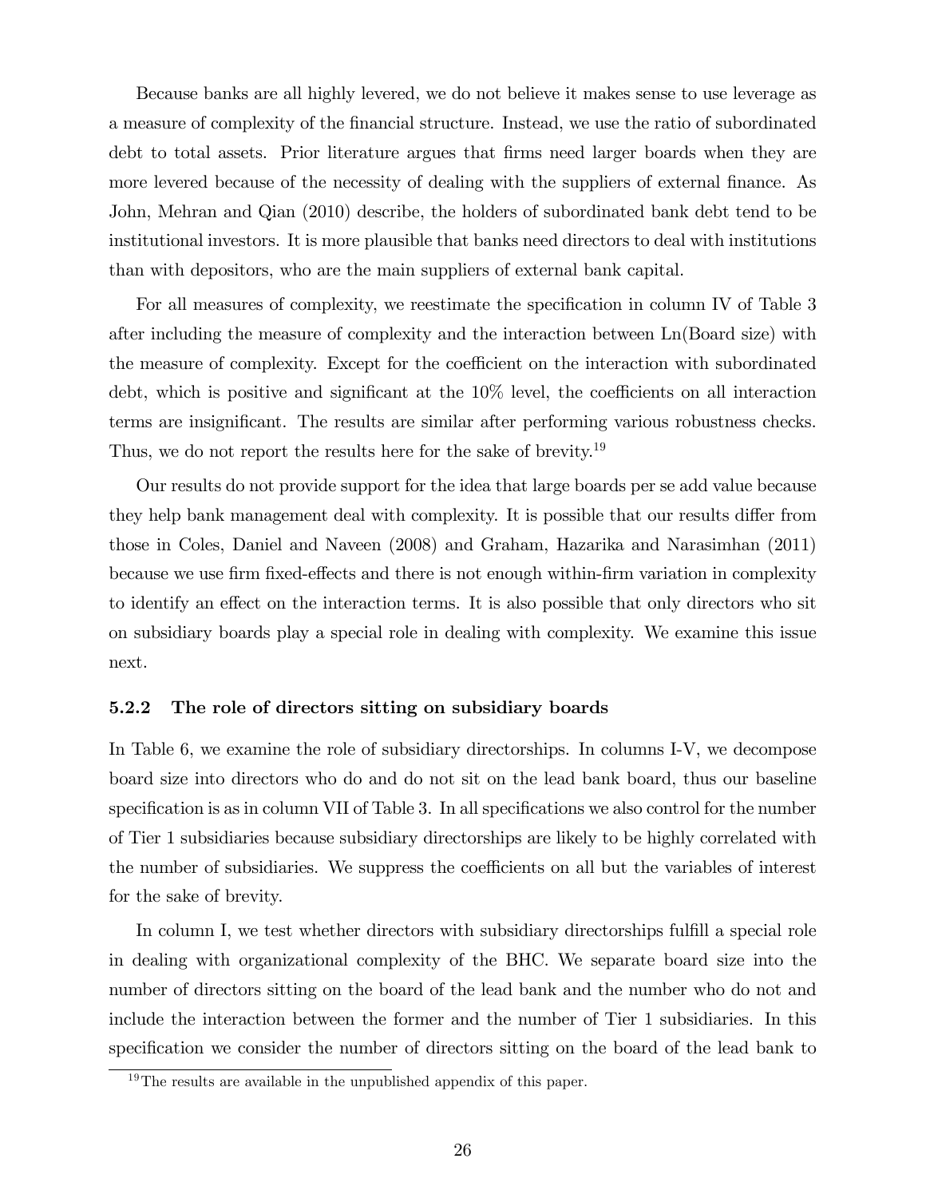Because banks are all highly levered, we do not believe it makes sense to use leverage as a measure of complexity of the financial structure. Instead, we use the ratio of subordinated debt to total assets. Prior literature argues that firms need larger boards when they are more levered because of the necessity of dealing with the suppliers of external finance. As John, Mehran and Qian (2010) describe, the holders of subordinated bank debt tend to be institutional investors. It is more plausible that banks need directors to deal with institutions than with depositors, who are the main suppliers of external bank capital.

For all measures of complexity, we reestimate the specification in column IV of Table 3 after including the measure of complexity and the interaction between Ln(Board size) with the measure of complexity. Except for the coefficient on the interaction with subordinated debt, which is positive and significant at the 10% level, the coefficients on all interaction terms are insignificant. The results are similar after performing various robustness checks. Thus, we do not report the results here for the sake of brevity.[19]

Our results do not provide support for the idea that large boards per se add value because they help bank management deal with complexity. It is possible that our results differ from those in Coles, Daniel and Naveen (2008) and Graham, Hazarika and Narasimhan (2011) because we use firm fixed-effects and there is not enough within-firm variation in complexity to identify an effect on the interaction terms. It is also possible that only directors who sit on subsidiary boards play a special role in dealing with complexity. We examine this issue next.

### 5.2.2 The role of directors sitting on subsidiary boards

In Table 6, we examine the role of subsidiary directorships. In columns I-V, we decompose board size into directors who do and do not sit on the lead bank board, thus our baseline specification is as in column VII of Table 3. In all specifications we also control for the number of Tier 1 subsidiaries because subsidiary directorships are likely to be highly correlated with the number of subsidiaries. We suppress the coefficients on all but the variables of interest for the sake of brevity.

In column I, we test whether directors with subsidiary directorships fulfill a special role in dealing with organizational complexity of the BHC. We separate board size into the number of directors sitting on the board of the lead bank and the number who do not and include the interaction between the former and the number of Tier 1 subsidiaries. In this specification we consider the number of directors sitting on the board of the lead bank to

[19] The results are available in the unpublished appendix of this paper.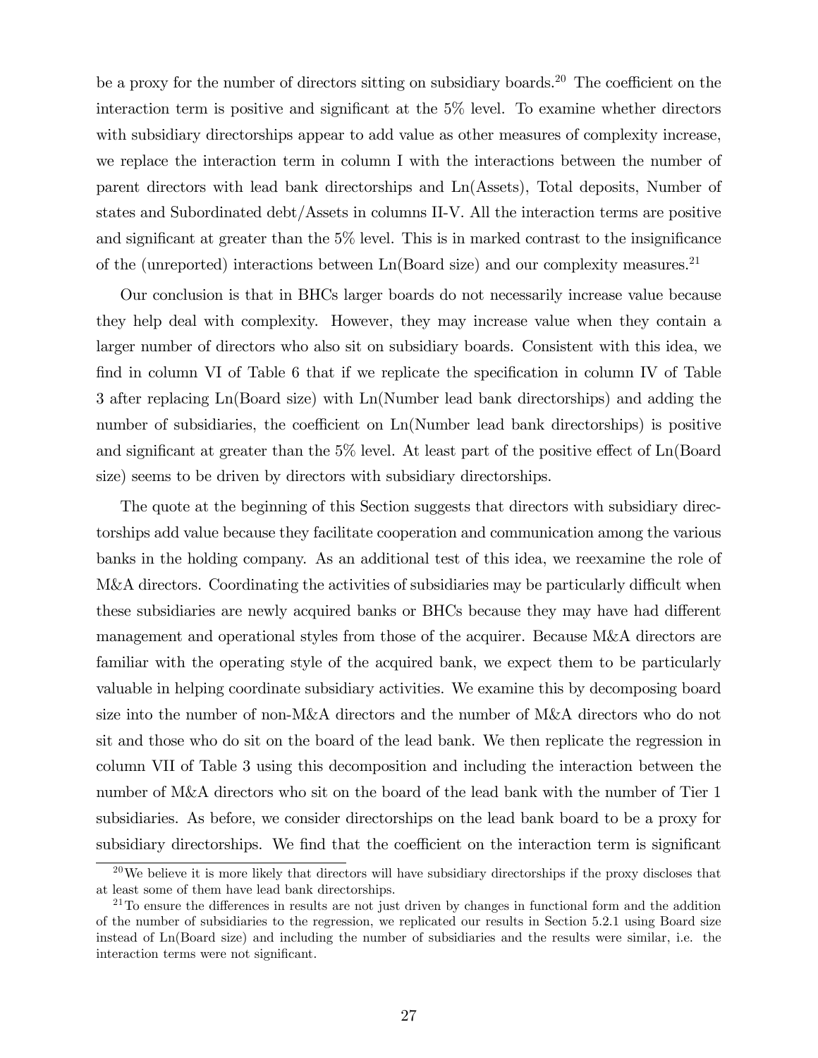be a proxy for the number of directors sitting on subsidiary boards.[20] The coefficient on the interaction term is positive and significant at the 5% level. To examine whether directors with subsidiary directorships appear to add value as other measures of complexity increase, we replace the interaction term in column I with the interactions between the number of parent directors with lead bank directorships and Ln(Assets), Total deposits, Number of states and Subordinated debt/Assets in columns II-V. All the interaction terms are positive and significant at greater than the 5% level. This is in marked contrast to the insignificance of the (unreported) interactions between Ln(Board size) and our complexity measures.[21]

Our conclusion is that in BHCs larger boards do not necessarily increase value because they help deal with complexity. However, they may increase value when they contain a larger number of directors who also sit on subsidiary boards. Consistent with this idea, we find in column VI of Table 6 that if we replicate the specification in column IV of Table 3 after replacing Ln(Board size) with Ln(Number lead bank directorships) and adding the number of subsidiaries, the coefficient on Ln(Number lead bank directorships) is positive and significant at greater than the 5% level. At least part of the positive effect of Ln(Board size) seems to be driven by directors with subsidiary directorships.

The quote at the beginning of this Section suggests that directors with subsidiary directorships add value because they facilitate cooperation and communication among the various banks in the holding company. As an additional test of this idea, we reexamine the role of M&A directors. Coordinating the activities of subsidiaries may be particularly difficult when these subsidiaries are newly acquired banks or BHCs because they may have had different management and operational styles from those of the acquirer. Because M&A directors are familiar with the operating style of the acquired bank, we expect them to be particularly valuable in helping coordinate subsidiary activities. We examine this by decomposing board size into the number of non-M&A directors and the number of M&A directors who do not sit and those who do sit on the board of the lead bank. We then replicate the regression in column VII of Table 3 using this decomposition and including the interaction between the number of M&A directors who sit on the board of the lead bank with the number of Tier 1 subsidiaries. As before, we consider directorships on the lead bank board to be a proxy for subsidiary directorships. We find that the coefficient on the interaction term is significant

[20] We believe it is more likely that directors will have subsidiary directorships if the proxy discloses that at least some of them have lead bank directorships.

[21] To ensure the differences in results are not just driven by changes in functional form and the addition of the number of subsidiaries to the regression, we replicated our results in Section 5.2.1 using Board size instead of Ln(Board size) and including the number of subsidiaries and the results were similar, i.e. the interaction terms were not significant.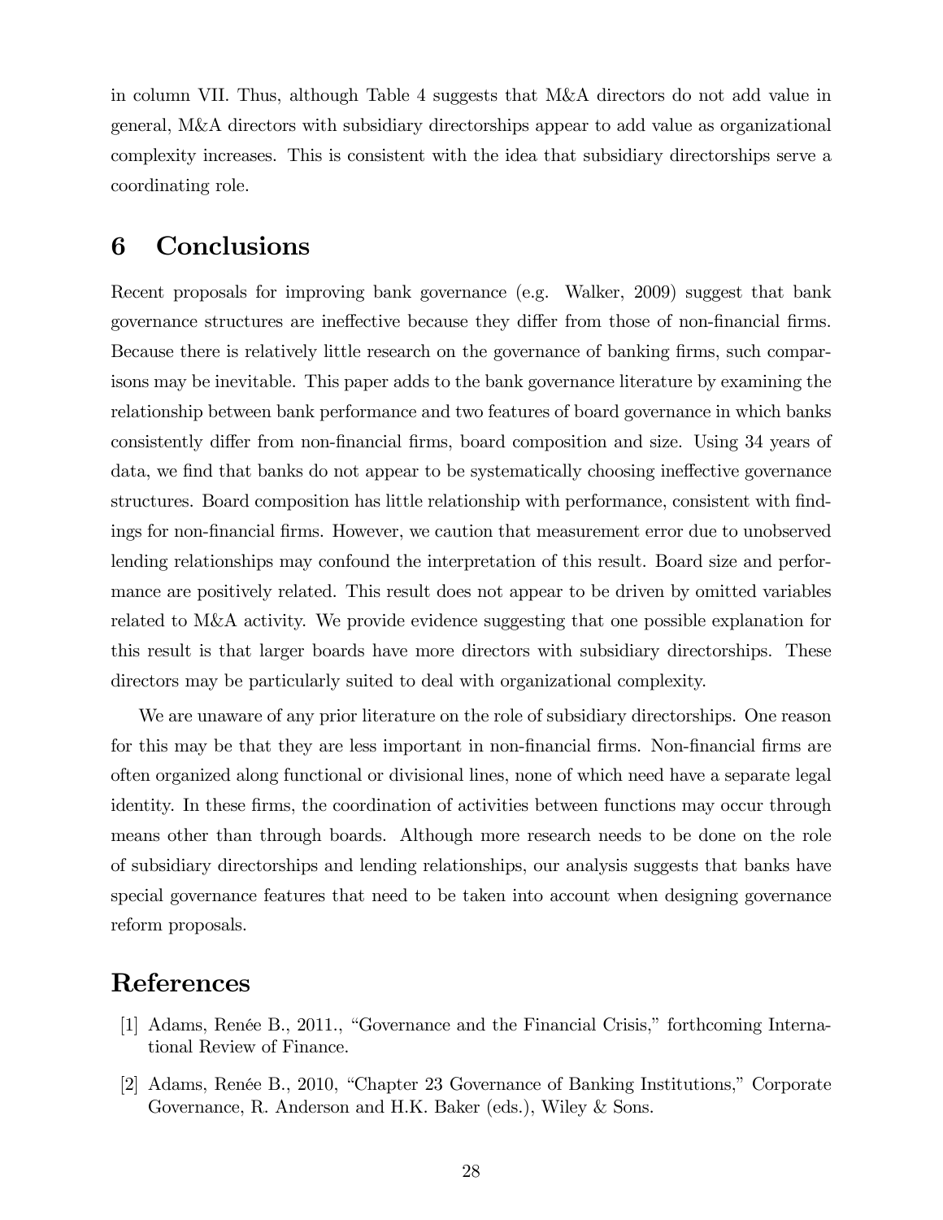in column VII. Thus, although Table 4 suggests that M&A directors do not add value in general, M&A directors with subsidiary directorships appear to add value as organizational complexity increases. This is consistent with the idea that subsidiary directorships serve a coordinating role.

# 6 Conclusions

Recent proposals for improving bank governance (e.g. Walker, 2009) suggest that bank governance structures are ineffective because they differ from those of non-financial firms. Because there is relatively little research on the governance of banking firms, such comparisons may be inevitable. This paper adds to the bank governance literature by examining the relationship between bank performance and two features of board governance in which banks consistently differ from non-financial firms, board composition and size. Using 34 years of data, we find that banks do not appear to be systematically choosing ineffective governance structures. Board composition has little relationship with performance, consistent with findings for non-financial firms. However, we caution that measurement error due to unobserved lending relationships may confound the interpretation of this result. Board size and performance are positively related. This result does not appear to be driven by omitted variables related to M&A activity. We provide evidence suggesting that one possible explanation for this result is that larger boards have more directors with subsidiary directorships. These directors may be particularly suited to deal with organizational complexity.

We are unaware of any prior literature on the role of subsidiary directorships. One reason for this may be that they are less important in non-financial firms. Non-financial firms are often organized along functional or divisional lines, none of which need have a separate legal identity. In these firms, the coordination of activities between functions may occur through means other than through boards. Although more research needs to be done on the role of subsidiary directorships and lending relationships, our analysis suggests that banks have special governance features that need to be taken into account when designing governance reform proposals.

# References

[1] Adams, Renée B., 2011., "Governance and the Financial Crisis," forthcoming International Review of Finance.

[2] Adams, Renée B., 2010, "Chapter 23 Governance of Banking Institutions," Corporate Governance, R. Anderson and H.K. Baker (eds.), Wiley & Sons.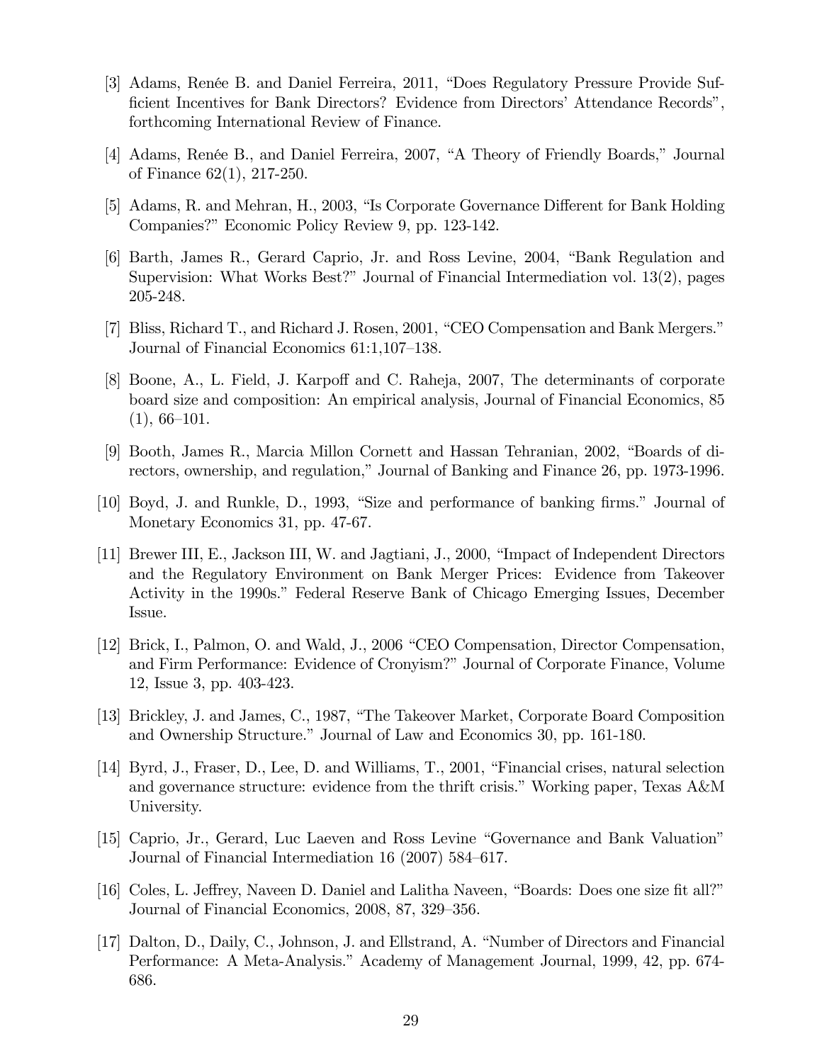[3] Adams, Renée B. and Daniel Ferreira, 2011, "Does Regulatory Pressure Provide Sufficient Incentives for Bank Directors? Evidence from Directors' Attendance Records", forthcoming International Review of Finance.

[4] Adams, Renée B., and Daniel Ferreira, 2007, "A Theory of Friendly Boards," Journal of Finance 62(1), 217-250.

[5] Adams, R. and Mehran, H., 2003, "Is Corporate Governance Different for Bank Holding Companies?" Economic Policy Review 9, pp. 123-142.

[6] Barth, James R., Gerard Caprio, Jr. and Ross Levine, 2004, "Bank Regulation and Supervision: What Works Best?" Journal of Financial Intermediation vol. 13(2), pages 205-248.

[7] Bliss, Richard T., and Richard J. Rosen, 2001, "CEO Compensation and Bank Mergers." Journal of Financial Economics 61:1,107–138.

[8] Boone, A., L. Field, J. Karpoff and C. Raheja, 2007, The determinants of corporate board size and composition: An empirical analysis, Journal of Financial Economics, 85 (1), 66–101.

[9] Booth, James R., Marcia Millon Cornett and Hassan Tehranian, 2002, "Boards of directors, ownership, and regulation," Journal of Banking and Finance 26, pp. 1973-1996.

[10] Boyd, J. and Runkle, D., 1993, "Size and performance of banking firms." Journal of Monetary Economics 31, pp. 47-67.

[11] Brewer III, E., Jackson III, W. and Jagtiani, J., 2000, "Impact of Independent Directors and the Regulatory Environment on Bank Merger Prices: Evidence from Takeover Activity in the 1990s." Federal Reserve Bank of Chicago Emerging Issues, December Issue.

[12] Brick, I., Palmon, O. and Wald, J., 2006 "CEO Compensation, Director Compensation, and Firm Performance: Evidence of Cronyism?" Journal of Corporate Finance, Volume 12, Issue 3, pp. 403-423.

[13] Brickley, J. and James, C., 1987, "The Takeover Market, Corporate Board Composition and Ownership Structure." Journal of Law and Economics 30, pp. 161-180.

[14] Byrd, J., Fraser, D., Lee, D. and Williams, T., 2001, "Financial crises, natural selection and governance structure: evidence from the thrift crisis." Working paper, Texas A&M University.

[15] Caprio, Jr., Gerard, Luc Laeven and Ross Levine "Governance and Bank Valuation" Journal of Financial Intermediation 16 (2007) 584–617.

[16] Coles, L. Jeffrey, Naveen D. Daniel and Lalitha Naveen, "Boards: Does one size fit all?" Journal of Financial Economics, 2008, 87, 329–356.

[17] Dalton, D., Daily, C., Johnson, J. and Ellstrand, A. "Number of Directors and Financial Performance: A Meta-Analysis." Academy of Management Journal, 1999, 42, pp. 674-686.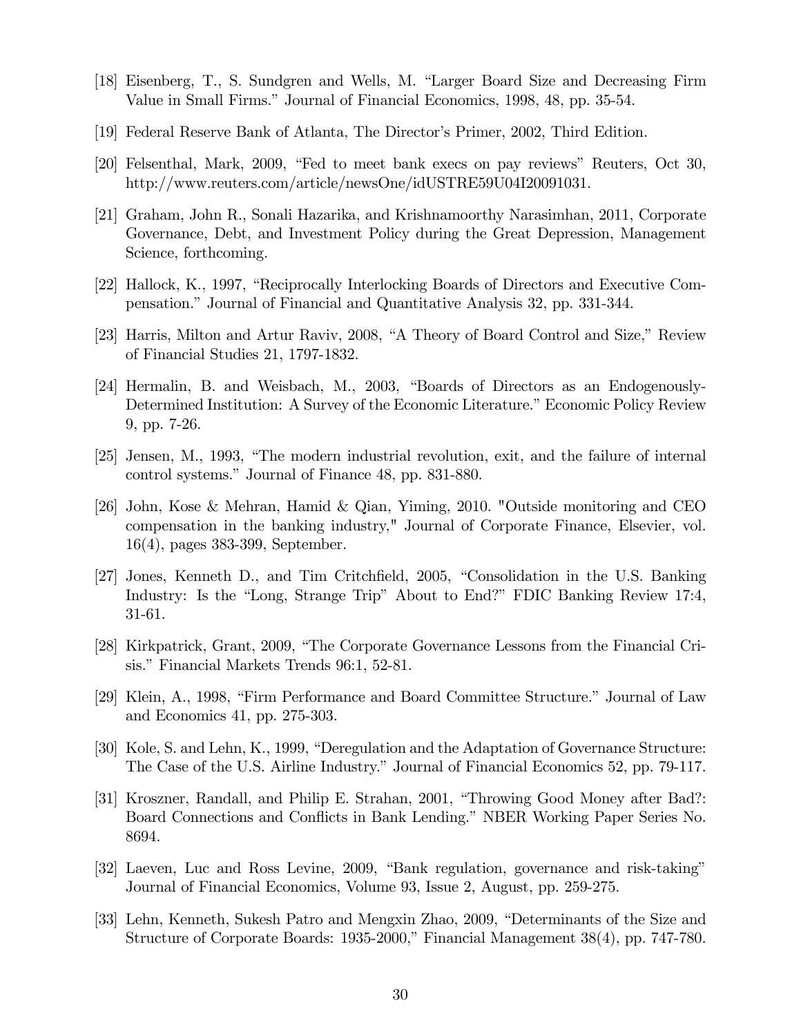[18] Eisenberg, T., S. Sundgren and Wells, M. "Larger Board Size and Decreasing Firm Value in Small Firms." Journal of Financial Economics, 1998, 48, pp. 35-54.

[19] Federal Reserve Bank of Atlanta, The Director's Primer, 2002, Third Edition.

[20] Felsenthal, Mark, 2009, "Fed to meet bank execs on pay reviews" Reuters, Oct 30, http://www.reuters.com/article/newsOne/idUSTRE59U04I20091031.

[21] Graham, John R., Sonali Hazarika, and Krishnamoorthy Narasimhan, 2011, Corporate Governance, Debt, and Investment Policy during the Great Depression, Management Science, forthcoming.

[22] Hallock, K., 1997, "Reciprocally Interlocking Boards of Directors and Executive Compensation." Journal of Financial and Quantitative Analysis 32, pp. 331-344.

[23] Harris, Milton and Artur Raviv, 2008, "A Theory of Board Control and Size," Review of Financial Studies 21, 1797-1832.

[24] Hermalin, B. and Weisbach, M., 2003, "Boards of Directors as an Endogenously-Determined Institution: A Survey of the Economic Literature." Economic Policy Review 9, pp. 7-26.

[25] Jensen, M., 1993, "The modern industrial revolution, exit, and the failure of internal control systems." Journal of Finance 48, pp. 831-880.

[26] John, Kose & Mehran, Hamid & Qian, Yiming, 2010. "Outside monitoring and CEO compensation in the banking industry," Journal of Corporate Finance, Elsevier, vol. 16(4), pages 383-399, September.

[27] Jones, Kenneth D., and Tim Critchfield, 2005, "Consolidation in the U.S. Banking Industry: Is the "Long, Strange Trip" About to End?" FDIC Banking Review 17:4, 31-61.

[28] Kirkpatrick, Grant, 2009, "The Corporate Governance Lessons from the Financial Crisis." Financial Markets Trends 96:1, 52-81.

[29] Klein, A., 1998, "Firm Performance and Board Committee Structure." Journal of Law and Economics 41, pp. 275-303.

[30] Kole, S. and Lehn, K., 1999, "Deregulation and the Adaptation of Governance Structure: The Case of the U.S. Airline Industry." Journal of Financial Economics 52, pp. 79-117.

[31] Kroszner, Randall, and Philip E. Strahan, 2001, "Throwing Good Money after Bad?: Board Connections and Conflicts in Bank Lending." NBER Working Paper Series No. 8694.

[32] Laeven, Luc and Ross Levine, 2009, "Bank regulation, governance and risk-taking" Journal of Financial Economics, Volume 93, Issue 2, August, pp. 259-275.

[33] Lehn, Kenneth, Sukesh Patro and Mengxin Zhao, 2009, "Determinants of the Size and Structure of Corporate Boards: 1935-2000," Financial Management 38(4), pp. 747-780.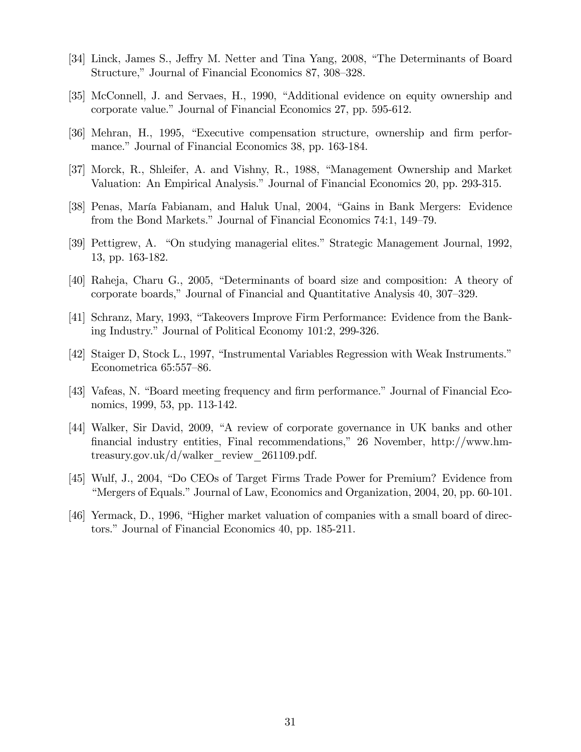[34] Linck, James S., Jeffry M. Netter and Tina Yang, 2008, "The Determinants of Board Structure," Journal of Financial Economics 87, 308–328.

[35] McConnell, J. and Servaes, H., 1990, "Additional evidence on equity ownership and corporate value." Journal of Financial Economics 27, pp. 595-612.

[36] Mehran, H., 1995, "Executive compensation structure, ownership and firm performance." Journal of Financial Economics 38, pp. 163-184.

[37] Morck, R., Shleifer, A. and Vishny, R., 1988, "Management Ownership and Market Valuation: An Empirical Analysis." Journal of Financial Economics 20, pp. 293-315.

[38] Penas, María Fabianam, and Haluk Unal, 2004, "Gains in Bank Mergers: Evidence from the Bond Markets." Journal of Financial Economics 74:1, 149–79.

[39] Pettigrew, A. "On studying managerial elites." Strategic Management Journal, 1992, 13, pp. 163-182.

[40] Raheja, Charu G., 2005, "Determinants of board size and composition: A theory of corporate boards," Journal of Financial and Quantitative Analysis 40, 307–329.

[41] Schranz, Mary, 1993, "Takeovers Improve Firm Performance: Evidence from the Banking Industry." Journal of Political Economy 101:2, 299-326.

[42] Staiger D, Stock L., 1997, "Instrumental Variables Regression with Weak Instruments." Econometrica 65:557–86.

[43] Vafeas, N. "Board meeting frequency and firm performance." Journal of Financial Economics, 1999, 53, pp. 113-142.

[44] Walker, Sir David, 2009, "A review of corporate governance in UK banks and other financial industry entities, Final recommendations," 26 November, http://www.hm-treasury.gov.uk/d/walker_review_261109.pdf.

[45] Wulf, J., 2004, "Do CEOs of Target Firms Trade Power for Premium? Evidence from "Mergers of Equals." Journal of Law, Economics and Organization, 2004, 20, pp. 60-101.

[46] Yermack, D., 1996, "Higher market valuation of companies with a small board of directors." Journal of Financial Economics 40, pp. 185-211.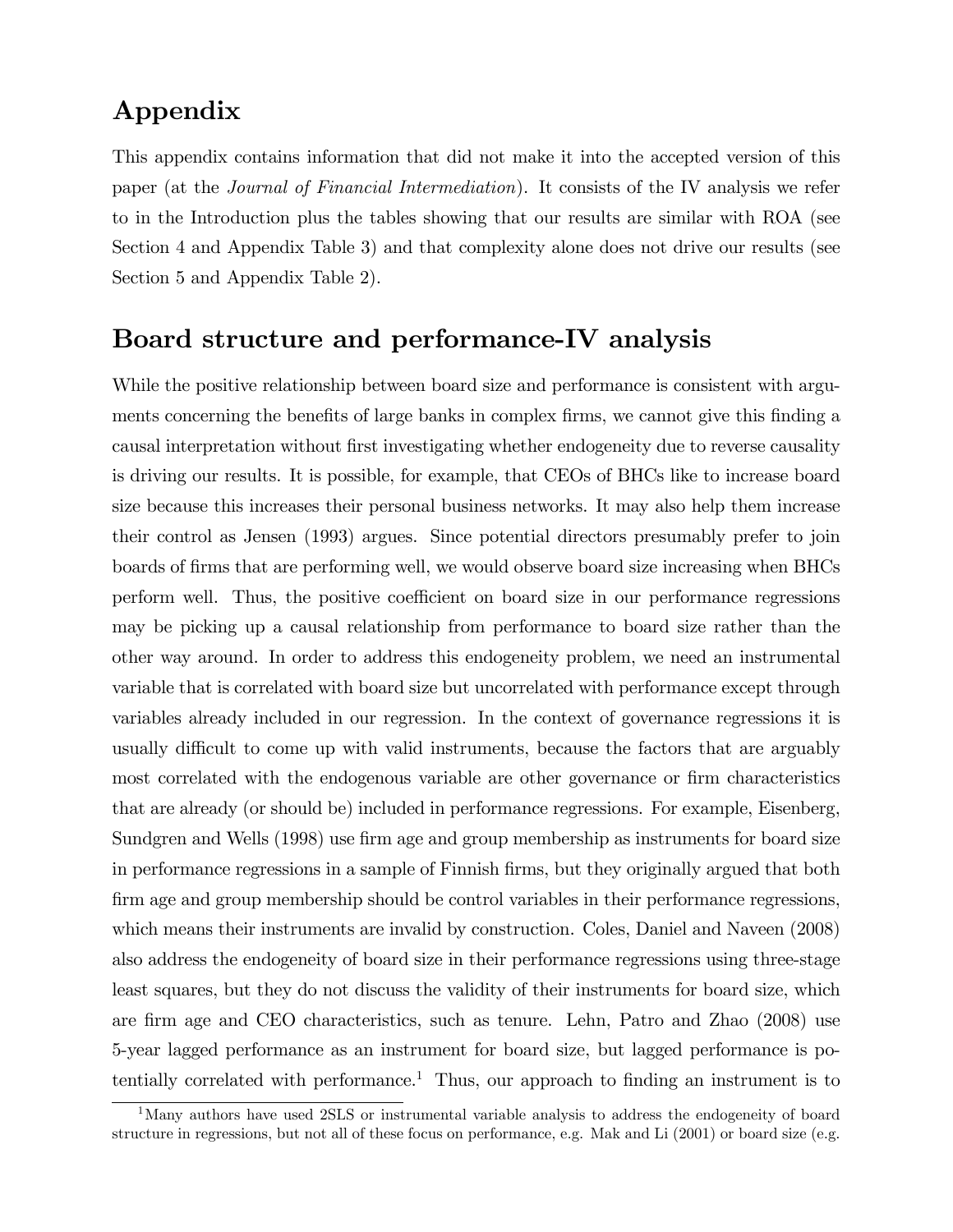# Appendix

This appendix contains information that did not make it into the accepted version of this paper (at the *Journal of Financial Intermediation*). It consists of the IV analysis we refer to in the Introduction plus the tables showing that our results are similar with ROA (see Section 4 and Appendix Table 3) and that complexity alone does not drive our results (see Section 5 and Appendix Table 2).

# Board structure and performance-IV analysis

While the positive relationship between board size and performance is consistent with arguments concerning the benefits of large banks in complex firms, we cannot give this finding a causal interpretation without first investigating whether endogeneity due to reverse causality is driving our results. It is possible, for example, that CEOs of BHCs like to increase board size because this increases their personal business networks. It may also help them increase their control as Jensen (1993) argues. Since potential directors presumably prefer to join boards of firms that are performing well, we would observe board size increasing when BHCs perform well. Thus, the positive coefficient on board size in our performance regressions may be picking up a causal relationship from performance to board size rather than the other way around. In order to address this endogeneity problem, we need an instrumental variable that is correlated with board size but uncorrelated with performance except through variables already included in our regression. In the context of governance regressions it is usually difficult to come up with valid instruments, because the factors that are arguably most correlated with the endogenous variable are other governance or firm characteristics that are already (or should be) included in performance regressions. For example, Eisenberg, Sundgren and Wells (1998) use firm age and group membership as instruments for board size in performance regressions in a sample of Finnish firms, but they originally argued that both firm age and group membership should be control variables in their performance regressions, which means their instruments are invalid by construction. Coles, Daniel and Naveen (2008) also address the endogeneity of board size in their performance regressions using three-stage least squares, but they do not discuss the validity of their instruments for board size, which are firm age and CEO characteristics, such as tenure. Lehn, Patro and Zhao (2008) use 5-year lagged performance as an instrument for board size, but lagged performance is potentially correlated with performance.[1] Thus, our approach to finding an instrument is to

[1] Many authors have used 2SLS or instrumental variable analysis to address the endogeneity of board structure in regressions, but not all of these focus on performance, e.g. Mak and Li (2001) or board size (e.g.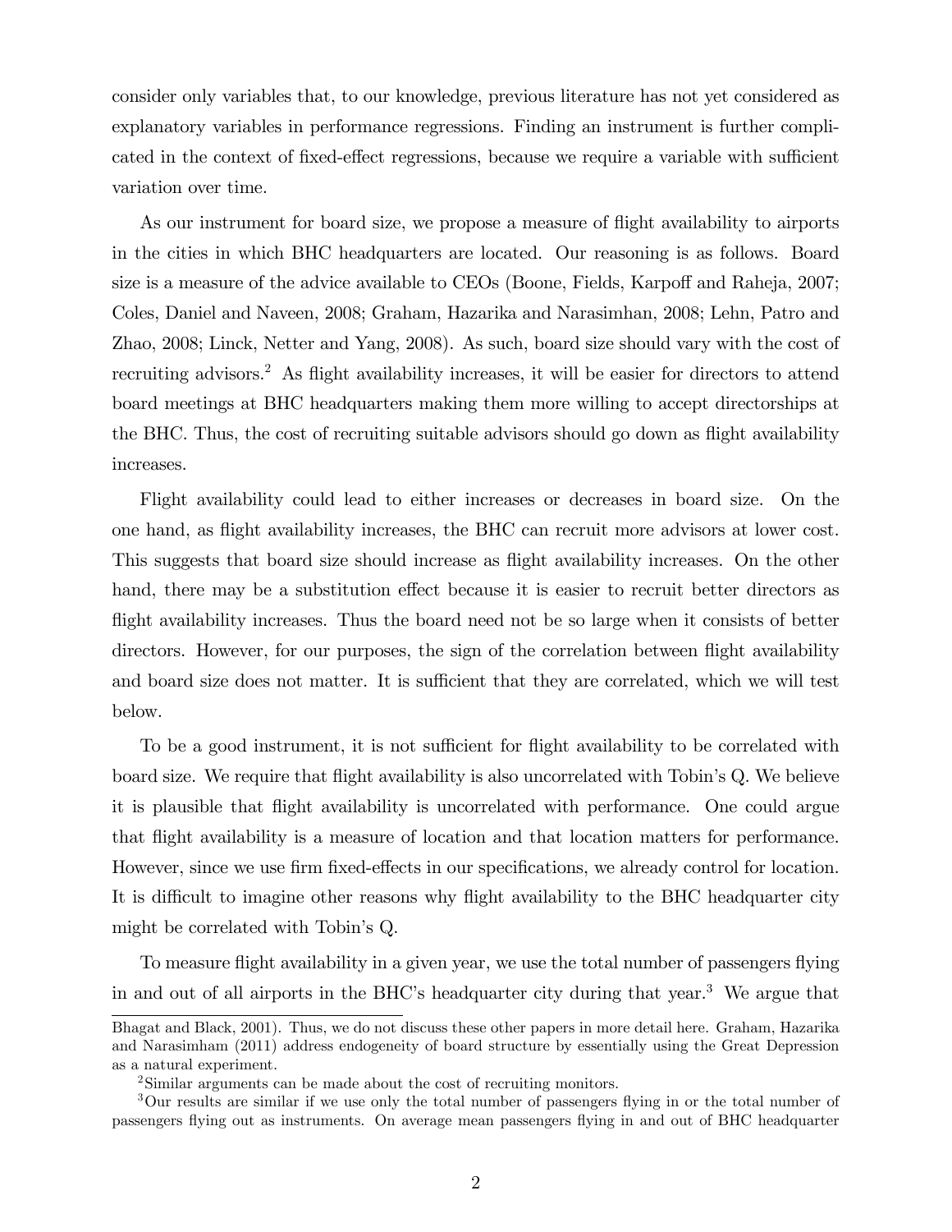consider only variables that, to our knowledge, previous literature has not yet considered as explanatory variables in performance regressions. Finding an instrument is further complicated in the context of fixed-effect regressions, because we require a variable with sufficient variation over time.

As our instrument for board size, we propose a measure of flight availability to airports in the cities in which BHC headquarters are located. Our reasoning is as follows. Board size is a measure of the advice available to CEOs (Boone, Fields, Karpoff and Raheja, 2007; Coles, Daniel and Naveen, 2008; Graham, Hazarika and Narasimhan, 2008; Lehn, Patro and Zhao, 2008; Linck, Netter and Yang, 2008). As such, board size should vary with the cost of recruiting advisors.[2] As flight availability increases, it will be easier for directors to attend board meetings at BHC headquarters making them more willing to accept directorships at the BHC. Thus, the cost of recruiting suitable advisors should go down as flight availability increases.

Flight availability could lead to either increases or decreases in board size. On the one hand, as flight availability increases, the BHC can recruit more advisors at lower cost. This suggests that board size should increase as flight availability increases. On the other hand, there may be a substitution effect because it is easier to recruit better directors as flight availability increases. Thus the board need not be so large when it consists of better directors. However, for our purposes, the sign of the correlation between flight availability and board size does not matter. It is sufficient that they are correlated, which we will test below.

To be a good instrument, it is not sufficient for flight availability to be correlated with board size. We require that flight availability is also uncorrelated with Tobin's Q. We believe it is plausible that flight availability is uncorrelated with performance. One could argue that flight availability is a measure of location and that location matters for performance. However, since we use firm fixed-effects in our specifications, we already control for location. It is difficult to imagine other reasons why flight availability to the BHC headquarter city might be correlated with Tobin's Q.

To measure flight availability in a given year, we use the total number of passengers flying in and out of all airports in the BHC's headquarter city during that year.[3] We argue that

---

Bhagat and Black, 2001). Thus, we do not discuss these other papers in more detail here. Graham, Hazarika and Narasimham (2011) address endogeneity of board structure by essentially using the Great Depression as a natural experiment.

[2] Similar arguments can be made about the cost of recruiting monitors.

[3] Our results are similar if we use only the total number of passengers flying in or the total number of passengers flying out as instruments. On average mean passengers flying in and out of BHC headquarter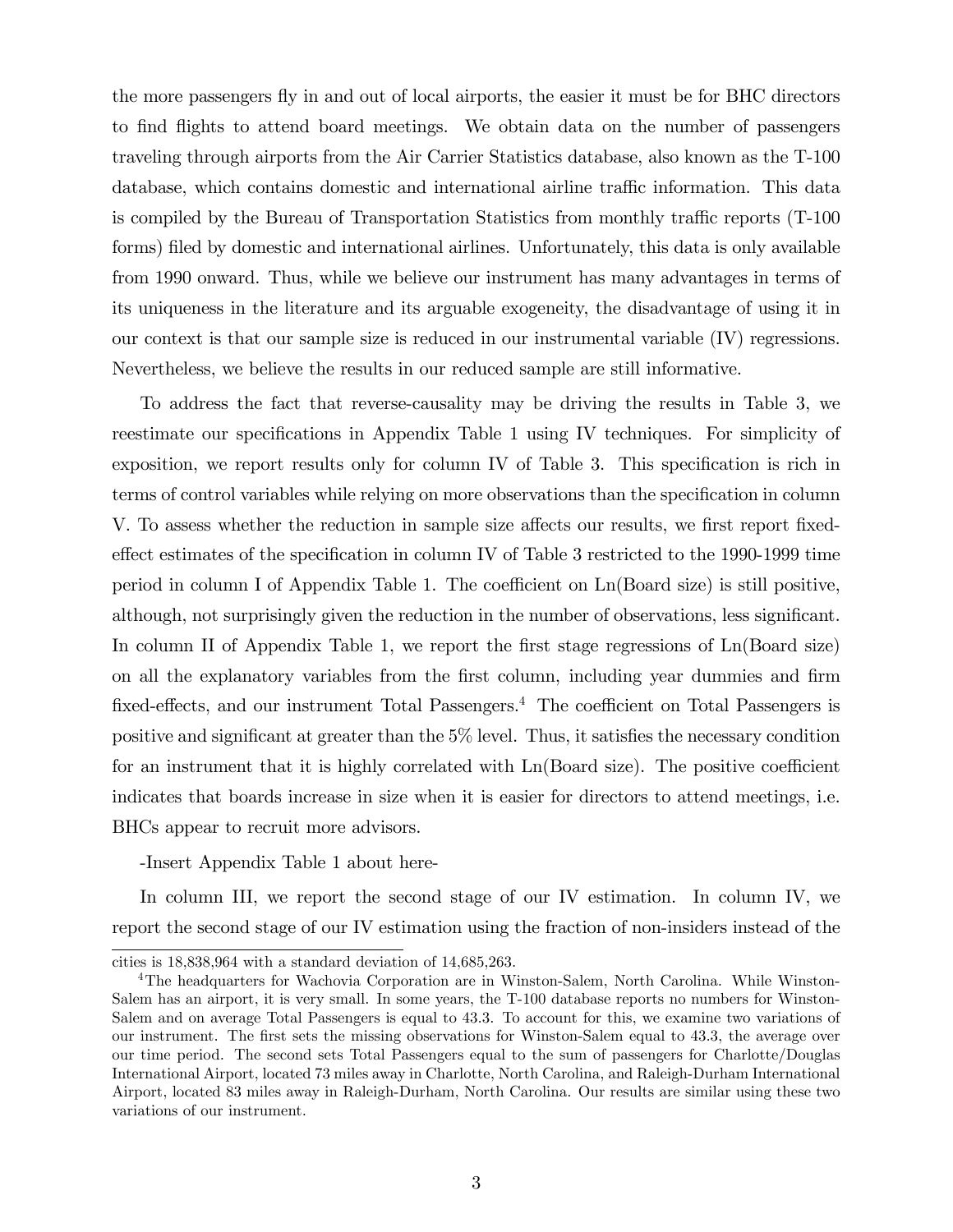the more passengers fly in and out of local airports, the easier it must be for BHC directors to find flights to attend board meetings. We obtain data on the number of passengers traveling through airports from the Air Carrier Statistics database, also known as the T-100 database, which contains domestic and international airline traffic information. This data is compiled by the Bureau of Transportation Statistics from monthly traffic reports (T-100 forms) filed by domestic and international airlines. Unfortunately, this data is only available from 1990 onward. Thus, while we believe our instrument has many advantages in terms of its uniqueness in the literature and its arguable exogeneity, the disadvantage of using it in our context is that our sample size is reduced in our instrumental variable (IV) regressions. Nevertheless, we believe the results in our reduced sample are still informative.

To address the fact that reverse-causality may be driving the results in Table 3, we reestimate our specifications in Appendix Table 1 using IV techniques. For simplicity of exposition, we report results only for column IV of Table 3. This specification is rich in terms of control variables while relying on more observations than the specification in column V. To assess whether the reduction in sample size affects our results, we first report fixed-effect estimates of the specification in column IV of Table 3 restricted to the 1990-1999 time period in column I of Appendix Table 1. The coefficient on Ln(Board size) is still positive, although, not surprisingly given the reduction in the number of observations, less significant. In column II of Appendix Table 1, we report the first stage regressions of Ln(Board size) on all the explanatory variables from the first column, including year dummies and firm fixed-effects, and our instrument Total Passengers.[4] The coefficient on Total Passengers is positive and significant at greater than the 5% level. Thus, it satisfies the necessary condition for an instrument that it is highly correlated with Ln(Board size). The positive coefficient indicates that boards increase in size when it is easier for directors to attend meetings, i.e. BHCs appear to recruit more advisors.

-Insert Appendix Table 1 about here-

In column III, we report the second stage of our IV estimation. In column IV, we report the second stage of our IV estimation using the fraction of non-insiders instead of the

---

cities is 18,838,964 with a standard deviation of 14,685,263.

[4] The headquarters for Wachovia Corporation are in Winston-Salem, North Carolina. While Winston-Salem has an airport, it is very small. In some years, the T-100 database reports no numbers for Winston-Salem and on average Total Passengers is equal to 43.3. To account for this, we examine two variations of our instrument. The first sets the missing observations for Winston-Salem equal to 43.3, the average over our time period. The second sets Total Passengers equal to the sum of passengers for Charlotte/Douglas International Airport, located 73 miles away in Charlotte, North Carolina, and Raleigh-Durham International Airport, located 83 miles away in Raleigh-Durham, North Carolina. Our results are similar using these two variations of our instrument.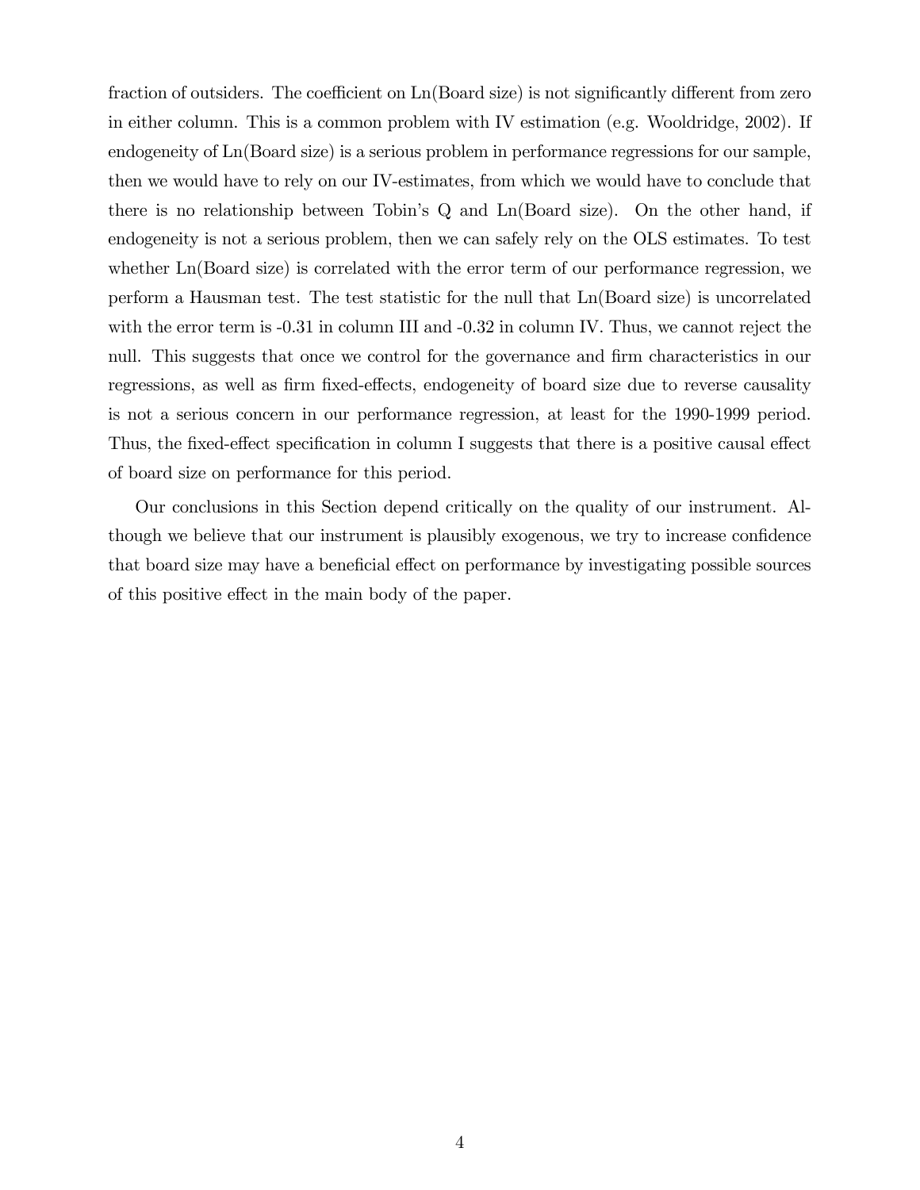fraction of outsiders. The coefficient on Ln(Board size) is not significantly different from zero in either column. This is a common problem with IV estimation (e.g. Wooldridge, 2002). If endogeneity of Ln(Board size) is a serious problem in performance regressions for our sample, then we would have to rely on our IV-estimates, from which we would have to conclude that there is no relationship between Tobin's Q and Ln(Board size). On the other hand, if endogeneity is not a serious problem, then we can safely rely on the OLS estimates. To test whether Ln(Board size) is correlated with the error term of our performance regression, we perform a Hausman test. The test statistic for the null that Ln(Board size) is uncorrelated with the error term is -0.31 in column III and -0.32 in column IV. Thus, we cannot reject the null. This suggests that once we control for the governance and firm characteristics in our regressions, as well as firm fixed-effects, endogeneity of board size due to reverse causality is not a serious concern in our performance regression, at least for the 1990-1999 period. Thus, the fixed-effect specification in column I suggests that there is a positive causal effect of board size on performance for this period.

Our conclusions in this Section depend critically on the quality of our instrument. Although we believe that our instrument is plausibly exogenous, we try to increase confidence that board size may have a beneficial effect on performance by investigating possible sources of this positive effect in the main body of the paper.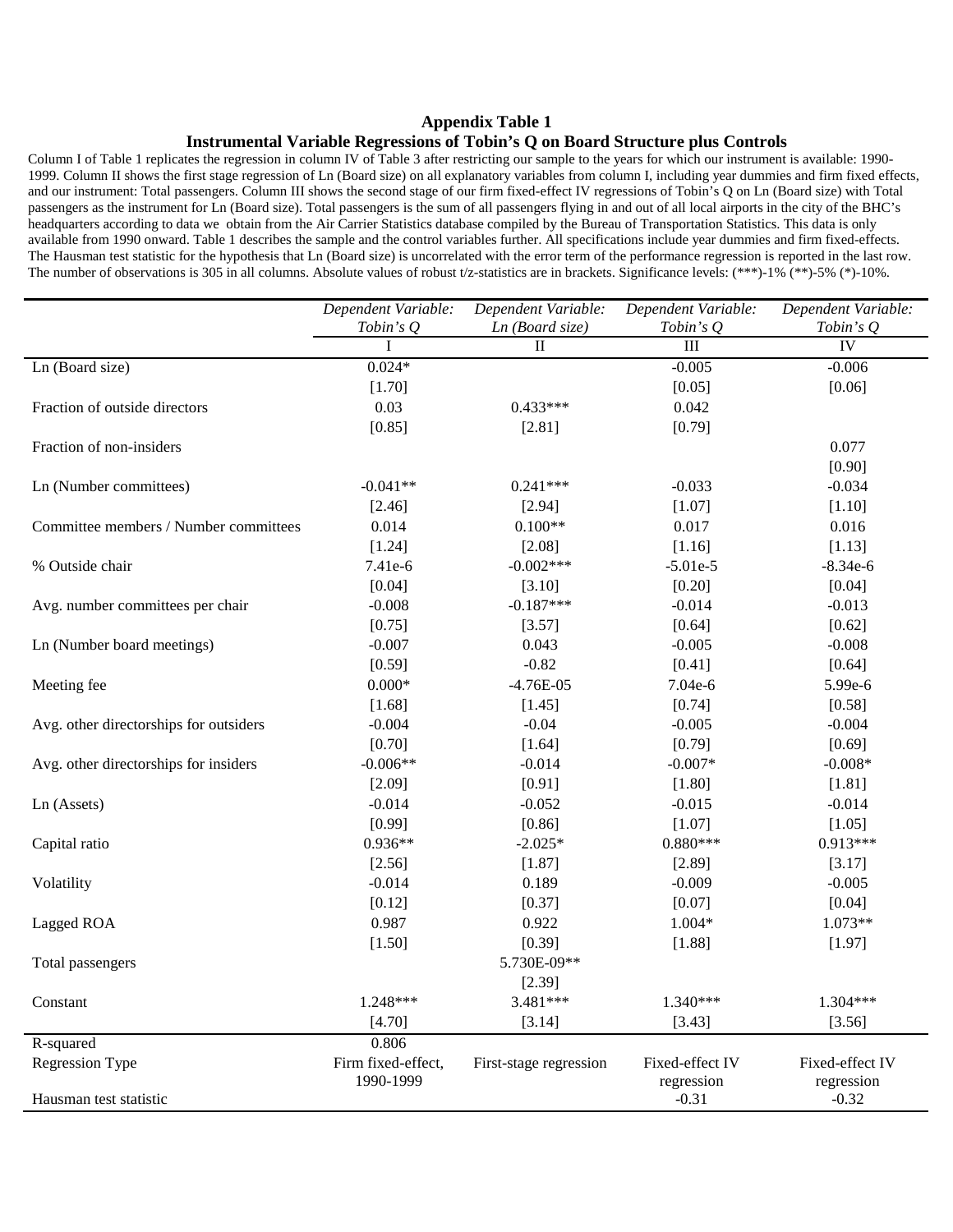# Appendix Table 1

## Instrumental Variable Regressions of Tobin's Q on Board Structure plus Controls

Column I of Table 1 replicates the regression in column IV of Table 3 after restricting our sample to the years for which our instrument is available: 1990-1999. Column II shows the first stage regression of Ln (Board size) on all explanatory variables from column I, including year dummies and firm fixed effects, and our instrument: Total passengers. Column III shows the second stage of our firm fixed-effect IV regressions of Tobin's Q on Ln (Board size) with Total passengers as the instrument for Ln (Board size). Total passengers is the sum of all passengers flying in and out of all local airports in the city of the BHC's headquarters according to data we obtain from the Air Carrier Statistics database compiled by the Bureau of Transportation Statistics. This data is only available from 1990 onward. Table 1 describes the sample and the control variables further. All specifications include year dummies and firm fixed-effects. The Hausman test statistic for the hypothesis that Ln (Board size) is uncorrelated with the error term of the performance regression is reported in the last row. The number of observations is 305 in all columns. Absolute values of robust t/z-statistics are in brackets. Significance levels: (***)-1% (**)-5% (*)-10%.

| | *Dependent Variable: Tobin's Q* | *Dependent Variable: Ln (Board size)* | *Dependent Variable: Tobin's Q* | *Dependent Variable: Tobin's Q* |
|---|---|---|---|---|
| | I | II | III | IV |
| Ln (Board size) | 0.024* | | -0.005 | -0.006 |
| | [1.70] | | [0.05] | [0.06] |
| Fraction of outside directors | 0.03 | 0.433*** | 0.042 | |
| | [0.85] | [2.81] | [0.79] | |
| Fraction of non-insiders | | | | 0.077 |
| | | | | [0.90] |
| Ln (Number committees) | -0.041** | 0.241*** | -0.033 | -0.034 |
| | [2.46] | [2.94] | [1.07] | [1.10] |
| Committee members / Number committees | 0.014 | 0.100** | 0.017 | 0.016 |
| | [1.24] | [2.08] | [1.16] | [1.13] |
| % Outside chair | 7.41e-6 | -0.002*** | -5.01e-5 | -8.34e-6 |
| | [0.04] | [3.10] | [0.20] | [0.04] |
| Avg. number committees per chair | -0.008 | -0.187*** | -0.014 | -0.013 |
| | [0.75] | [3.57] | [0.64] | [0.62] |
| Ln (Number board meetings) | -0.007 | 0.043 | -0.005 | -0.008 |
| | [0.59] | -0.82 | [0.41] | [0.64] |
| Meeting fee | 0.000* | -4.76E-05 | 7.04e-6 | 5.99e-6 |
| | [1.68] | [1.45] | [0.74] | [0.58] |
| Avg. other directorships for outsiders | -0.004 | -0.04 | -0.005 | -0.004 |
| | [0.70] | [1.64] | [0.79] | [0.69] |
| Avg. other directorships for insiders | -0.006** | -0.014 | -0.007* | -0.008* |
| | [2.09] | [0.91] | [1.80] | [1.81] |
| Ln (Assets) | -0.014 | -0.052 | -0.015 | -0.014 |
| | [0.99] | [0.86] | [1.07] | [1.05] |
| Capital ratio | 0.936** | -2.025* | 0.880*** | 0.913*** |
| | [2.56] | [1.87] | [2.89] | [3.17] |
| Volatility | -0.014 | 0.189 | -0.009 | -0.005 |
| | [0.12] | [0.37] | [0.07] | [0.04] |
| Lagged ROA | 0.987 | 0.922 | 1.004* | 1.073** |
| | [1.50] | [0.39] | [1.88] | [1.97] |
| Total passengers | | 5.730E-09** | | |
| | | [2.39] | | |
| Constant | 1.248*** | 3.481*** | 1.340*** | 1.304*** |
| | [4.70] | [3.14] | [3.43] | [3.56] |
| R-squared | 0.806 | | | |
| Regression Type | Firm fixed-effect, 1990-1999 | First-stage regression | Fixed-effect IV regression | Fixed-effect IV regression |
| Hausman test statistic | | | -0.31 | -0.32 |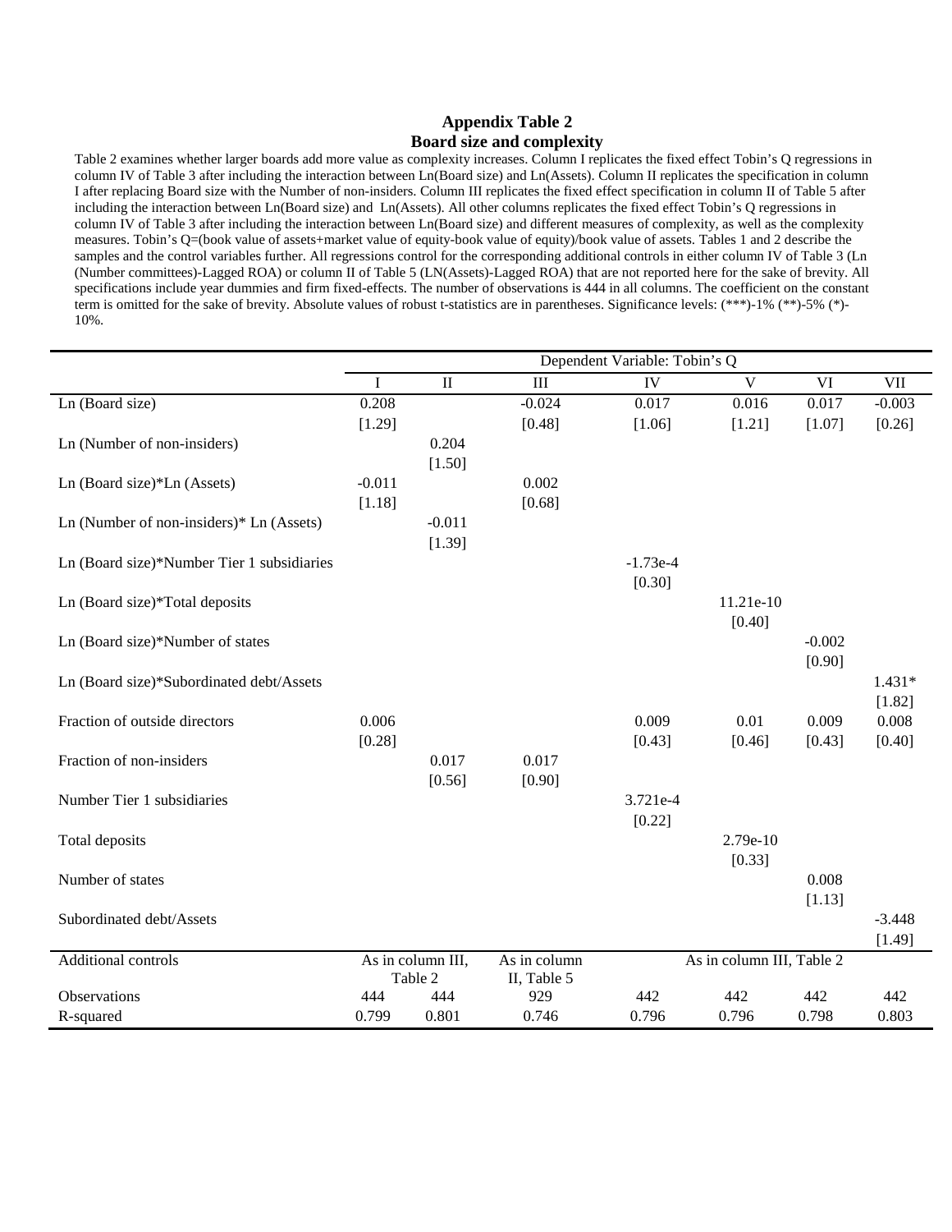## Appendix Table 2
## Board size and complexity

Table 2 examines whether larger boards add more value as complexity increases. Column I replicates the fixed effect Tobin's Q regressions in column IV of Table 3 after including the interaction between Ln(Board size) and Ln(Assets). Column II replicates the specification in column I after replacing Board size with the Number of non-insiders. Column III replicates the fixed effect specification in column II of Table 5 after including the interaction between Ln(Board size) and Ln(Assets). All other columns replicates the fixed effect Tobin's Q regressions in column IV of Table 3 after including the interaction between Ln(Board size) and different measures of complexity, as well as the complexity measures. Tobin's Q=(book value of assets+market value of equity-book value of equity)/book value of assets. Tables 1 and 2 describe the samples and the control variables further. All regressions control for the corresponding additional controls in either column IV of Table 3 (Ln (Number committees)-Lagged ROA) or column II of Table 5 (LN(Assets)-Lagged ROA) that are not reported here for the sake of brevity. All specifications include year dummies and firm fixed-effects. The number of observations is 444 in all columns. The coefficient on the constant term is omitted for the sake of brevity. Absolute values of robust t-statistics are in parentheses. Significance levels: (***)-1% (**)-5% (*)-10%.

| | Dependent Variable: Tobin's Q | | | | | | |
|---|---|---|---|---|---|---|---|
| | I | II | III | IV | V | VI | VII |
| Ln (Board size) | 0.208 | | -0.024 | 0.017 | 0.016 | 0.017 | -0.003 |
| | [1.29] | | [0.48] | [1.06] | [1.21] | [1.07] | [0.26] |
| Ln (Number of non-insiders) | | 0.204 | | | | | |
| | | [1.50] | | | | | |
| Ln (Board size)*Ln (Assets) | -0.011 | | 0.002 | | | | |
| | [1.18] | | [0.68] | | | | |
| Ln (Number of non-insiders)* Ln (Assets) | | -0.011 | | | | | |
| | | [1.39] | | | | | |
| Ln (Board size)*Number Tier 1 subsidiaries | | | | -1.73e-4 | | | |
| | | | | [0.30] | | | |
| Ln (Board size)*Total deposits | | | | | 11.21e-10 | | |
| | | | | | [0.40] | | |
| Ln (Board size)*Number of states | | | | | | -0.002 | |
| | | | | | | [0.90] | |
| Ln (Board size)*Subordinated debt/Assets | | | | | | | 1.431* |
| | | | | | | | [1.82] |
| Fraction of outside directors | 0.006 | | | 0.009 | 0.01 | 0.009 | 0.008 |
| | [0.28] | | | [0.43] | [0.46] | [0.43] | [0.40] |
| Fraction of non-insiders | | 0.017 | 0.017 | | | | |
| | | [0.56] | [0.90] | | | | |
| Number Tier 1 subsidiaries | | | | 3.721e-4 | | | |
| | | | | [0.22] | | | |
| Total deposits | | | | | 2.79e-10 | | |
| | | | | | [0.33] | | |
| Number of states | | | | | | 0.008 | |
| | | | | | | [1.13] | |
| Subordinated debt/Assets | | | | | | | -3.448 |
| | | | | | | | [1.49] |
| Additional controls | As in column III, Table 2 | | As in column II, Table 5 | As in column III, Table 2 | | | |
| Observations | 444 | 444 | 929 | 442 | 442 | 442 | 442 |
| R-squared | 0.799 | 0.801 | 0.746 | 0.796 | 0.796 | 0.798 | 0.803 |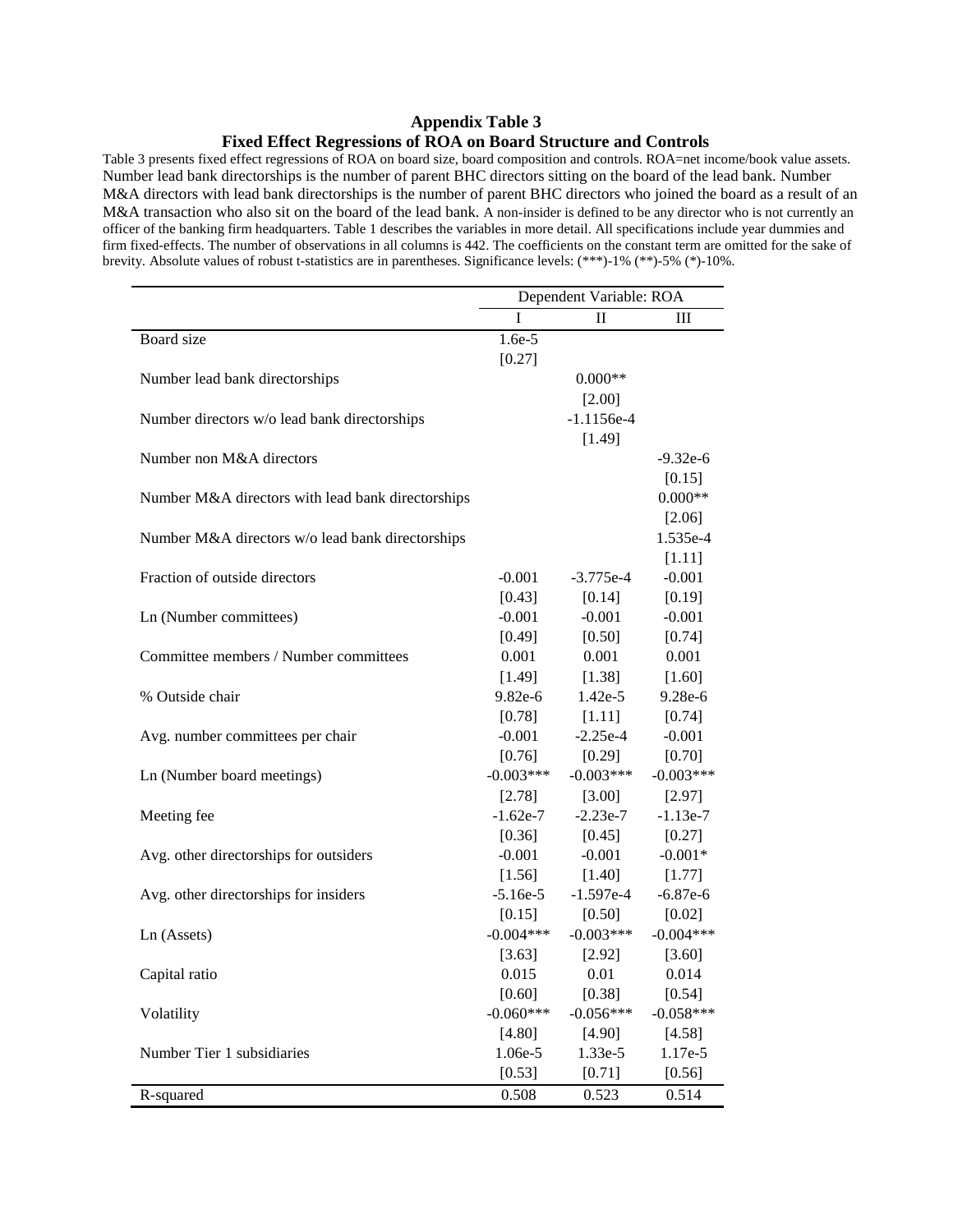**Appendix Table 3**

**Fixed Effect Regressions of ROA on Board Structure and Controls**

Table 3 presents fixed effect regressions of ROA on board size, board composition and controls. ROA=net income/book value assets. Number lead bank directorships is the number of parent BHC directors sitting on the board of the lead bank. Number M&A directors with lead bank directorships is the number of parent BHC directors who joined the board as a result of an M&A transaction who also sit on the board of the lead bank. A non-insider is defined to be any director who is not currently an officer of the banking firm headquarters. Table 1 describes the variables in more detail. All specifications include year dummies and firm fixed-effects. The number of observations in all columns is 442. The coefficients on the constant term are omitted for the sake of brevity. Absolute values of robust t-statistics are in parentheses. Significance levels: (***)-1% (**)-5% (*)-10%.

| | Dependent Variable: ROA | | |
|---|---|---|---|
| | I | II | III |
| Board size | 1.6e-5 | | |
| | [0.27] | | |
| Number lead bank directorships | | 0.000** | |
| | | [2.00] | |
| Number directors w/o lead bank directorships | | -1.1156e-4 | |
| | | [1.49] | |
| Number non M&A directors | | | -9.32e-6 |
| | | | [0.15] |
| Number M&A directors with lead bank directorships | | | 0.000** |
| | | | [2.06] |
| Number M&A directors w/o lead bank directorships | | | 1.535e-4 |
| | | | [1.11] |
| Fraction of outside directors | -0.001 | -3.775e-4 | -0.001 |
| | [0.43] | [0.14] | [0.19] |
| Ln (Number committees) | -0.001 | -0.001 | -0.001 |
| | [0.49] | [0.50] | [0.74] |
| Committee members / Number committees | 0.001 | 0.001 | 0.001 |
| | [1.49] | [1.38] | [1.60] |
| % Outside chair | 9.82e-6 | 1.42e-5 | 9.28e-6 |
| | [0.78] | [1.11] | [0.74] |
| Avg. number committees per chair | -0.001 | -2.25e-4 | -0.001 |
| | [0.76] | [0.29] | [0.70] |
| Ln (Number board meetings) | -0.003*** | -0.003*** | -0.003*** |
| | [2.78] | [3.00] | [2.97] |
| Meeting fee | -1.62e-7 | -2.23e-7 | -1.13e-7 |
| | [0.36] | [0.45] | [0.27] |
| Avg. other directorships for outsiders | -0.001 | -0.001 | -0.001* |
| | [1.56] | [1.40] | [1.77] |
| Avg. other directorships for insiders | -5.16e-5 | -1.597e-4 | -6.87e-6 |
| | [0.15] | [0.50] | [0.02] |
| Ln (Assets) | -0.004*** | -0.003*** | -0.004*** |
| | [3.63] | [2.92] | [3.60] |
| Capital ratio | 0.015 | 0.01 | 0.014 |
| | [0.60] | [0.38] | [0.54] |
| Volatility | -0.060*** | -0.056*** | -0.058*** |
| | [4.80] | [4.90] | [4.58] |
| Number Tier 1 subsidiaries | 1.06e-5 | 1.33e-5 | 1.17e-5 |
| | [0.53] | [0.71] | [0.56] |
| R-squared | 0.508 | 0.523 | 0.514 |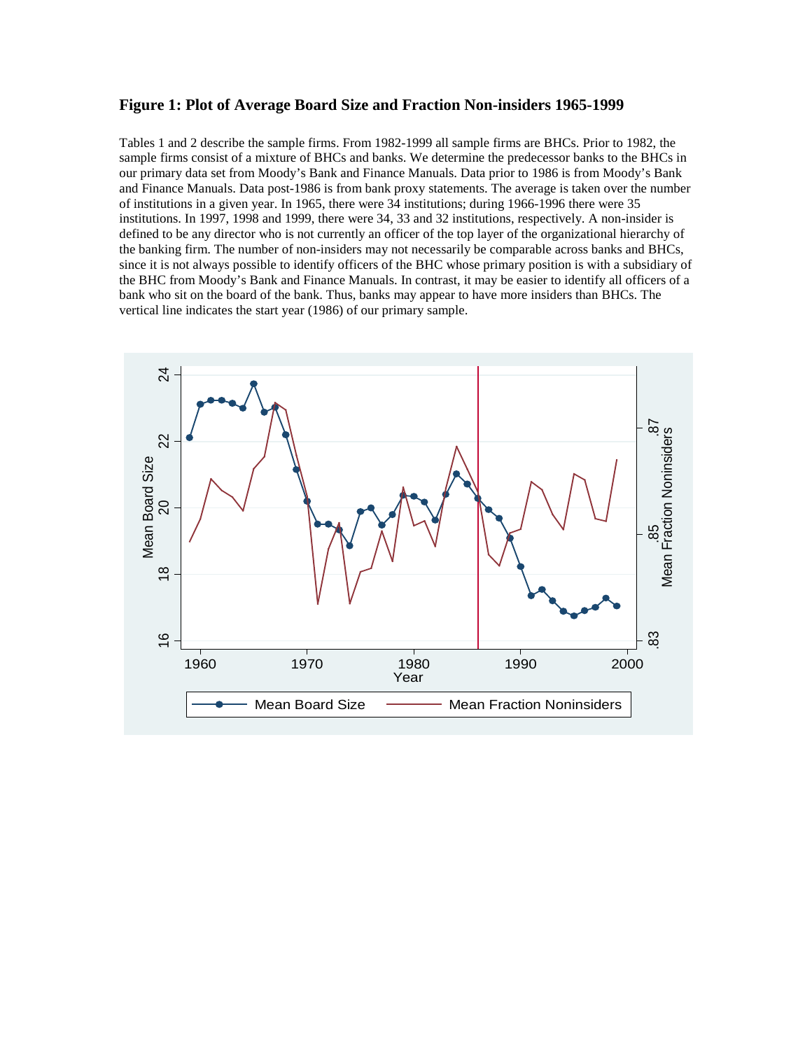**Figure 1: Plot of Average Board Size and Fraction Non-insiders 1965-1999**

Tables 1 and 2 describe the sample firms. From 1982-1999 all sample firms are BHCs. Prior to 1982, the sample firms consist of a mixture of BHCs and banks. We determine the predecessor banks to the BHCs in our primary data set from Moody's Bank and Finance Manuals. Data prior to 1986 is from Moody's Bank and Finance Manuals. Data post-1986 is from bank proxy statements. The average is taken over the number of institutions in a given year. In 1965, there were 34 institutions; during 1966-1996 there were 35 institutions. In 1997, 1998 and 1999, there were 34, 33 and 32 institutions, respectively. A non-insider is defined to be any director who is not currently an officer of the top layer of the organizational hierarchy of the banking firm. The number of non-insiders may not necessarily be comparable across banks and BHCs, since it is not always possible to identify officers of the BHC whose primary position is with a subsidiary of the BHC from Moody's Bank and Finance Manuals. In contrast, it may be easier to identify all officers of a bank who sit on the board of the bank. Thus, banks may appear to have more insiders than BHCs. The vertical line indicates the start year (1986) of our primary sample.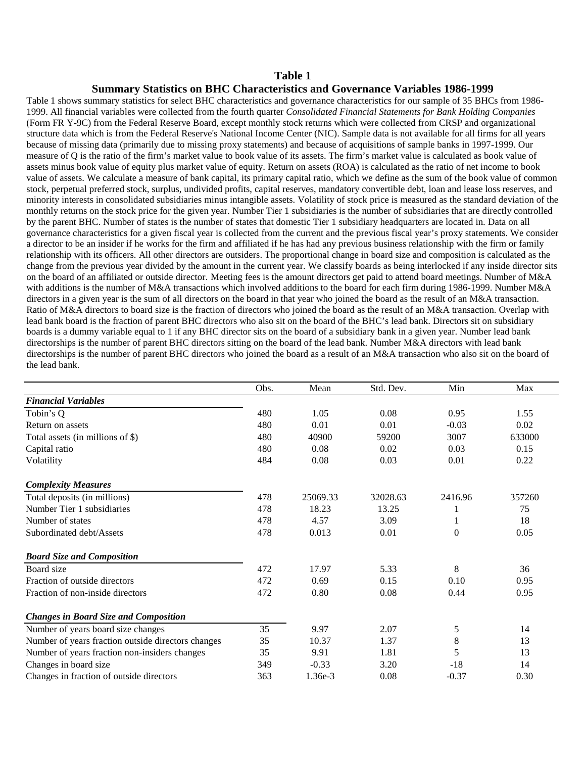# Table 1

## Summary Statistics on BHC Characteristics and Governance Variables 1986-1999

Table 1 shows summary statistics for select BHC characteristics and governance characteristics for our sample of 35 BHCs from 1986-1999. All financial variables were collected from the fourth quarter *Consolidated Financial Statements for Bank Holding Companies* (Form FR Y-9C) from the Federal Reserve Board, except monthly stock returns which were collected from CRSP and organizational structure data which is from the Federal Reserve's National Income Center (NIC). Sample data is not available for all firms for all years because of missing data (primarily due to missing proxy statements) and because of acquisitions of sample banks in 1997-1999. Our measure of Q is the ratio of the firm's market value to book value of its assets. The firm's market value is calculated as book value of assets minus book value of equity plus market value of equity. Return on assets (ROA) is calculated as the ratio of net income to book value of assets. We calculate a measure of bank capital, its primary capital ratio, which we define as the sum of the book value of common stock, perpetual preferred stock, surplus, undivided profits, capital reserves, mandatory convertible debt, loan and lease loss reserves, and minority interests in consolidated subsidiaries minus intangible assets. Volatility of stock price is measured as the standard deviation of the monthly returns on the stock price for the given year. Number Tier 1 subsidiaries is the number of subsidiaries that are directly controlled by the parent BHC. Number of states is the number of states that domestic Tier 1 subsidiary headquarters are located in. Data on all governance characteristics for a given fiscal year is collected from the current and the previous fiscal year's proxy statements. We consider a director to be an insider if he works for the firm and affiliated if he has had any previous business relationship with the firm or family relationship with its officers. All other directors are outsiders. The proportional change in board size and composition is calculated as the change from the previous year divided by the amount in the current year. We classify boards as being interlocked if any inside director sits on the board of an affiliated or outside director. Meeting fees is the amount directors get paid to attend board meetings. Number of M&A with additions is the number of M&A transactions which involved additions to the board for each firm during 1986-1999. Number M&A directors in a given year is the sum of all directors on the board in that year who joined the board as the result of an M&A transaction. Ratio of M&A directors to board size is the fraction of directors who joined the board as the result of an M&A transaction. Overlap with lead bank board is the fraction of parent BHC directors who also sit on the board of the BHC's lead bank. Directors sit on subsidiary boards is a dummy variable equal to 1 if any BHC director sits on the board of a subsidiary bank in a given year. Number lead bank directorships is the number of parent BHC directors sitting on the board of the lead bank. Number M&A directors with lead bank directorships is the number of parent BHC directors who joined the board as a result of an M&A transaction who also sit on the board of the lead bank.

| | Obs. | Mean | Std. Dev. | Min | Max |
|---|---|---|---|---|---|
| ***Financial Variables*** | | | | | |
| Tobin's Q | 480 | 1.05 | 0.08 | 0.95 | 1.55 |
| Return on assets | 480 | 0.01 | 0.01 | -0.03 | 0.02 |
| Total assets (in millions of $) | 480 | 40900 | 59200 | 3007 | 633000 |
| Capital ratio | 480 | 0.08 | 0.02 | 0.03 | 0.15 |
| Volatility | 484 | 0.08 | 0.03 | 0.01 | 0.22 |
| ***Complexity Measures*** | | | | | |
| Total deposits (in millions) | 478 | 25069.33 | 32028.63 | 2416.96 | 357260 |
| Number Tier 1 subsidiaries | 478 | 18.23 | 13.25 | 1 | 75 |
| Number of states | 478 | 4.57 | 3.09 | 1 | 18 |
| Subordinated debt/Assets | 478 | 0.013 | 0.01 | 0 | 0.05 |
| ***Board Size and Composition*** | | | | | |
| Board size | 472 | 17.97 | 5.33 | 8 | 36 |
| Fraction of outside directors | 472 | 0.69 | 0.15 | 0.10 | 0.95 |
| Fraction of non-inside directors | 472 | 0.80 | 0.08 | 0.44 | 0.95 |
| ***Changes in Board Size and Composition*** | | | | | |
| Number of years board size changes | 35 | 9.97 | 2.07 | 5 | 14 |
| Number of years fraction outside directors changes | 35 | 10.37 | 1.37 | 8 | 13 |
| Number of years fraction non-insiders changes | 35 | 9.91 | 1.81 | 5 | 13 |
| Changes in board size | 349 | -0.33 | 3.20 | -18 | 14 |
| Changes in fraction of outside directors | 363 | 1.36e-3 | 0.08 | -0.37 | 0.30 |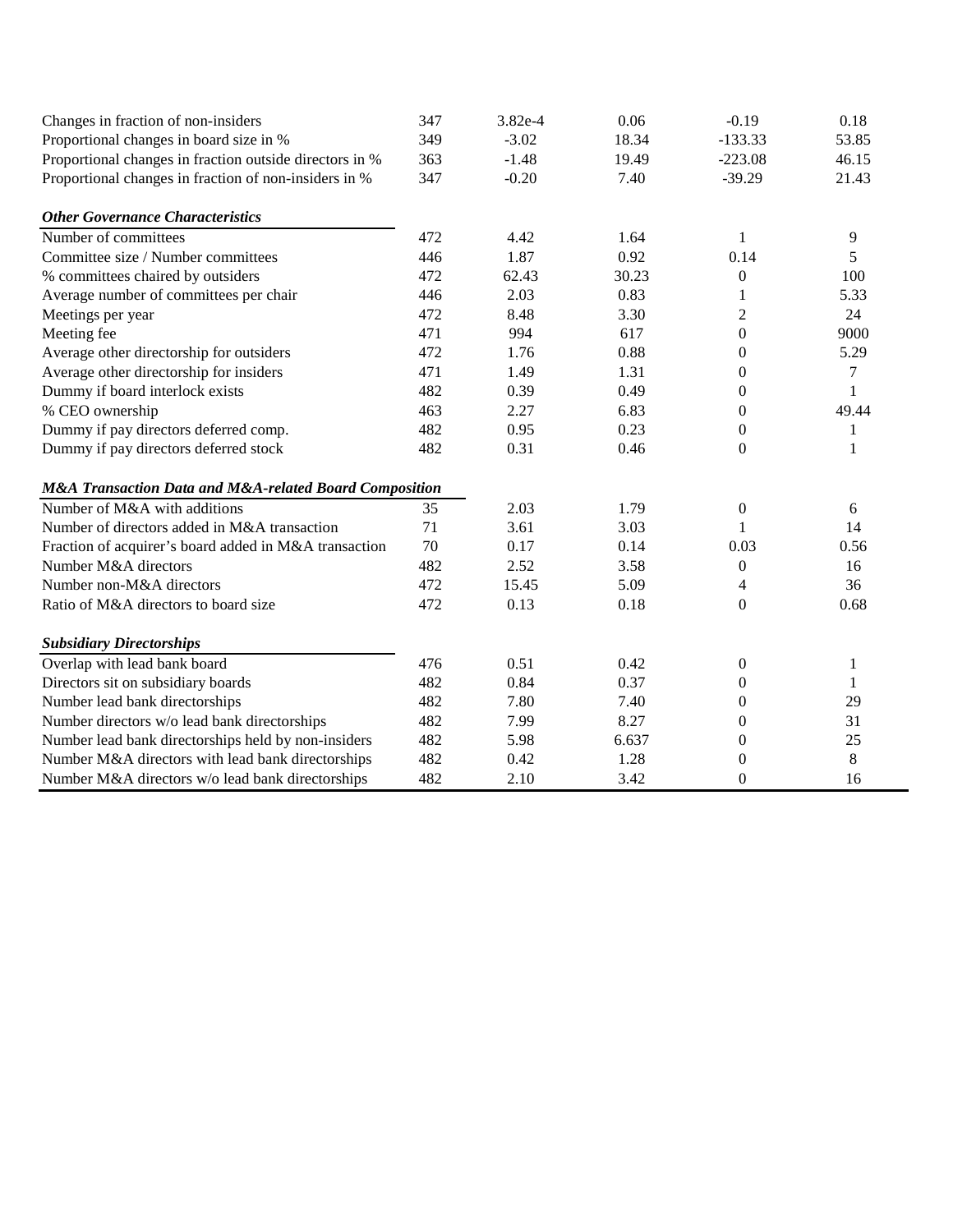| | | | | | |
|---|---|---|---|---|---|
| Changes in fraction of non-insiders | 347 | 3.82e-4 | 0.06 | -0.19 | 0.18 |
| Proportional changes in board size in % | 349 | -3.02 | 18.34 | -133.33 | 53.85 |
| Proportional changes in fraction outside directors in % | 363 | -1.48 | 19.49 | -223.08 | 46.15 |
| Proportional changes in fraction of non-insiders in % | 347 | -0.20 | 7.40 | -39.29 | 21.43 |
| ***Other Governance Characteristics*** | | | | | |
| Number of committees | 472 | 4.42 | 1.64 | 1 | 9 |
| Committee size / Number committees | 446 | 1.87 | 0.92 | 0.14 | 5 |
| % committees chaired by outsiders | 472 | 62.43 | 30.23 | 0 | 100 |
| Average number of committees per chair | 446 | 2.03 | 0.83 | 1 | 5.33 |
| Meetings per year | 472 | 8.48 | 3.30 | 2 | 24 |
| Meeting fee | 471 | 994 | 617 | 0 | 9000 |
| Average other directorship for outsiders | 472 | 1.76 | 0.88 | 0 | 5.29 |
| Average other directorship for insiders | 471 | 1.49 | 1.31 | 0 | 7 |
| Dummy if board interlock exists | 482 | 0.39 | 0.49 | 0 | 1 |
| % CEO ownership | 463 | 2.27 | 6.83 | 0 | 49.44 |
| Dummy if pay directors deferred comp. | 482 | 0.95 | 0.23 | 0 | 1 |
| Dummy if pay directors deferred stock | 482 | 0.31 | 0.46 | 0 | 1 |
| ***M&A Transaction Data and M&A-related Board Composition*** | | | | | |
| Number of M&A with additions | 35 | 2.03 | 1.79 | 0 | 6 |
| Number of directors added in M&A transaction | 71 | 3.61 | 3.03 | 1 | 14 |
| Fraction of acquirer's board added in M&A transaction | 70 | 0.17 | 0.14 | 0.03 | 0.56 |
| Number M&A directors | 482 | 2.52 | 3.58 | 0 | 16 |
| Number non-M&A directors | 472 | 15.45 | 5.09 | 4 | 36 |
| Ratio of M&A directors to board size | 472 | 0.13 | 0.18 | 0 | 0.68 |
| ***Subsidiary Directorships*** | | | | | |
| Overlap with lead bank board | 476 | 0.51 | 0.42 | 0 | 1 |
| Directors sit on subsidiary boards | 482 | 0.84 | 0.37 | 0 | 1 |
| Number lead bank directorships | 482 | 7.80 | 7.40 | 0 | 29 |
| Number directors w/o lead bank directorships | 482 | 7.99 | 8.27 | 0 | 31 |
| Number lead bank directorships held by non-insiders | 482 | 5.98 | 6.637 | 0 | 25 |
| Number M&A directors with lead bank directorships | 482 | 0.42 | 1.28 | 0 | 8 |
| Number M&A directors w/o lead bank directorships | 482 | 2.10 | 3.42 | 0 | 16 |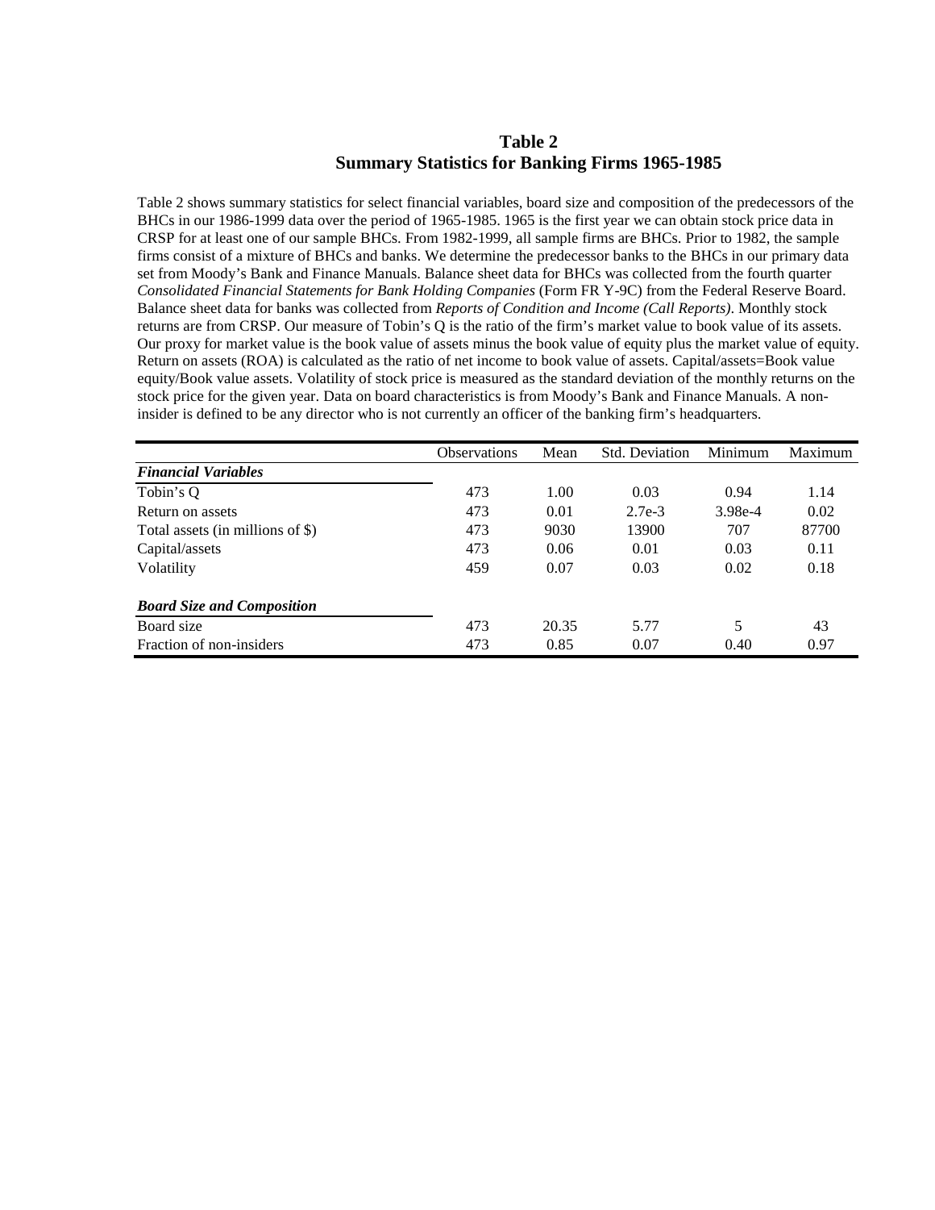# Table 2
## Summary Statistics for Banking Firms 1965-1985

Table 2 shows summary statistics for select financial variables, board size and composition of the predecessors of the BHCs in our 1986-1999 data over the period of 1965-1985. 1965 is the first year we can obtain stock price data in CRSP for at least one of our sample BHCs. From 1982-1999, all sample firms are BHCs. Prior to 1982, the sample firms consist of a mixture of BHCs and banks. We determine the predecessor banks to the BHCs in our primary data set from Moody's Bank and Finance Manuals. Balance sheet data for BHCs was collected from the fourth quarter *Consolidated Financial Statements for Bank Holding Companies* (Form FR Y-9C) from the Federal Reserve Board. Balance sheet data for banks was collected from *Reports of Condition and Income (Call Reports)*. Monthly stock returns are from CRSP. Our measure of Tobin's Q is the ratio of the firm's market value to book value of its assets. Our proxy for market value is the book value of assets minus the book value of equity plus the market value of equity. Return on assets (ROA) is calculated as the ratio of net income to book value of assets. Capital/assets=Book value equity/Book value assets. Volatility of stock price is measured as the standard deviation of the monthly returns on the stock price for the given year. Data on board characteristics is from Moody's Bank and Finance Manuals. A non-insider is defined to be any director who is not currently an officer of the banking firm's headquarters.

| | Observations | Mean | Std. Deviation | Minimum | Maximum |
|---|---|---|---|---|---|
| ***Financial Variables*** | | | | | |
| Tobin's Q | 473 | 1.00 | 0.03 | 0.94 | 1.14 |
| Return on assets | 473 | 0.01 | 2.7e-3 | 3.98e-4 | 0.02 |
| Total assets (in millions of $) | 473 | 9030 | 13900 | 707 | 87700 |
| Capital/assets | 473 | 0.06 | 0.01 | 0.03 | 0.11 |
| Volatility | 459 | 0.07 | 0.03 | 0.02 | 0.18 |
| ***Board Size and Composition*** | | | | | |
| Board size | 473 | 20.35 | 5.77 | 5 | 43 |
| Fraction of non-insiders | 473 | 0.85 | 0.07 | 0.40 | 0.97 |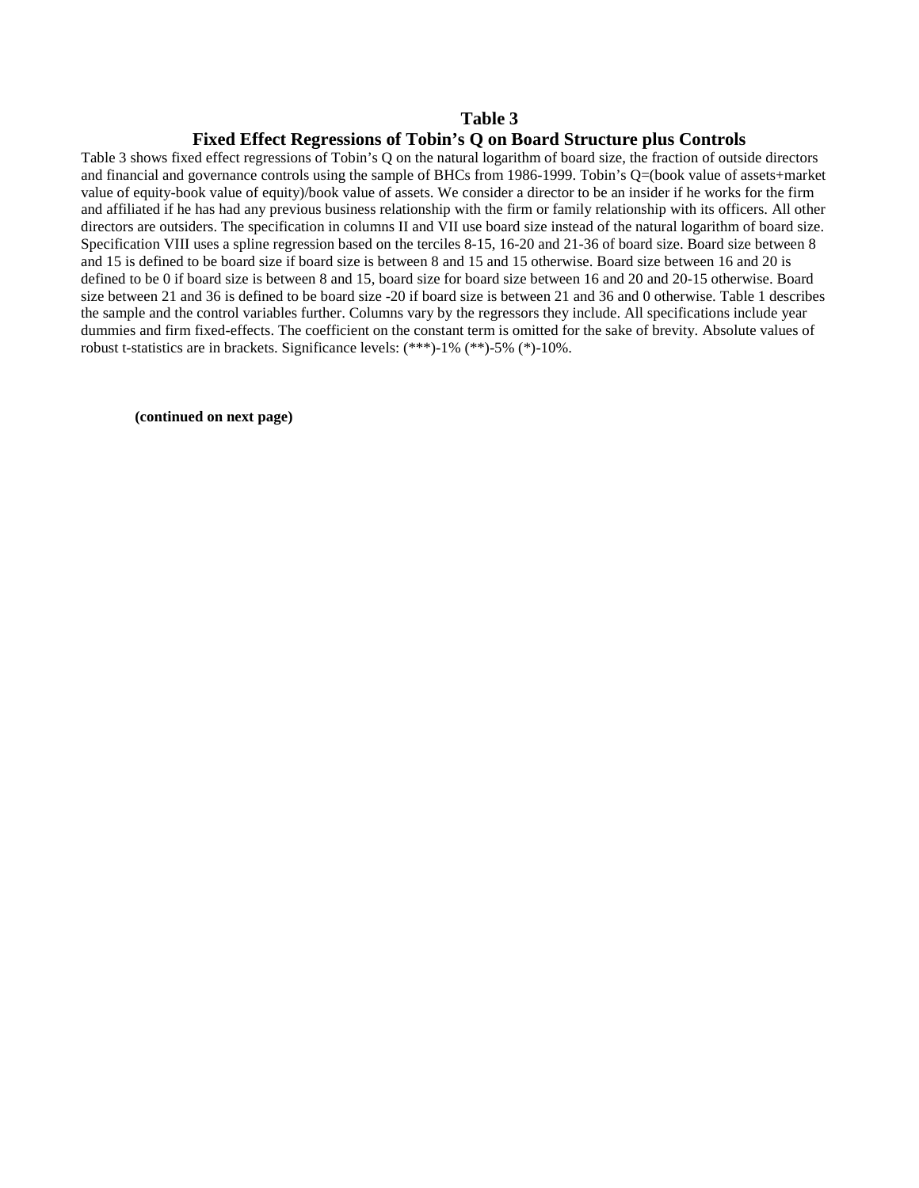# Table 3

## Fixed Effect Regressions of Tobin's Q on Board Structure plus Controls

Table 3 shows fixed effect regressions of Tobin's Q on the natural logarithm of board size, the fraction of outside directors and financial and governance controls using the sample of BHCs from 1986-1999. Tobin's Q=(book value of assets+market value of equity-book value of equity)/book value of assets. We consider a director to be an insider if he works for the firm and affiliated if he has had any previous business relationship with the firm or family relationship with its officers. All other directors are outsiders. The specification in columns II and VII use board size instead of the natural logarithm of board size. Specification VIII uses a spline regression based on the terciles 8-15, 16-20 and 21-36 of board size. Board size between 8 and 15 is defined to be board size if board size is between 8 and 15 and 15 otherwise. Board size between 16 and 20 is defined to be 0 if board size is between 8 and 15, board size for board size between 16 and 20 and 20-15 otherwise. Board size between 21 and 36 is defined to be board size -20 if board size is between 21 and 36 and 0 otherwise. Table 1 describes the sample and the control variables further. Columns vary by the regressors they include. All specifications include year dummies and firm fixed-effects. The coefficient on the constant term is omitted for the sake of brevity. Absolute values of robust t-statistics are in brackets. Significance levels: (***)-1% (**)-5% (*)-10%.

**(continued on next page)**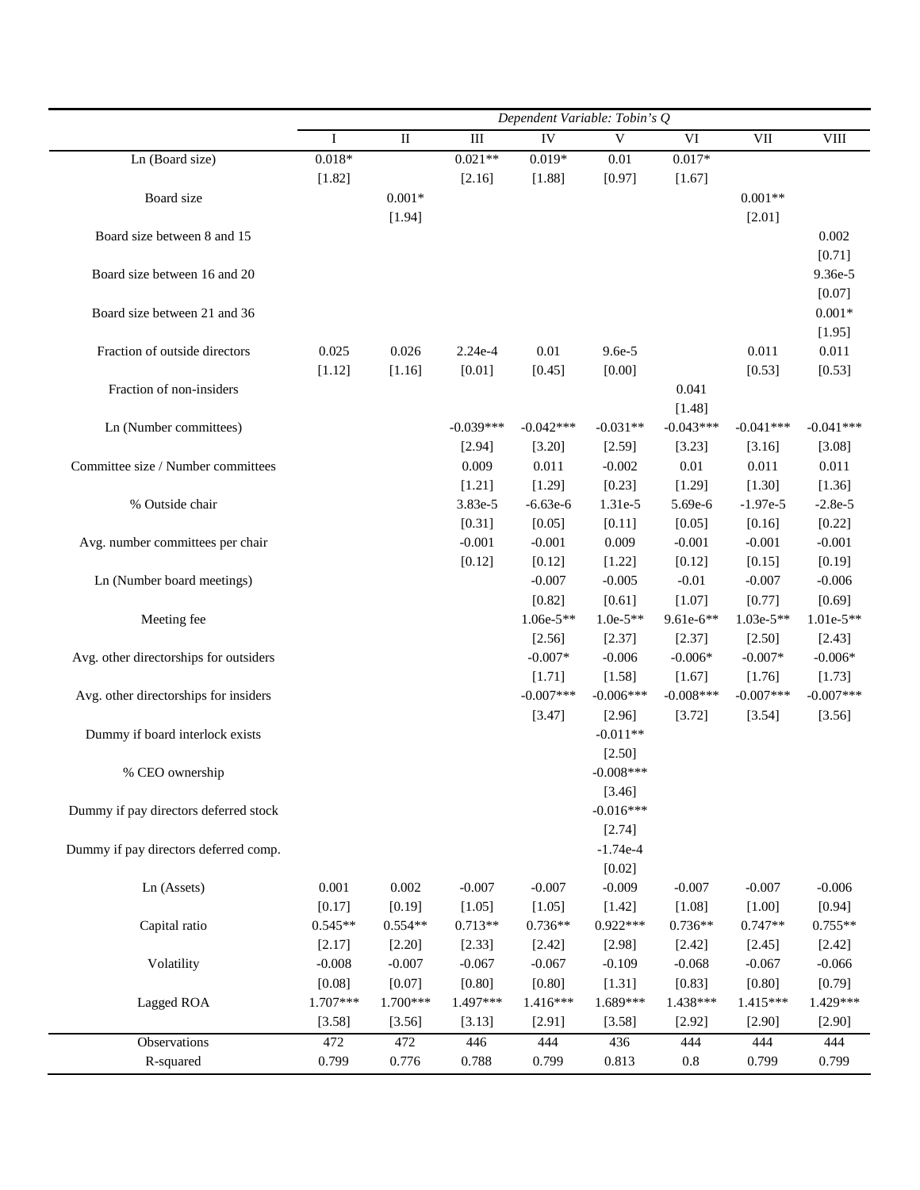| | Dependent Variable: Tobin's Q | | | | | | | |
|---|---|---|---|---|---|---|---|---|
| | I | II | III | IV | V | VI | VII | VIII |
| Ln (Board size) | 0.018* | | 0.021** | 0.019* | 0.01 | 0.017* | | |
| | [1.82] | | [2.16] | [1.88] | [0.97] | [1.67] | | |
| Board size | | 0.001* | | | | | 0.001** | |
| | | [1.94] | | | | | [2.01] | |
| Board size between 8 and 15 | | | | | | | | 0.002 |
| | | | | | | | | [0.71] |
| Board size between 16 and 20 | | | | | | | | 9.36e-5 |
| | | | | | | | | [0.07] |
| Board size between 21 and 36 | | | | | | | | 0.001* |
| | | | | | | | | [1.95] |
| Fraction of outside directors | 0.025 | 0.026 | 2.24e-4 | 0.01 | 9.6e-5 | | 0.011 | 0.011 |
| | [1.12] | [1.16] | [0.01] | [0.45] | [0.00] | | [0.53] | [0.53] |
| Fraction of non-insiders | | | | | | 0.041 | | |
| | | | | | | [1.48] | | |
| Ln (Number committees) | | | -0.039*** | -0.042*** | -0.031** | -0.043*** | -0.041*** | -0.041*** |
| | | | [2.94] | [3.20] | [2.59] | [3.23] | [3.16] | [3.08] |
| Committee size / Number committees | | | 0.009 | 0.011 | -0.002 | 0.01 | 0.011 | 0.011 |
| | | | [1.21] | [1.29] | [0.23] | [1.29] | [1.30] | [1.36] |
| % Outside chair | | | 3.83e-5 | -6.63e-6 | 1.31e-5 | 5.69e-6 | -1.97e-5 | -2.8e-5 |
| | | | [0.31] | [0.05] | [0.11] | [0.05] | [0.16] | [0.22] |
| Avg. number committees per chair | | | -0.001 | -0.001 | 0.009 | -0.001 | -0.001 | -0.001 |
| | | | [0.12] | [0.12] | [1.22] | [0.12] | [0.15] | [0.19] |
| Ln (Number board meetings) | | | | -0.007 | -0.005 | -0.01 | -0.007 | -0.006 |
| | | | | [0.82] | [0.61] | [1.07] | [0.77] | [0.69] |
| Meeting fee | | | | 1.06e-5** | 1.0e-5** | 9.61e-6** | 1.03e-5** | 1.01e-5** |
| | | | | [2.56] | [2.37] | [2.37] | [2.50] | [2.43] |
| Avg. other directorships for outsiders | | | | -0.007* | -0.006 | -0.006* | -0.007* | -0.006* |
| | | | | [1.71] | [1.58] | [1.67] | [1.76] | [1.73] |
| Avg. other directorships for insiders | | | | -0.007*** | -0.006*** | -0.008*** | -0.007*** | -0.007*** |
| | | | | [3.47] | [2.96] | [3.72] | [3.54] | [3.56] |
| Dummy if board interlock exists | | | | | -0.011** | | | |
| | | | | | [2.50] | | | |
| % CEO ownership | | | | | -0.008*** | | | |
| | | | | | [3.46] | | | |
| Dummy if pay directors deferred stock | | | | | -0.016*** | | | |
| | | | | | [2.74] | | | |
| Dummy if pay directors deferred comp. | | | | | -1.74e-4 | | | |
| | | | | | [0.02] | | | |
| Ln (Assets) | 0.001 | 0.002 | -0.007 | -0.007 | -0.009 | -0.007 | -0.007 | -0.006 |
| | [0.17] | [0.19] | [1.05] | [1.05] | [1.42] | [1.08] | [1.00] | [0.94] |
| Capital ratio | 0.545** | 0.554** | 0.713** | 0.736** | 0.922*** | 0.736** | 0.747** | 0.755** |
| | [2.17] | [2.20] | [2.33] | [2.42] | [2.98] | [2.42] | [2.45] | [2.42] |
| Volatility | -0.008 | -0.007 | -0.067 | -0.067 | -0.109 | -0.068 | -0.067 | -0.066 |
| | [0.08] | [0.07] | [0.80] | [0.80] | [1.31] | [0.83] | [0.80] | [0.79] |
| Lagged ROA | 1.707*** | 1.700*** | 1.497*** | 1.416*** | 1.689*** | 1.438*** | 1.415*** | 1.429*** |
| | [3.58] | [3.56] | [3.13] | [2.91] | [3.58] | [2.92] | [2.90] | [2.90] |
| Observations | 472 | 472 | 446 | 444 | 436 | 444 | 444 | 444 |
| R-squared | 0.799 | 0.776 | 0.788 | 0.799 | 0.813 | 0.8 | 0.799 | 0.799 |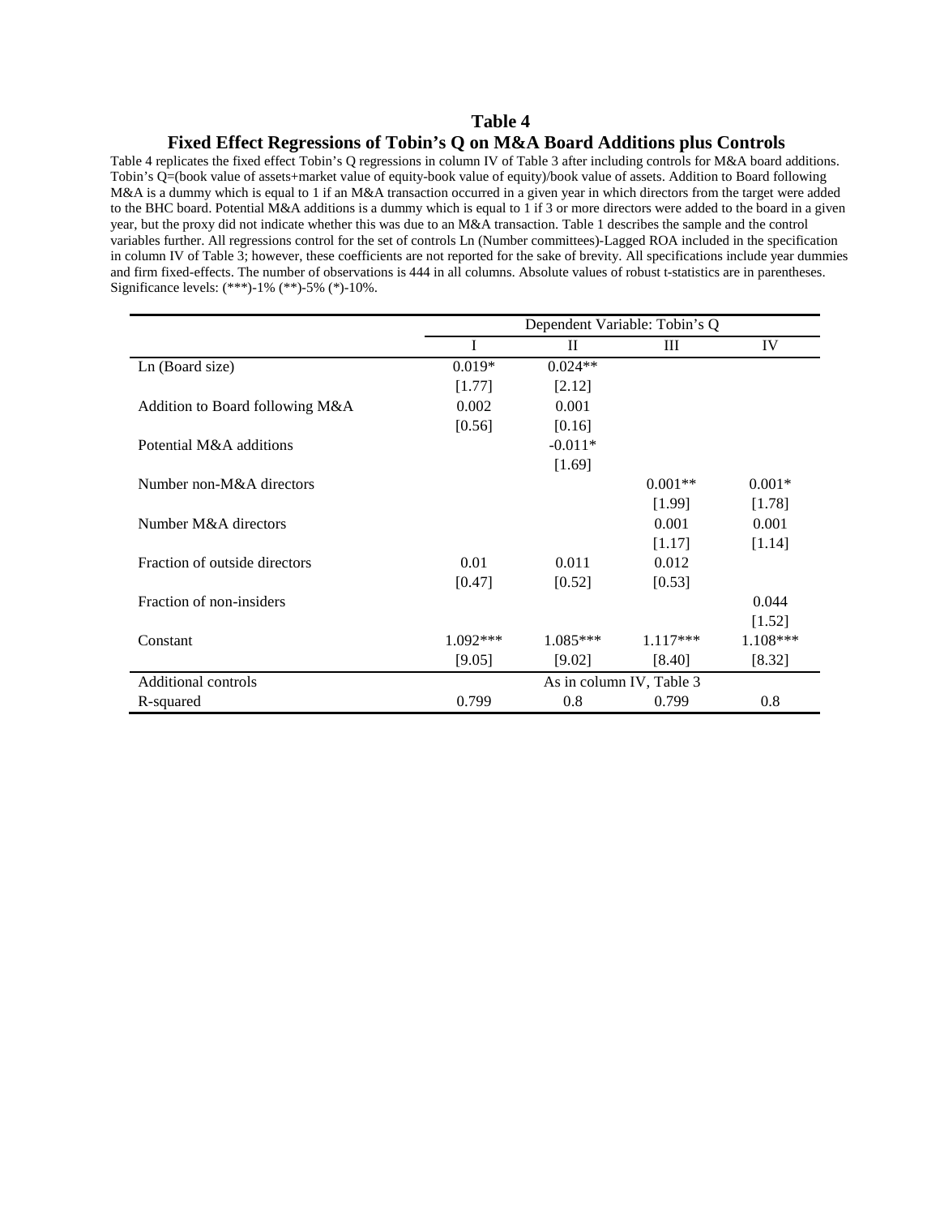## Table 4

### Fixed Effect Regressions of Tobin's Q on M&A Board Additions plus Controls

Table 4 replicates the fixed effect Tobin's Q regressions in column IV of Table 3 after including controls for M&A board additions. Tobin's Q=(book value of assets+market value of equity-book value of equity)/book value of assets. Addition to Board following M&A is a dummy which is equal to 1 if an M&A transaction occurred in a given year in which directors from the target were added to the BHC board. Potential M&A additions is a dummy which is equal to 1 if 3 or more directors were added to the board in a given year, but the proxy did not indicate whether this was due to an M&A transaction. Table 1 describes the sample and the control variables further. All regressions control for the set of controls Ln (Number committees)-Lagged ROA included in the specification in column IV of Table 3; however, these coefficients are not reported for the sake of brevity. All specifications include year dummies and firm fixed-effects. The number of observations is 444 in all columns. Absolute values of robust t-statistics are in parentheses. Significance levels: (***)-1% (**)-5% (*)-10%.

| | Dependent Variable: Tobin's Q | | | |
|---|---|---|---|---|
| | I | II | III | IV |
| Ln (Board size) | 0.019* | 0.024** | | |
| | [1.77] | [2.12] | | |
| Addition to Board following M&A | 0.002 | 0.001 | | |
| | [0.56] | [0.16] | | |
| Potential M&A additions | | -0.011* | | |
| | | [1.69] | | |
| Number non-M&A directors | | | 0.001** | 0.001* |
| | | | [1.99] | [1.78] |
| Number M&A directors | | | 0.001 | 0.001 |
| | | | [1.17] | [1.14] |
| Fraction of outside directors | 0.01 | 0.011 | 0.012 | |
| | [0.47] | [0.52] | [0.53] | |
| Fraction of non-insiders | | | | 0.044 |
| | | | | [1.52] |
| Constant | 1.092*** | 1.085*** | 1.117*** | 1.108*** |
| | [9.05] | [9.02] | [8.40] | [8.32] |
| Additional controls | As in column IV, Table 3 | | | |
| R-squared | 0.799 | 0.8 | 0.799 | 0.8 |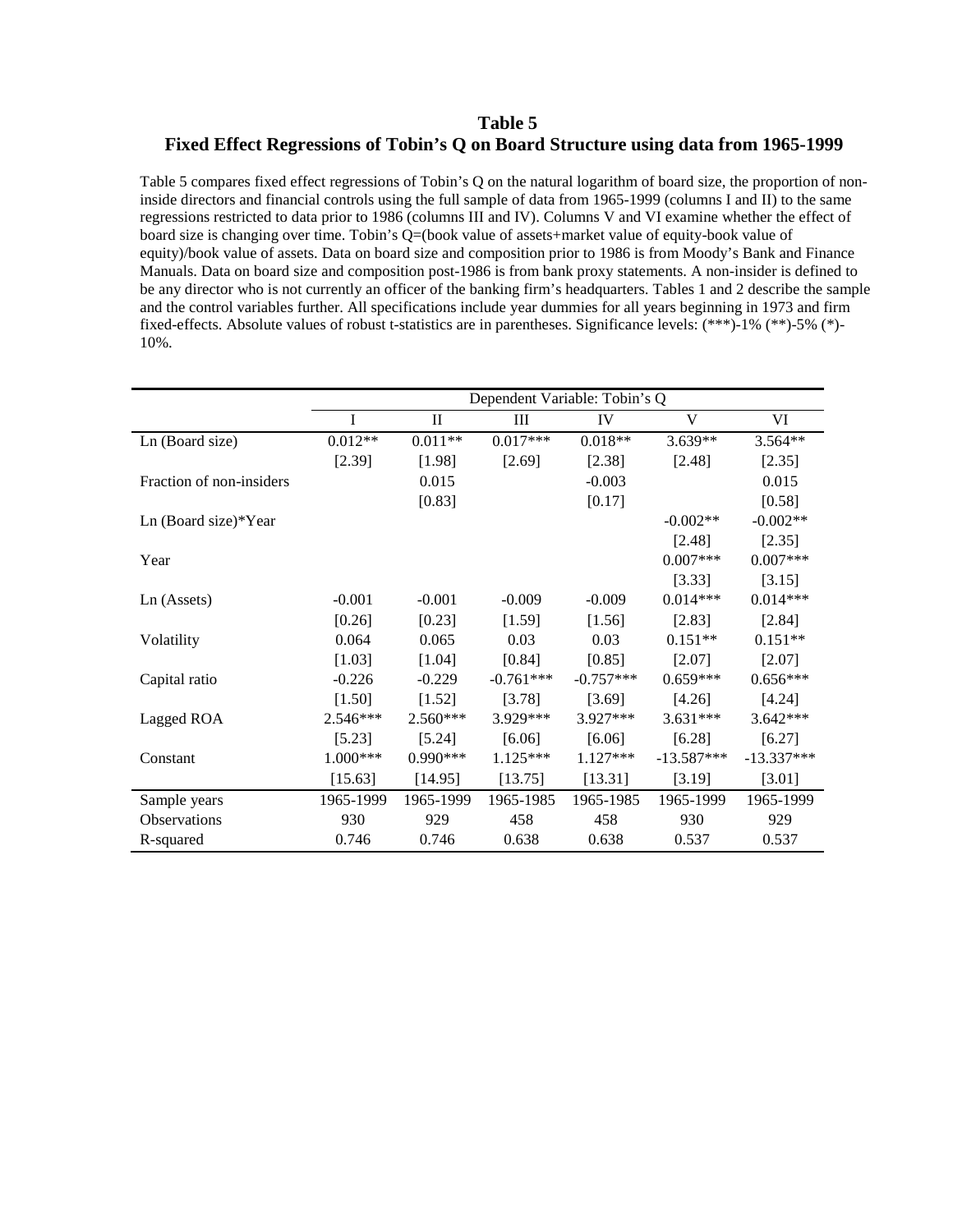## Table 5
## Fixed Effect Regressions of Tobin's Q on Board Structure using data from 1965-1999

Table 5 compares fixed effect regressions of Tobin's Q on the natural logarithm of board size, the proportion of non-inside directors and financial controls using the full sample of data from 1965-1999 (columns I and II) to the same regressions restricted to data prior to 1986 (columns III and IV). Columns V and VI examine whether the effect of board size is changing over time. Tobin's Q=(book value of assets+market value of equity-book value of equity)/book value of assets. Data on board size and composition prior to 1986 is from Moody's Bank and Finance Manuals. Data on board size and composition post-1986 is from bank proxy statements. A non-insider is defined to be any director who is not currently an officer of the banking firm's headquarters. Tables 1 and 2 describe the sample and the control variables further. All specifications include year dummies for all years beginning in 1973 and firm fixed-effects. Absolute values of robust t-statistics are in parentheses. Significance levels: (***)-1% (**)-5% (*)-10%.

| | Dependent Variable: Tobin's Q | | | | | |
|---|---|---|---|---|---|---|
| | I | II | III | IV | V | VI |
| Ln (Board size) | 0.012** | 0.011** | 0.017*** | 0.018** | 3.639** | 3.564** |
| | [2.39] | [1.98] | [2.69] | [2.38] | [2.48] | [2.35] |
| Fraction of non-insiders | | 0.015 | | -0.003 | | 0.015 |
| | | [0.83] | | [0.17] | | [0.58] |
| Ln (Board size)*Year | | | | | -0.002** | -0.002** |
| | | | | | [2.48] | [2.35] |
| Year | | | | | 0.007*** | 0.007*** |
| | | | | | [3.33] | [3.15] |
| Ln (Assets) | -0.001 | -0.001 | -0.009 | -0.009 | 0.014*** | 0.014*** |
| | [0.26] | [0.23] | [1.59] | [1.56] | [2.83] | [2.84] |
| Volatility | 0.064 | 0.065 | 0.03 | 0.03 | 0.151** | 0.151** |
| | [1.03] | [1.04] | [0.84] | [0.85] | [2.07] | [2.07] |
| Capital ratio | -0.226 | -0.229 | -0.761*** | -0.757*** | 0.659*** | 0.656*** |
| | [1.50] | [1.52] | [3.78] | [3.69] | [4.26] | [4.24] |
| Lagged ROA | 2.546*** | 2.560*** | 3.929*** | 3.927*** | 3.631*** | 3.642*** |
| | [5.23] | [5.24] | [6.06] | [6.06] | [6.28] | [6.27] |
| Constant | 1.000*** | 0.990*** | 1.125*** | 1.127*** | -13.587*** | -13.337*** |
| | [15.63] | [14.95] | [13.75] | [13.31] | [3.19] | [3.01] |
| Sample years | 1965-1999 | 1965-1999 | 1965-1985 | 1965-1985 | 1965-1999 | 1965-1999 |
| Observations | 930 | 929 | 458 | 458 | 930 | 929 |
| R-squared | 0.746 | 0.746 | 0.638 | 0.638 | 0.537 | 0.537 |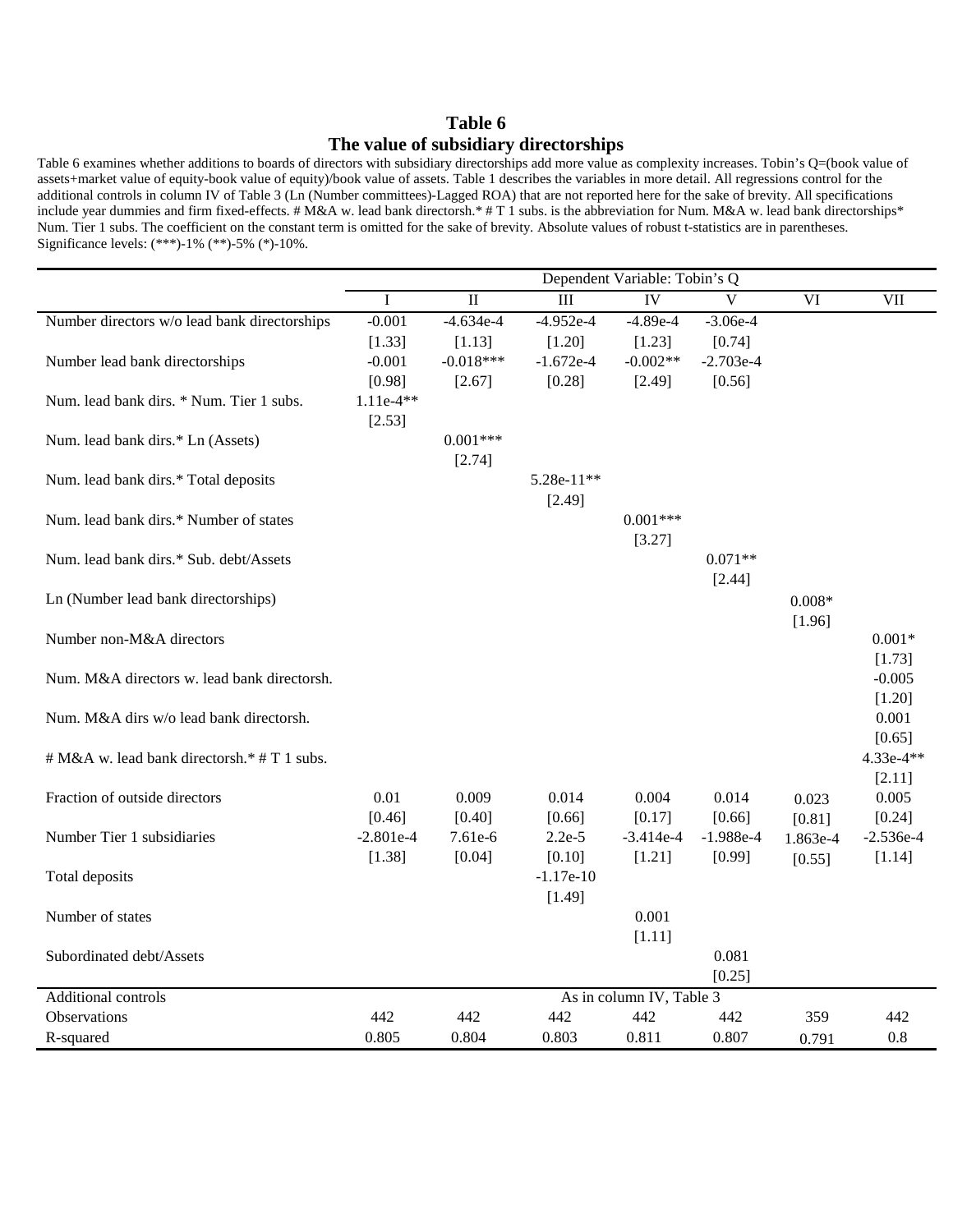# Table 6
## The value of subsidiary directorships

Table 6 examines whether additions to boards of directors with subsidiary directorships add more value as complexity increases. Tobin's Q=(book value of assets+market value of equity-book value of equity)/book value of assets. Table 1 describes the variables in more detail. All regressions control for the additional controls in column IV of Table 3 (Ln (Number committees)-Lagged ROA) that are not reported here for the sake of brevity. All specifications include year dummies and firm fixed-effects. # M&A w. lead bank directorsh.* # T 1 subs. is the abbreviation for Num. M&A w. lead bank directorships* Num. Tier 1 subs. The coefficient on the constant term is omitted for the sake of brevity. Absolute values of robust t-statistics are in parentheses. Significance levels: (***)-1% (**)-5% (*)-10%.

| | Dependent Variable: Tobin's Q | | | | | | |
|---|---|---|---|---|---|---|---|
| | I | II | III | IV | V | VI | VII |
| Number directors w/o lead bank directorships | -0.001 | -4.634e-4 | -4.952e-4 | -4.89e-4 | -3.06e-4 | | |
| | [1.33] | [1.13] | [1.20] | [1.23] | [0.74] | | |
| Number lead bank directorships | -0.001 | -0.018*** | -1.672e-4 | -0.002** | -2.703e-4 | | |
| | [0.98] | [2.67] | [0.28] | [2.49] | [0.56] | | |
| Num. lead bank dirs. * Num. Tier 1 subs. | 1.11e-4** | | | | | | |
| | [2.53] | | | | | | |
| Num. lead bank dirs.* Ln (Assets) | | 0.001*** | | | | | |
| | | [2.74] | | | | | |
| Num. lead bank dirs.* Total deposits | | | 5.28e-11** | | | | |
| | | | [2.49] | | | | |
| Num. lead bank dirs.* Number of states | | | | 0.001*** | | | |
| | | | | [3.27] | | | |
| Num. lead bank dirs.* Sub. debt/Assets | | | | | 0.071** | | |
| | | | | | [2.44] | | |
| Ln (Number lead bank directorships) | | | | | | 0.008* | |
| | | | | | | [1.96] | |
| Number non-M&A directors | | | | | | | 0.001* |
| | | | | | | | [1.73] |
| Num. M&A directors w. lead bank directorsh. | | | | | | | -0.005 |
| | | | | | | | [1.20] |
| Num. M&A dirs w/o lead bank directorsh. | | | | | | | 0.001 |
| | | | | | | | [0.65] |
| # M&A w. lead bank directorsh.* # T 1 subs. | | | | | | | 4.33e-4** |
| | | | | | | | [2.11] |
| Fraction of outside directors | 0.01 | 0.009 | 0.014 | 0.004 | 0.014 | 0.023 | 0.005 |
| | [0.46] | [0.40] | [0.66] | [0.17] | [0.66] | [0.81] | [0.24] |
| Number Tier 1 subsidiaries | -2.801e-4 | 7.61e-6 | 2.2e-5 | -3.414e-4 | -1.988e-4 | 1.863e-4 | -2.536e-4 |
| | [1.38] | [0.04] | [0.10] | [1.21] | [0.99] | [0.55] | [1.14] |
| Total deposits | | | -1.17e-10 | | | | |
| | | | [1.49] | | | | |
| Number of states | | | | 0.001 | | | |
| | | | | [1.11] | | | |
| Subordinated debt/Assets | | | | | 0.081 | | |
| | | | | | [0.25] | | |
| Additional controls | As in column IV, Table 3 | | | | | | |
| Observations | 442 | 442 | 442 | 442 | 442 | 359 | 442 |
| R-squared | 0.805 | 0.804 | 0.803 | 0.811 | 0.807 | 0.791 | 0.8 |